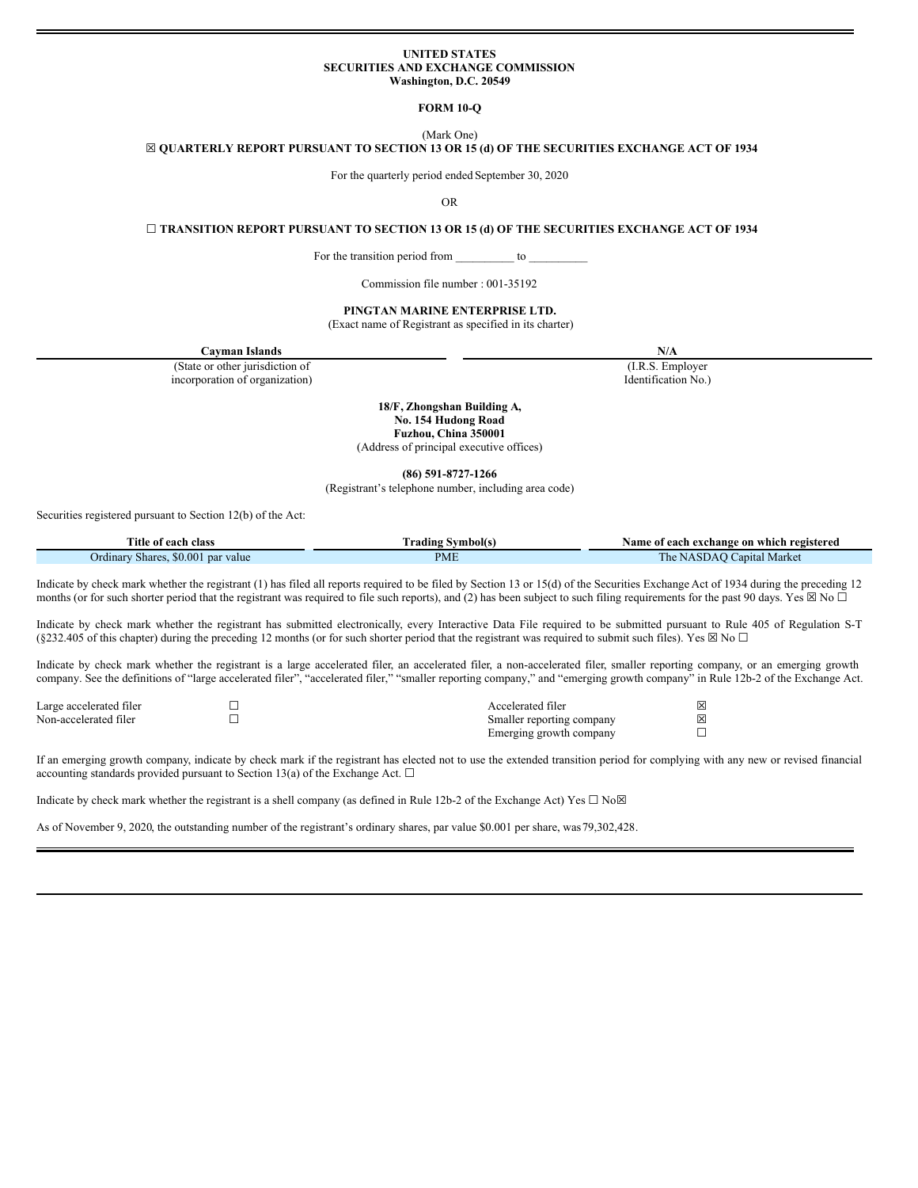**UNITED STATES**
**SECURITIES AND EXCHANGE COMMISSION**
**Washington, D.C. 20549**

**FORM 10-Q**

(Mark One)

**☒ QUARTERLY REPORT PURSUANT TO SECTION 13 OR 15 (d) OF THE SECURITIES EXCHANGE ACT OF 1934**

For the quarterly period ended September 30, 2020

OR

**☐ TRANSITION REPORT PURSUANT TO SECTION 13 OR 15 (d) OF THE SECURITIES EXCHANGE ACT OF 1934**

For the transition period from __________ to __________

Commission file number : 001-35192

**PINGTAN MARINE ENTERPRISE LTD.**

(Exact name of Registrant as specified in its charter)

| **Cayman Islands** | **N/A** |
|---|---|
| (State or other jurisdiction of incorporation of organization) | (I.R.S. Employer Identification No.) |

**18/F, Zhongshan Building A,**
**No. 154 Hudong Road**
**Fuzhou, China 350001**
(Address of principal executive offices)

**(86) 591-8727-1266**
(Registrant's telephone number, including area code)

Securities registered pursuant to Section 12(b) of the Act:

| Title of each class | Trading Symbol(s) | Name of each exchange on which registered |
|---|---|---|
| Ordinary Shares, $0.001 par value | PME | The NASDAQ Capital Market |

Indicate by check mark whether the registrant (1) has filed all reports required to be filed by Section 13 or 15(d) of the Securities Exchange Act of 1934 during the preceding 12 months (or for such shorter period that the registrant was required to file such reports), and (2) has been subject to such filing requirements for the past 90 days. Yes ☒ No ☐

Indicate by check mark whether the registrant has submitted electronically, every Interactive Data File required to be submitted pursuant to Rule 405 of Regulation S-T (§232.405 of this chapter) during the preceding 12 months (or for such shorter period that the registrant was required to submit such files). Yes ☒ No ☐

Indicate by check mark whether the registrant is a large accelerated filer, an accelerated filer, a non-accelerated filer, smaller reporting company, or an emerging growth company. See the definitions of "large accelerated filer", "accelerated filer," "smaller reporting company," and "emerging growth company" in Rule 12b-2 of the Exchange Act.

| | | | |
|---|---|---|---|
| Large accelerated filer | ☐ | Accelerated filer | ☒ |
| Non-accelerated filer | ☐ | Smaller reporting company | ☒ |
| | | Emerging growth company | ☐ |

If an emerging growth company, indicate by check mark if the registrant has elected not to use the extended transition period for complying with any new or revised financial accounting standards provided pursuant to Section 13(a) of the Exchange Act. ☐

Indicate by check mark whether the registrant is a shell company (as defined in Rule 12b-2 of the Exchange Act) Yes ☐ No☒

As of November 9, 2020, the outstanding number of the registrant's ordinary shares, par value $0.001 per share, was 79,302,428.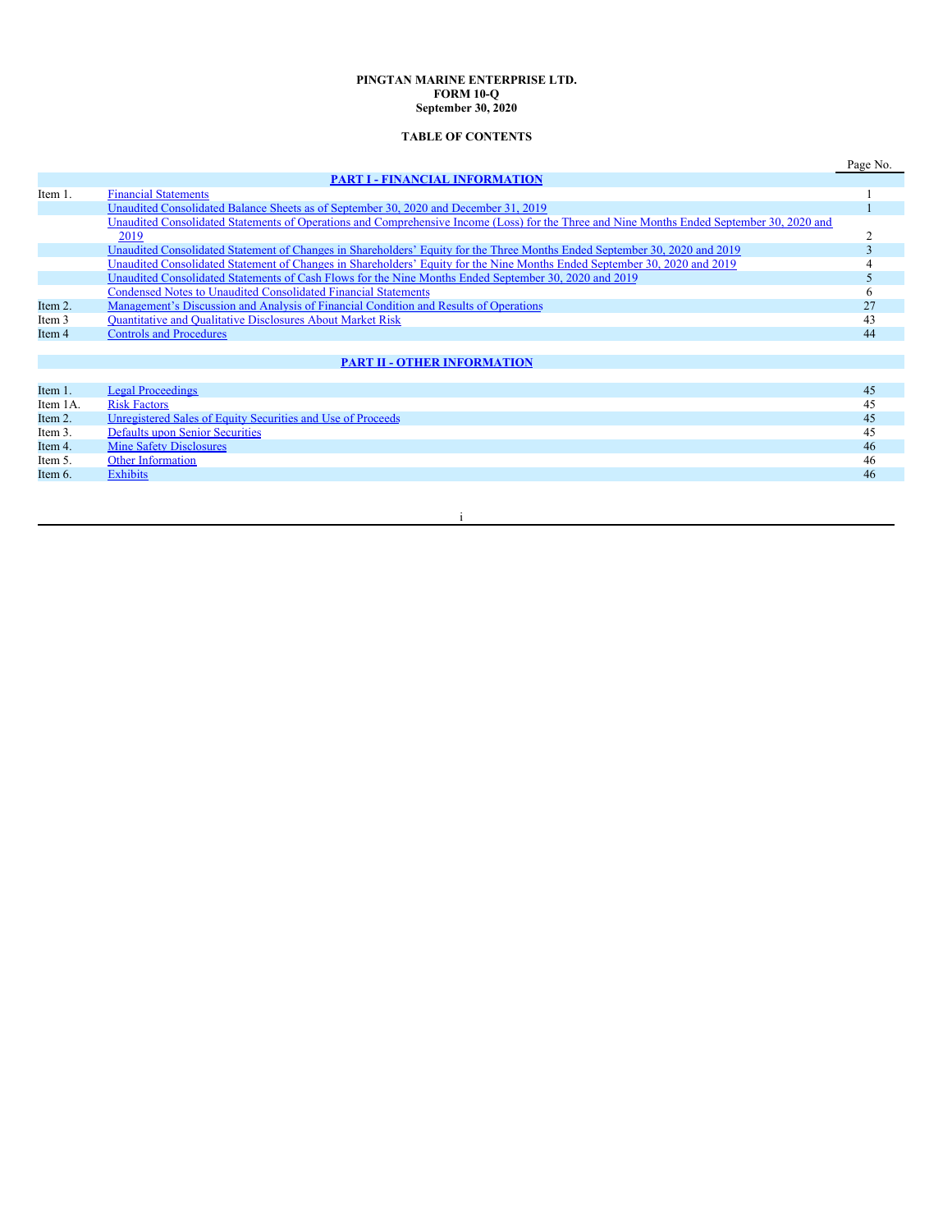**PINGTAN MARINE ENTERPRISE LTD.**
**FORM 10-Q**
**September 30, 2020**

**TABLE OF CONTENTS**

| | | Page No. |
|---|---|---|
| | **PART I - FINANCIAL INFORMATION** | |
| Item 1. | Financial Statements | 1 |
| | Unaudited Consolidated Balance Sheets as of September 30, 2020 and December 31, 2019 | 1 |
| | Unaudited Consolidated Statements of Operations and Comprehensive Income (Loss) for the Three and Nine Months Ended September 30, 2020 and 2019 | 2 |
| | Unaudited Consolidated Statement of Changes in Shareholders' Equity for the Three Months Ended September 30, 2020 and 2019 | 3 |
| | Unaudited Consolidated Statement of Changes in Shareholders' Equity for the Nine Months Ended September 30, 2020 and 2019 | 4 |
| | Unaudited Consolidated Statements of Cash Flows for the Nine Months Ended September 30, 2020 and 2019 | 5 |
| | Condensed Notes to Unaudited Consolidated Financial Statements | 6 |
| Item 2. | Management's Discussion and Analysis of Financial Condition and Results of Operations | 27 |
| Item 3 | Quantitative and Qualitative Disclosures About Market Risk | 43 |
| Item 4 | Controls and Procedures | 44 |
| | **PART II - OTHER INFORMATION** | |
| Item 1. | Legal Proceedings | 45 |
| Item 1A. | Risk Factors | 45 |
| Item 2. | Unregistered Sales of Equity Securities and Use of Proceeds | 45 |
| Item 3. | Defaults upon Senior Securities | 45 |
| Item 4. | Mine Safety Disclosures | 46 |
| Item 5. | Other Information | 46 |
| Item 6. | Exhibits | 46 |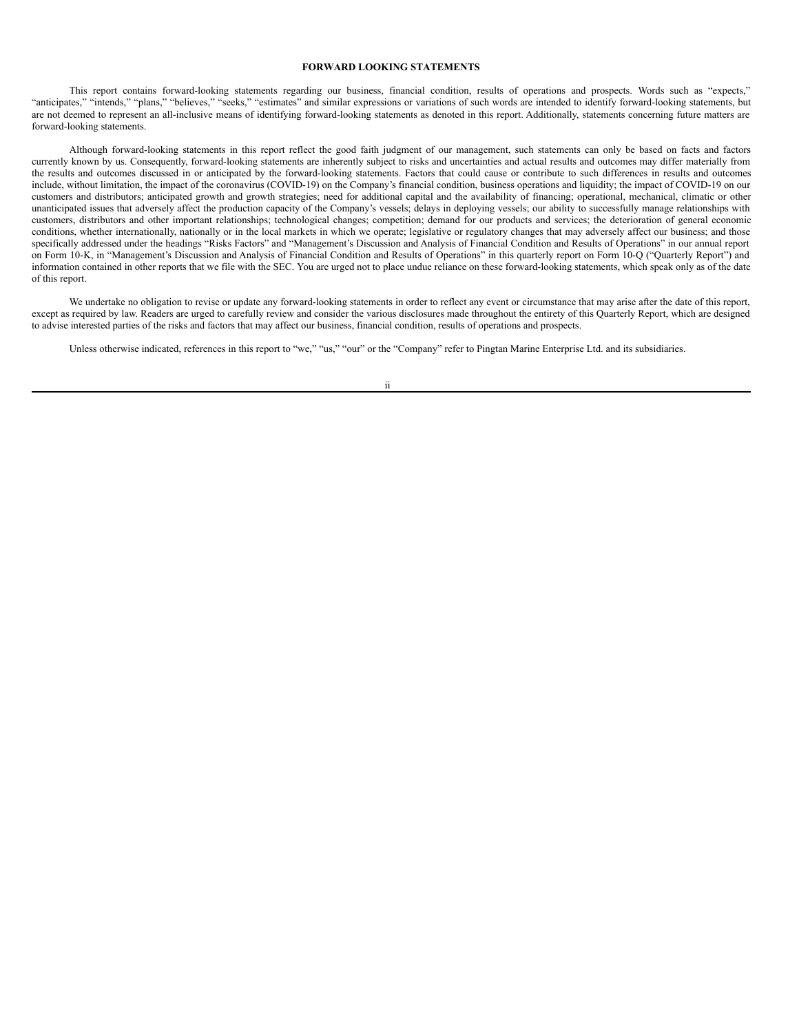# FORWARD LOOKING STATEMENTS

This report contains forward-looking statements regarding our business, financial condition, results of operations and prospects. Words such as "expects," "anticipates," "intends," "plans," "believes," "seeks," "estimates" and similar expressions or variations of such words are intended to identify forward-looking statements, but are not deemed to represent an all-inclusive means of identifying forward-looking statements as denoted in this report. Additionally, statements concerning future matters are forward-looking statements.

Although forward-looking statements in this report reflect the good faith judgment of our management, such statements can only be based on facts and factors currently known by us. Consequently, forward-looking statements are inherently subject to risks and uncertainties and actual results and outcomes may differ materially from the results and outcomes discussed in or anticipated by the forward-looking statements. Factors that could cause or contribute to such differences in results and outcomes include, without limitation, the impact of the coronavirus (COVID-19) on the Company's financial condition, business operations and liquidity; the impact of COVID-19 on our customers and distributors; anticipated growth and growth strategies; need for additional capital and the availability of financing; operational, mechanical, climatic or other unanticipated issues that adversely affect the production capacity of the Company's vessels; delays in deploying vessels; our ability to successfully manage relationships with customers, distributors and other important relationships; technological changes; competition; demand for our products and services; the deterioration of general economic conditions, whether internationally, nationally or in the local markets in which we operate; legislative or regulatory changes that may adversely affect our business; and those specifically addressed under the headings "Risks Factors" and "Management's Discussion and Analysis of Financial Condition and Results of Operations" in our annual report on Form 10-K, in "Management's Discussion and Analysis of Financial Condition and Results of Operations" in this quarterly report on Form 10-Q ("Quarterly Report") and information contained in other reports that we file with the SEC. You are urged not to place undue reliance on these forward-looking statements, which speak only as of the date of this report.

We undertake no obligation to revise or update any forward-looking statements in order to reflect any event or circumstance that may arise after the date of this report, except as required by law. Readers are urged to carefully review and consider the various disclosures made throughout the entirety of this Quarterly Report, which are designed to advise interested parties of the risks and factors that may affect our business, financial condition, results of operations and prospects.

Unless otherwise indicated, references in this report to "we," "us," "our" or the "Company" refer to Pingtan Marine Enterprise Ltd. and its subsidiaries.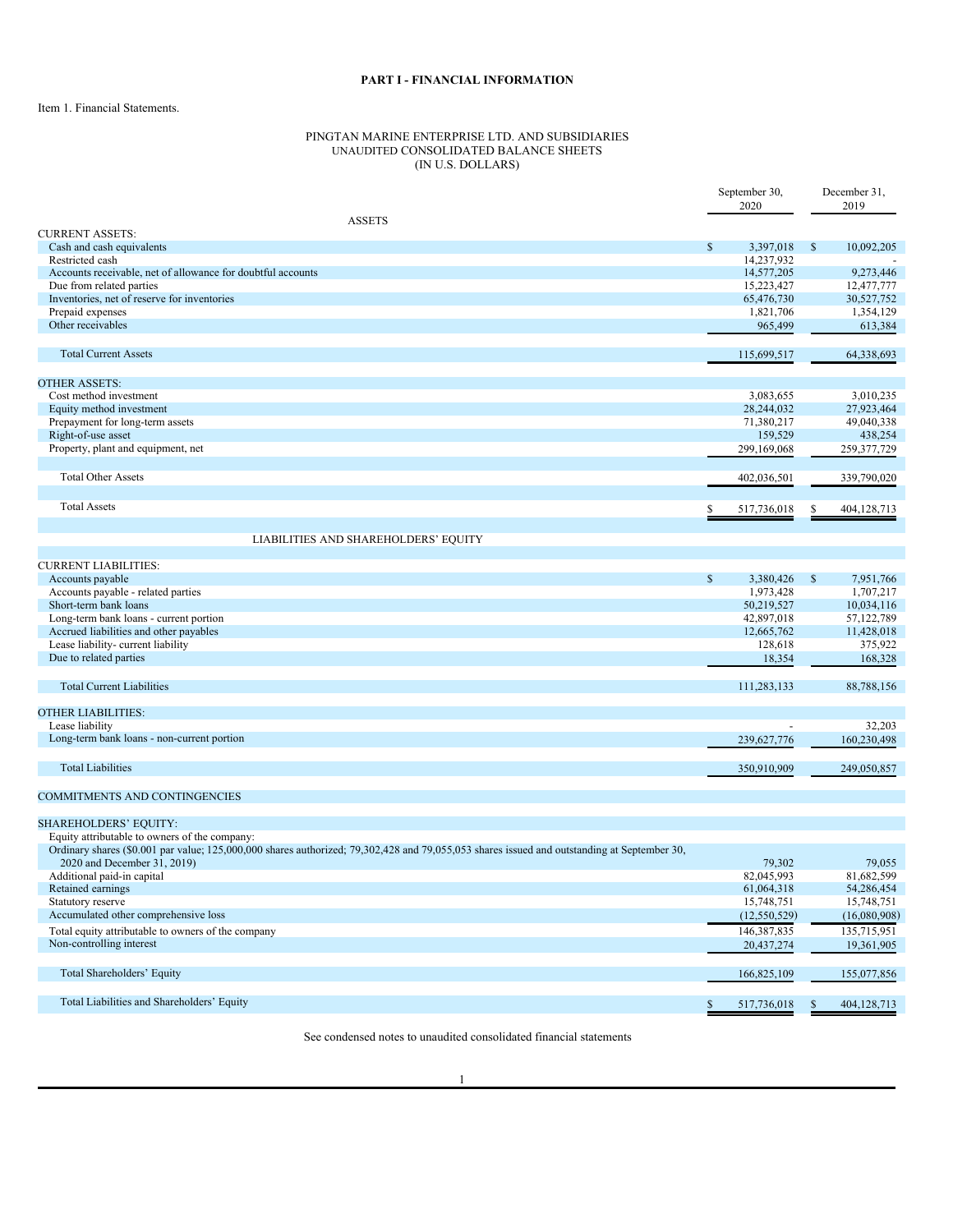**PART I - FINANCIAL INFORMATION**

Item 1. Financial Statements.

PINGTAN MARINE ENTERPRISE LTD. AND SUBSIDIARIES
UNAUDITED CONSOLIDATED BALANCE SHEETS
(IN U.S. DOLLARS)

| | September 30, 2020 | December 31, 2019 |
|---|---|---|
| ASSETS | | |
| CURRENT ASSETS: | | |
| Cash and cash equivalents | $ 3,397,018 | $ 10,092,205 |
| Restricted cash | 14,237,932 | - |
| Accounts receivable, net of allowance for doubtful accounts | 14,577,205 | 9,273,446 |
| Due from related parties | 15,223,427 | 12,477,777 |
| Inventories, net of reserve for inventories | 65,476,730 | 30,527,752 |
| Prepaid expenses | 1,821,706 | 1,354,129 |
| Other receivables | 965,499 | 613,384 |
| Total Current Assets | 115,699,517 | 64,338,693 |
| OTHER ASSETS: | | |
| Cost method investment | 3,083,655 | 3,010,235 |
| Equity method investment | 28,244,032 | 27,923,464 |
| Prepayment for long-term assets | 71,380,217 | 49,040,338 |
| Right-of-use asset | 159,529 | 438,254 |
| Property, plant and equipment, net | 299,169,068 | 259,377,729 |
| Total Other Assets | 402,036,501 | 339,790,020 |
| Total Assets | $ 517,736,018 | $ 404,128,713 |
| LIABILITIES AND SHAREHOLDERS' EQUITY | | |
| CURRENT LIABILITIES: | | |
| Accounts payable | $ 3,380,426 | $ 7,951,766 |
| Accounts payable - related parties | 1,973,428 | 1,707,217 |
| Short-term bank loans | 50,219,527 | 10,034,116 |
| Long-term bank loans - current portion | 42,897,018 | 57,122,789 |
| Accrued liabilities and other payables | 12,665,762 | 11,428,018 |
| Lease liability- current liability | 128,618 | 375,922 |
| Due to related parties | 18,354 | 168,328 |
| Total Current Liabilities | 111,283,133 | 88,788,156 |
| OTHER LIABILITIES: | | |
| Lease liability | - | 32,203 |
| Long-term bank loans - non-current portion | 239,627,776 | 160,230,498 |
| Total Liabilities | 350,910,909 | 249,050,857 |
| COMMITMENTS AND CONTINGENCIES | | |
| SHAREHOLDERS' EQUITY: | | |
| Equity attributable to owners of the company: | | |
| Ordinary shares ($0.001 par value; 125,000,000 shares authorized; 79,302,428 and 79,055,053 shares issued and outstanding at September 30, 2020 and December 31, 2019) | 79,302 | 79,055 |
| Additional paid-in capital | 82,045,993 | 81,682,599 |
| Retained earnings | 61,064,318 | 54,286,454 |
| Statutory reserve | 15,748,751 | 15,748,751 |
| Accumulated other comprehensive loss | (12,550,529) | (16,080,908) |
| Total equity attributable to owners of the company | 146,387,835 | 135,715,951 |
| Non-controlling interest | 20,437,274 | 19,361,905 |
| Total Shareholders' Equity | 166,825,109 | 155,077,856 |
| Total Liabilities and Shareholders' Equity | $ 517,736,018 | $ 404,128,713 |

See condensed notes to unaudited consolidated financial statements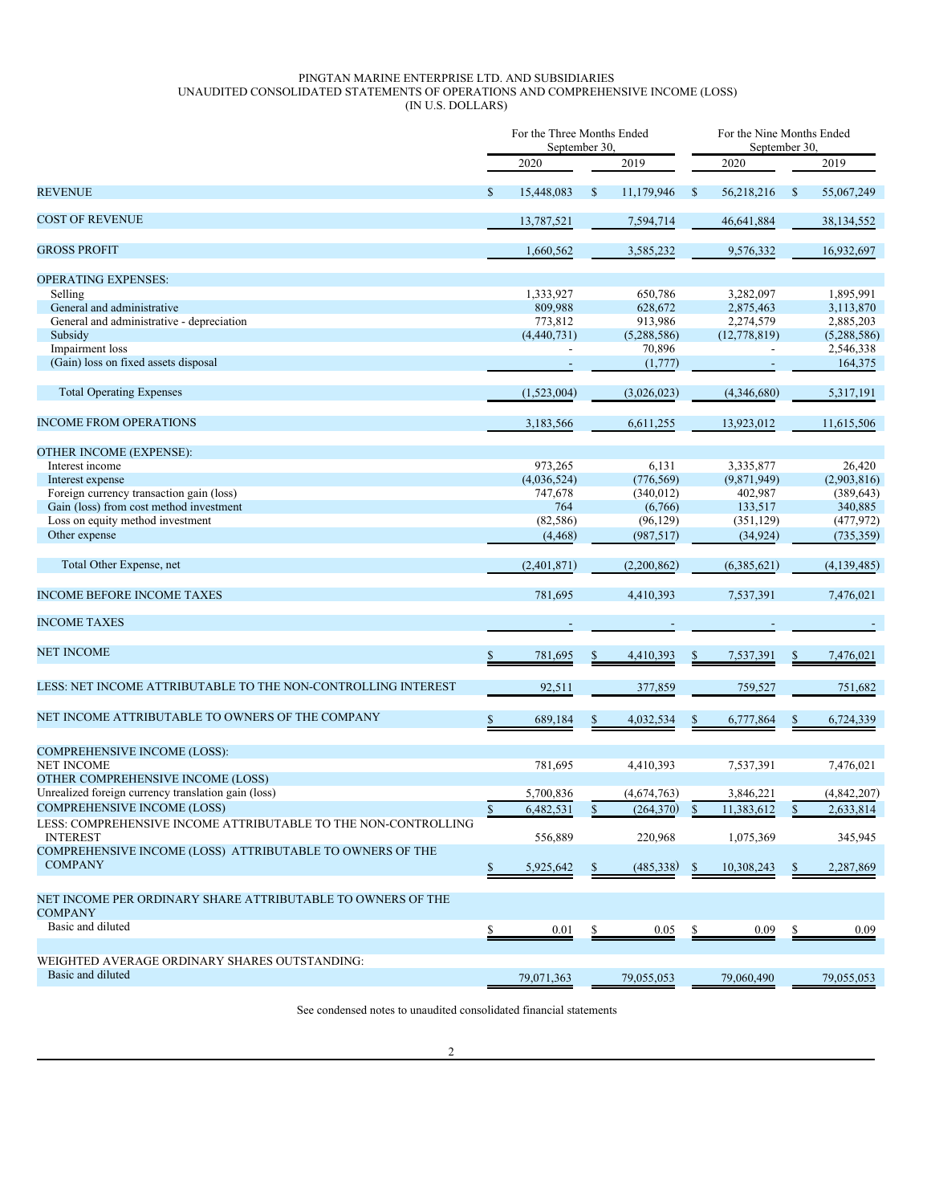PINGTAN MARINE ENTERPRISE LTD. AND SUBSIDIARIES
UNAUDITED CONSOLIDATED STATEMENTS OF OPERATIONS AND COMPREHENSIVE INCOME (LOSS)
(IN U.S. DOLLARS)

| | For the Three Months Ended September 30, | | For the Nine Months Ended September 30, | |
|---|---|---|---|---|
| | 2020 | 2019 | 2020 | 2019 |
| REVENUE | $ 15,448,083 | $ 11,179,946 | $ 56,218,216 | $ 55,067,249 |
| COST OF REVENUE | 13,787,521 | 7,594,714 | 46,641,884 | 38,134,552 |
| GROSS PROFIT | 1,660,562 | 3,585,232 | 9,576,332 | 16,932,697 |
| OPERATING EXPENSES: | | | | |
| Selling | 1,333,927 | 650,786 | 3,282,097 | 1,895,991 |
| General and administrative | 809,988 | 628,672 | 2,875,463 | 3,113,870 |
| General and administrative - depreciation | 773,812 | 913,986 | 2,274,579 | 2,885,203 |
| Subsidy | (4,440,731) | (5,288,586) | (12,778,819) | (5,288,586) |
| Impairment loss | - | 70,896 | - | 2,546,338 |
| (Gain) loss on fixed assets disposal | - | (1,777) | - | 164,375 |
| Total Operating Expenses | (1,523,004) | (3,026,023) | (4,346,680) | 5,317,191 |
| INCOME FROM OPERATIONS | 3,183,566 | 6,611,255 | 13,923,012 | 11,615,506 |
| OTHER INCOME (EXPENSE): | | | | |
| Interest income | 973,265 | 6,131 | 3,335,877 | 26,420 |
| Interest expense | (4,036,524) | (776,569) | (9,871,949) | (2,903,816) |
| Foreign currency transaction gain (loss) | 747,678 | (340,012) | 402,987 | (389,643) |
| Gain (loss) from cost method investment | 764 | (6,766) | 133,517 | 340,885 |
| Loss on equity method investment | (82,586) | (96,129) | (351,129) | (477,972) |
| Other expense | (4,468) | (987,517) | (34,924) | (735,359) |
| Total Other Expense, net | (2,401,871) | (2,200,862) | (6,385,621) | (4,139,485) |
| INCOME BEFORE INCOME TAXES | 781,695 | 4,410,393 | 7,537,391 | 7,476,021 |
| INCOME TAXES | - | - | - | - |
| NET INCOME | $ 781,695 | $ 4,410,393 | $ 7,537,391 | $ 7,476,021 |
| LESS: NET INCOME ATTRIBUTABLE TO THE NON-CONTROLLING INTEREST | 92,511 | 377,859 | 759,527 | 751,682 |
| NET INCOME ATTRIBUTABLE TO OWNERS OF THE COMPANY | $ 689,184 | $ 4,032,534 | $ 6,777,864 | $ 6,724,339 |
| COMPREHENSIVE INCOME (LOSS): | | | | |
| NET INCOME | 781,695 | 4,410,393 | 7,537,391 | 7,476,021 |
| OTHER COMPREHENSIVE INCOME (LOSS) | | | | |
| Unrealized foreign currency translation gain (loss) | 5,700,836 | (4,674,763) | 3,846,221 | (4,842,207) |
| COMPREHENSIVE INCOME (LOSS) | $ 6,482,531 | $ (264,370) | $ 11,383,612 | $ 2,633,814 |
| LESS: COMPREHENSIVE INCOME ATTRIBUTABLE TO THE NON-CONTROLLING INTEREST | 556,889 | 220,968 | 1,075,369 | 345,945 |
| COMPREHENSIVE INCOME (LOSS) ATTRIBUTABLE TO OWNERS OF THE COMPANY | $ 5,925,642 | $ (485,338) | $ 10,308,243 | $ 2,287,869 |
| NET INCOME PER ORDINARY SHARE ATTRIBUTABLE TO OWNERS OF THE COMPANY | | | | |
| Basic and diluted | $ 0.01 | $ 0.05 | $ 0.09 | $ 0.09 |
| WEIGHTED AVERAGE ORDINARY SHARES OUTSTANDING: | | | | |
| Basic and diluted | 79,071,363 | 79,055,053 | 79,060,490 | 79,055,053 |

See condensed notes to unaudited consolidated financial statements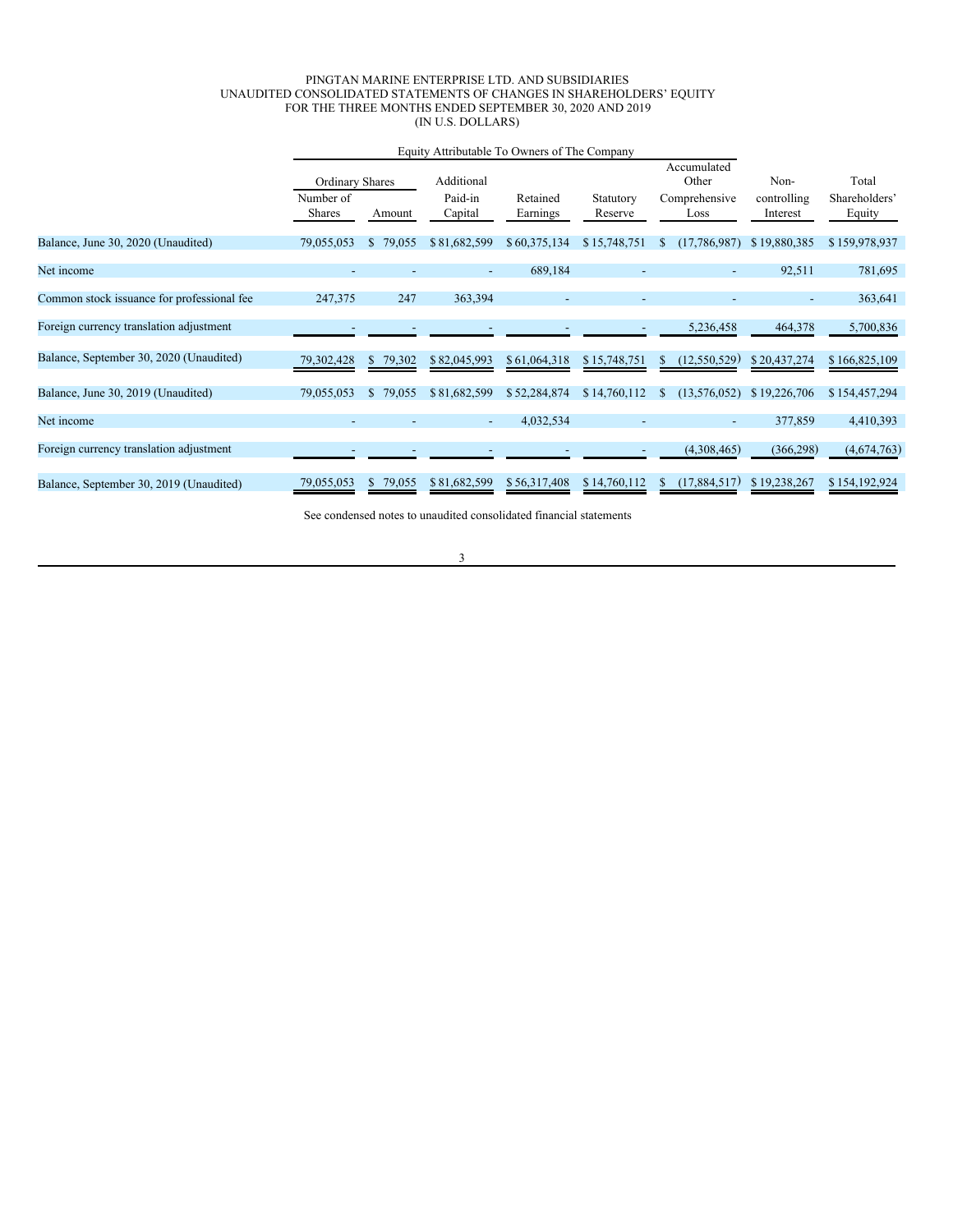PINGTAN MARINE ENTERPRISE LTD. AND SUBSIDIARIES
UNAUDITED CONSOLIDATED STATEMENTS OF CHANGES IN SHAREHOLDERS' EQUITY
FOR THE THREE MONTHS ENDED SEPTEMBER 30, 2020 AND 2019
(IN U.S. DOLLARS)

| | Equity Attributable To Owners of The Company | | | | | | | |
|---|---|---|---|---|---|---|---|---|
| | Ordinary Shares | | | | | | | |
| | Number of Shares | Amount | Additional Paid-in Capital | Retained Earnings | Statutory Reserve | Accumulated Other Comprehensive Loss | Non-controlling Interest | Total Shareholders' Equity |
| Balance, June 30, 2020 (Unaudited) | 79,055,053 | $ 79,055 | $ 81,682,599 | $ 60,375,134 | $ 15,748,751 | $ (17,786,987) | $ 19,880,385 | $ 159,978,937 |
| Net income | - | - | - | 689,184 | - | - | 92,511 | 781,695 |
| Common stock issuance for professional fee | 247,375 | 247 | 363,394 | - | - | - | - | 363,641 |
| Foreign currency translation adjustment | - | - | - | - | - | 5,236,458 | 464,378 | 5,700,836 |
| Balance, September 30, 2020 (Unaudited) | 79,302,428 | $ 79,302 | $ 82,045,993 | $ 61,064,318 | $ 15,748,751 | $ (12,550,529) | $ 20,437,274 | $ 166,825,109 |
| Balance, June 30, 2019 (Unaudited) | 79,055,053 | $ 79,055 | $ 81,682,599 | $ 52,284,874 | $ 14,760,112 | $ (13,576,052) | $ 19,226,706 | $ 154,457,294 |
| Net income | - | - | - | 4,032,534 | - | - | 377,859 | 4,410,393 |
| Foreign currency translation adjustment | - | - | - | - | - | (4,308,465) | (366,298) | (4,674,763) |
| Balance, September 30, 2019 (Unaudited) | 79,055,053 | $ 79,055 | $ 81,682,599 | $ 56,317,408 | $ 14,760,112 | $ (17,884,517) | $ 19,238,267 | $ 154,192,924 |

See condensed notes to unaudited consolidated financial statements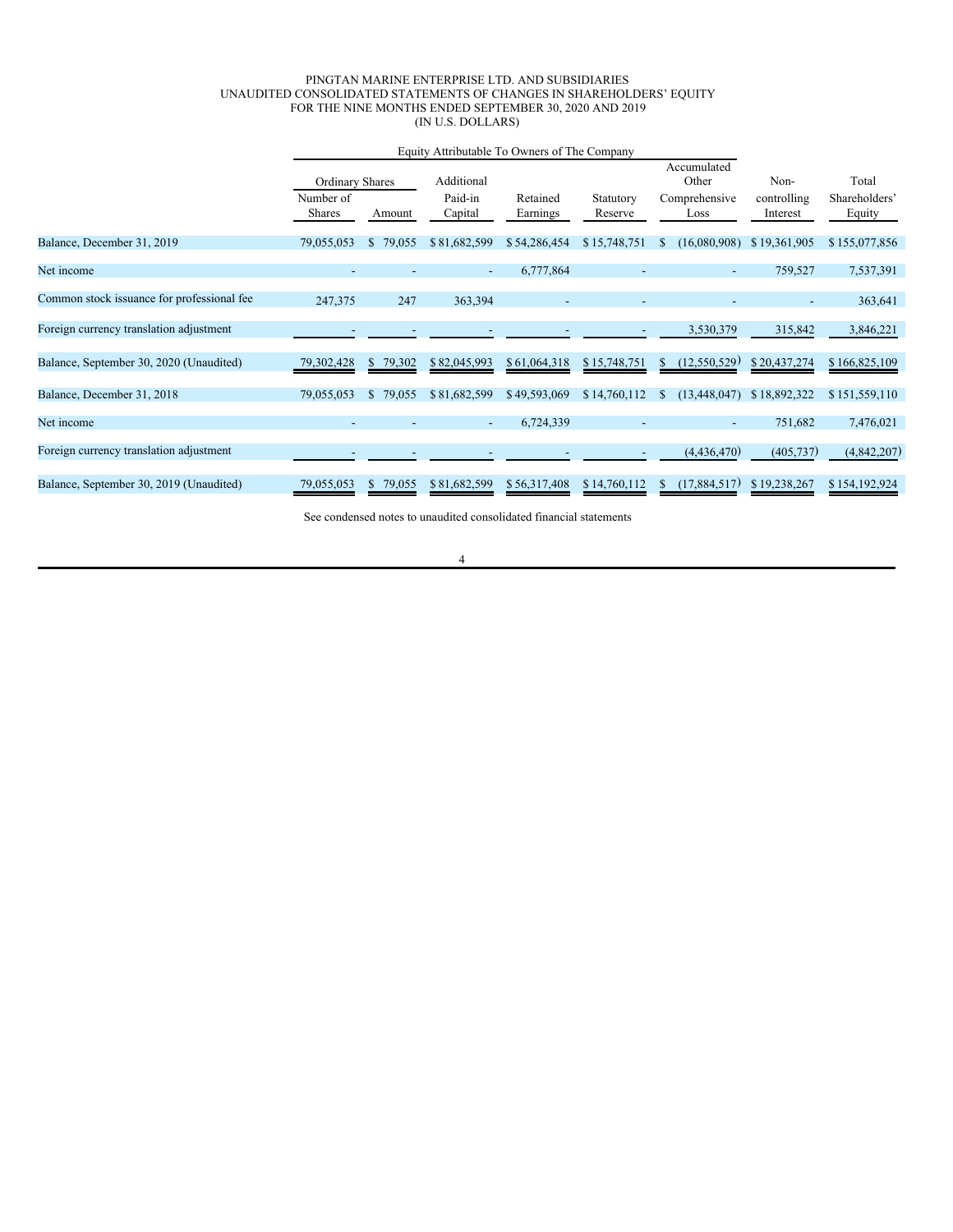PINGTAN MARINE ENTERPRISE LTD. AND SUBSIDIARIES
UNAUDITED CONSOLIDATED STATEMENTS OF CHANGES IN SHAREHOLDERS' EQUITY
FOR THE NINE MONTHS ENDED SEPTEMBER 30, 2020 AND 2019
(IN U.S. DOLLARS)

| | Equity Attributable To Owners of The Company | | | | | | | |
|---|---|---|---|---|---|---|---|---|
| | Ordinary Shares | | | | | | | |
| | Number of Shares | Amount | Additional Paid-in Capital | Retained Earnings | Statutory Reserve | Accumulated Other Comprehensive Loss | Non-controlling Interest | Total Shareholders' Equity |
| Balance, December 31, 2019 | 79,055,053 | $ 79,055 | $ 81,682,599 | $ 54,286,454 | $ 15,748,751 | $ (16,080,908) | $ 19,361,905 | $ 155,077,856 |
| Net income | - | - | - | 6,777,864 | - | - | 759,527 | 7,537,391 |
| Common stock issuance for professional fee | 247,375 | 247 | 363,394 | - | - | - | - | 363,641 |
| Foreign currency translation adjustment | - | - | - | - | - | 3,530,379 | 315,842 | 3,846,221 |
| Balance, September 30, 2020 (Unaudited) | 79,302,428 | $ 79,302 | $ 82,045,993 | $ 61,064,318 | $ 15,748,751 | $ (12,550,529) | $ 20,437,274 | $ 166,825,109 |
| Balance, December 31, 2018 | 79,055,053 | $ 79,055 | $ 81,682,599 | $ 49,593,069 | $ 14,760,112 | $ (13,448,047) | $ 18,892,322 | $ 151,559,110 |
| Net income | - | - | - | 6,724,339 | - | - | 751,682 | 7,476,021 |
| Foreign currency translation adjustment | - | - | - | - | - | (4,436,470) | (405,737) | (4,842,207) |
| Balance, September 30, 2019 (Unaudited) | 79,055,053 | $ 79,055 | $ 81,682,599 | $ 56,317,408 | $ 14,760,112 | $ (17,884,517) | $ 19,238,267 | $ 154,192,924 |

See condensed notes to unaudited consolidated financial statements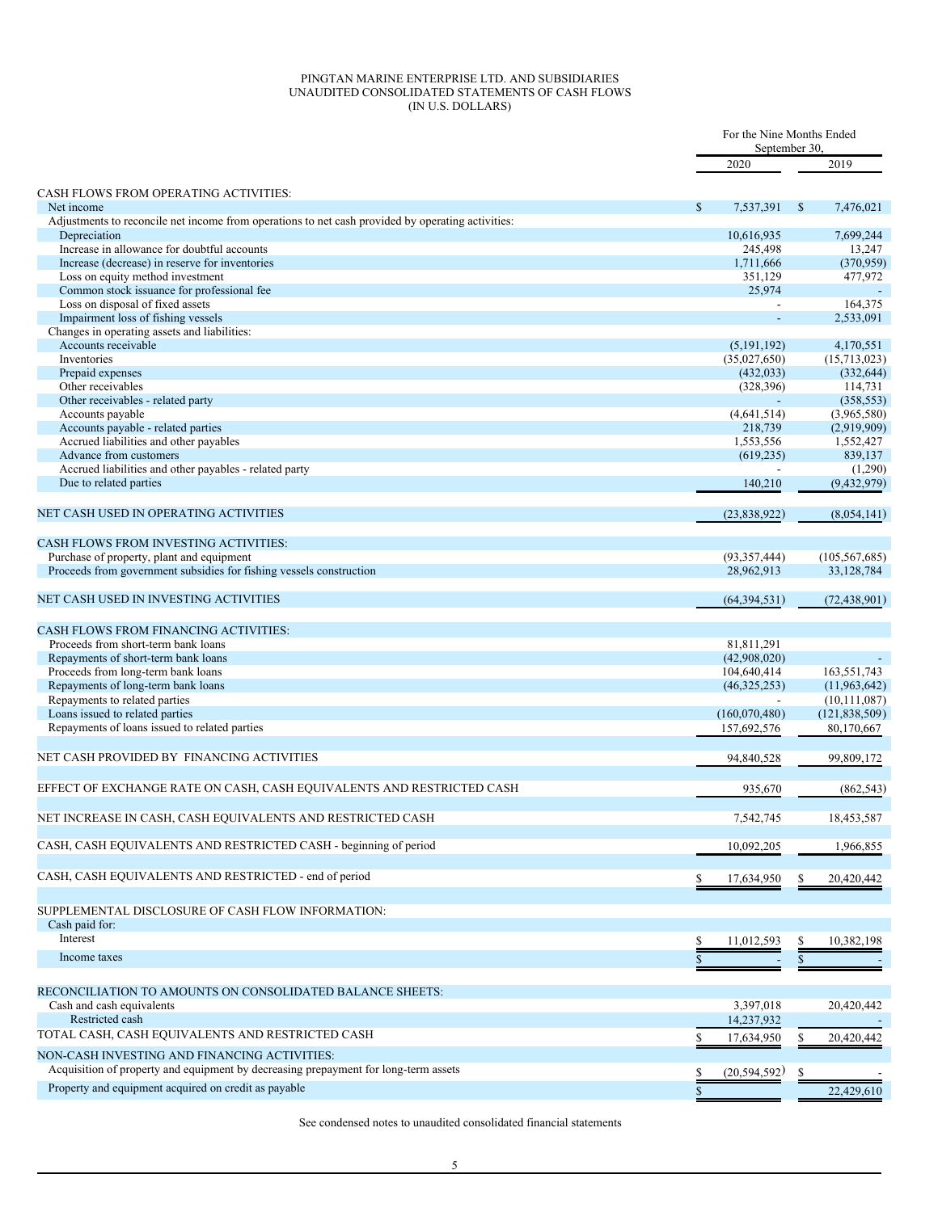PINGTAN MARINE ENTERPRISE LTD. AND SUBSIDIARIES
UNAUDITED CONSOLIDATED STATEMENTS OF CASH FLOWS
(IN U.S. DOLLARS)

| | For the Nine Months Ended September 30, 2020 | For the Nine Months Ended September 30, 2019 |
|---|---|---|
| CASH FLOWS FROM OPERATING ACTIVITIES: | | |
| Net income | $ 7,537,391 | $ 7,476,021 |
| Adjustments to reconcile net income from operations to net cash provided by operating activities: | | |
| Depreciation | 10,616,935 | 7,699,244 |
| Increase in allowance for doubtful accounts | 245,498 | 13,247 |
| Increase (decrease) in reserve for inventories | 1,711,666 | (370,959) |
| Loss on equity method investment | 351,129 | 477,972 |
| Common stock issuance for professional fee | 25,974 | - |
| Loss on disposal of fixed assets | - | 164,375 |
| Impairment loss of fishing vessels | - | 2,533,091 |
| Changes in operating assets and liabilities: | | |
| Accounts receivable | (5,191,192) | 4,170,551 |
| Inventories | (35,027,650) | (15,713,023) |
| Prepaid expenses | (432,033) | (332,644) |
| Other receivables | (328,396) | 114,731 |
| Other receivables - related party | - | (358,553) |
| Accounts payable | (4,641,514) | (3,965,580) |
| Accounts payable - related parties | 218,739 | (2,919,909) |
| Accrued liabilities and other payables | 1,553,556 | 1,552,427 |
| Advance from customers | (619,235) | 839,137 |
| Accrued liabilities and other payables - related party | - | (1,290) |
| Due to related parties | 140,210 | (9,432,979) |
| NET CASH USED IN OPERATING ACTIVITIES | (23,838,922) | (8,054,141) |
| CASH FLOWS FROM INVESTING ACTIVITIES: | | |
| Purchase of property, plant and equipment | (93,357,444) | (105,567,685) |
| Proceeds from government subsidies for fishing vessels construction | 28,962,913 | 33,128,784 |
| NET CASH USED IN INVESTING ACTIVITIES | (64,394,531) | (72,438,901) |
| CASH FLOWS FROM FINANCING ACTIVITIES: | | |
| Proceeds from short-term bank loans | 81,811,291 | |
| Repayments of short-term bank loans | (42,908,020) | - |
| Proceeds from long-term bank loans | 104,640,414 | 163,551,743 |
| Repayments of long-term bank loans | (46,325,253) | (11,963,642) |
| Repayments to related parties | - | (10,111,087) |
| Loans issued to related parties | (160,070,480) | (121,838,509) |
| Repayments of loans issued to related parties | 157,692,576 | 80,170,667 |
| NET CASH PROVIDED BY FINANCING ACTIVITIES | 94,840,528 | 99,809,172 |
| EFFECT OF EXCHANGE RATE ON CASH, CASH EQUIVALENTS AND RESTRICTED CASH | 935,670 | (862,543) |
| NET INCREASE IN CASH, CASH EQUIVALENTS AND RESTRICTED CASH | 7,542,745 | 18,453,587 |
| CASH, CASH EQUIVALENTS AND RESTRICTED CASH - beginning of period | 10,092,205 | 1,966,855 |
| CASH, CASH EQUIVALENTS AND RESTRICTED - end of period | $ 17,634,950 | $ 20,420,442 |
| SUPPLEMENTAL DISCLOSURE OF CASH FLOW INFORMATION: | | |
| Cash paid for: | | |
| Interest | $ 11,012,593 | $ 10,382,198 |
| Income taxes | $ - | $ - |
| RECONCILIATION TO AMOUNTS ON CONSOLIDATED BALANCE SHEETS: | | |
| Cash and cash equivalents | 3,397,018 | 20,420,442 |
| Restricted cash | 14,237,932 | - |
| TOTAL CASH, CASH EQUIVALENTS AND RESTRICTED CASH | $ 17,634,950 | $ 20,420,442 |
| NON-CASH INVESTING AND FINANCING ACTIVITIES: | | |
| Acquisition of property and equipment by decreasing prepayment for long-term assets | $ (20,594,592) | $ - |
| Property and equipment acquired on credit as payable | $ | 22,429,610 |

See condensed notes to unaudited consolidated financial statements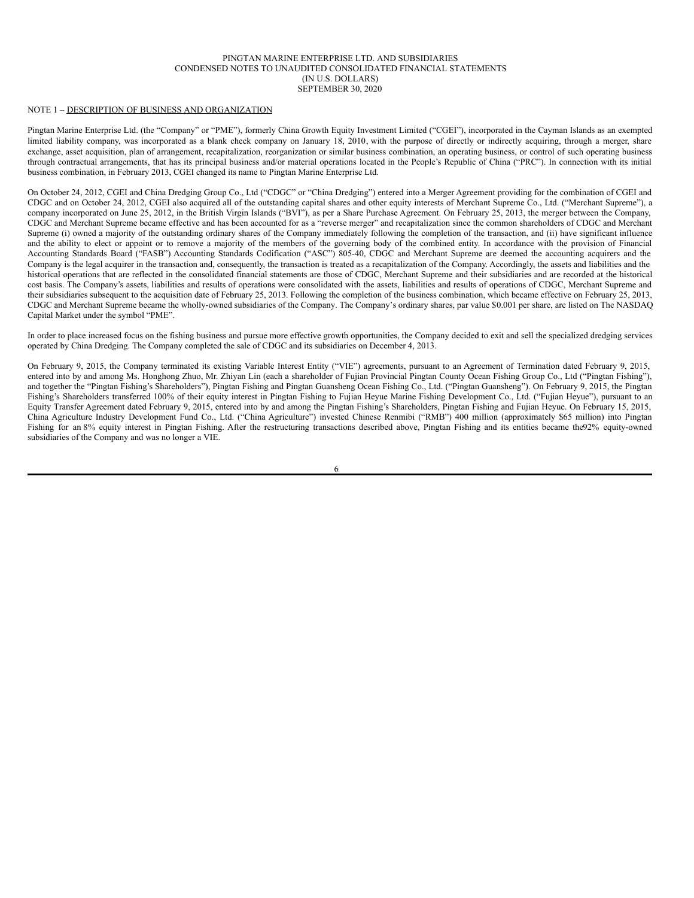PINGTAN MARINE ENTERPRISE LTD. AND SUBSIDIARIES
CONDENSED NOTES TO UNAUDITED CONSOLIDATED FINANCIAL STATEMENTS
(IN U.S. DOLLARS)
SEPTEMBER 30, 2020

NOTE 1 – DESCRIPTION OF BUSINESS AND ORGANIZATION

Pingtan Marine Enterprise Ltd. (the "Company" or "PME"), formerly China Growth Equity Investment Limited ("CGEI"), incorporated in the Cayman Islands as an exempted limited liability company, was incorporated as a blank check company on January 18, 2010, with the purpose of directly or indirectly acquiring, through a merger, share exchange, asset acquisition, plan of arrangement, recapitalization, reorganization or similar business combination, an operating business, or control of such operating business through contractual arrangements, that has its principal business and/or material operations located in the People's Republic of China ("PRC"). In connection with its initial business combination, in February 2013, CGEI changed its name to Pingtan Marine Enterprise Ltd.

On October 24, 2012, CGEI and China Dredging Group Co., Ltd ("CDGC" or "China Dredging") entered into a Merger Agreement providing for the combination of CGEI and CDGC and on October 24, 2012, CGEI also acquired all of the outstanding capital shares and other equity interests of Merchant Supreme Co., Ltd. ("Merchant Supreme"), a company incorporated on June 25, 2012, in the British Virgin Islands ("BVI"), as per a Share Purchase Agreement. On February 25, 2013, the merger between the Company, CDGC and Merchant Supreme became effective and has been accounted for as a "reverse merger" and recapitalization since the common shareholders of CDGC and Merchant Supreme (i) owned a majority of the outstanding ordinary shares of the Company immediately following the completion of the transaction, and (ii) have significant influence and the ability to elect or appoint or to remove a majority of the members of the governing body of the combined entity. In accordance with the provision of Financial Accounting Standards Board ("FASB") Accounting Standards Codification ("ASC") 805-40, CDGC and Merchant Supreme are deemed the accounting acquirers and the Company is the legal acquirer in the transaction and, consequently, the transaction is treated as a recapitalization of the Company. Accordingly, the assets and liabilities and the historical operations that are reflected in the consolidated financial statements are those of CDGC, Merchant Supreme and their subsidiaries and are recorded at the historical cost basis. The Company's assets, liabilities and results of operations were consolidated with the assets, liabilities and results of operations of CDGC, Merchant Supreme and their subsidiaries subsequent to the acquisition date of February 25, 2013. Following the completion of the business combination, which became effective on February 25, 2013, CDGC and Merchant Supreme became the wholly-owned subsidiaries of the Company. The Company's ordinary shares, par value $0.001 per share, are listed on The NASDAQ Capital Market under the symbol "PME".

In order to place increased focus on the fishing business and pursue more effective growth opportunities, the Company decided to exit and sell the specialized dredging services operated by China Dredging. The Company completed the sale of CDGC and its subsidiaries on December 4, 2013.

On February 9, 2015, the Company terminated its existing Variable Interest Entity ("VIE") agreements, pursuant to an Agreement of Termination dated February 9, 2015, entered into by and among Ms. Honghong Zhuo, Mr. Zhiyan Lin (each a shareholder of Fujian Provincial Pingtan County Ocean Fishing Group Co., Ltd ("Pingtan Fishing"), and together the "Pingtan Fishing's Shareholders"), Pingtan Fishing and Pingtan Guansheng Ocean Fishing Co., Ltd. ("Pingtan Guansheng"). On February 9, 2015, the Pingtan Fishing's Shareholders transferred 100% of their equity interest in Pingtan Fishing to Fujian Heyue Marine Fishing Development Co., Ltd. ("Fujian Heyue"), pursuant to an Equity Transfer Agreement dated February 9, 2015, entered into by and among the Pingtan Fishing's Shareholders, Pingtan Fishing and Fujian Heyue. On February 15, 2015, China Agriculture Industry Development Fund Co., Ltd. ("China Agriculture") invested Chinese Renmibi ("RMB") 400 million (approximately $65 million) into Pingtan Fishing for an 8% equity interest in Pingtan Fishing. After the restructuring transactions described above, Pingtan Fishing and its entities became the92% equity-owned subsidiaries of the Company and was no longer a VIE.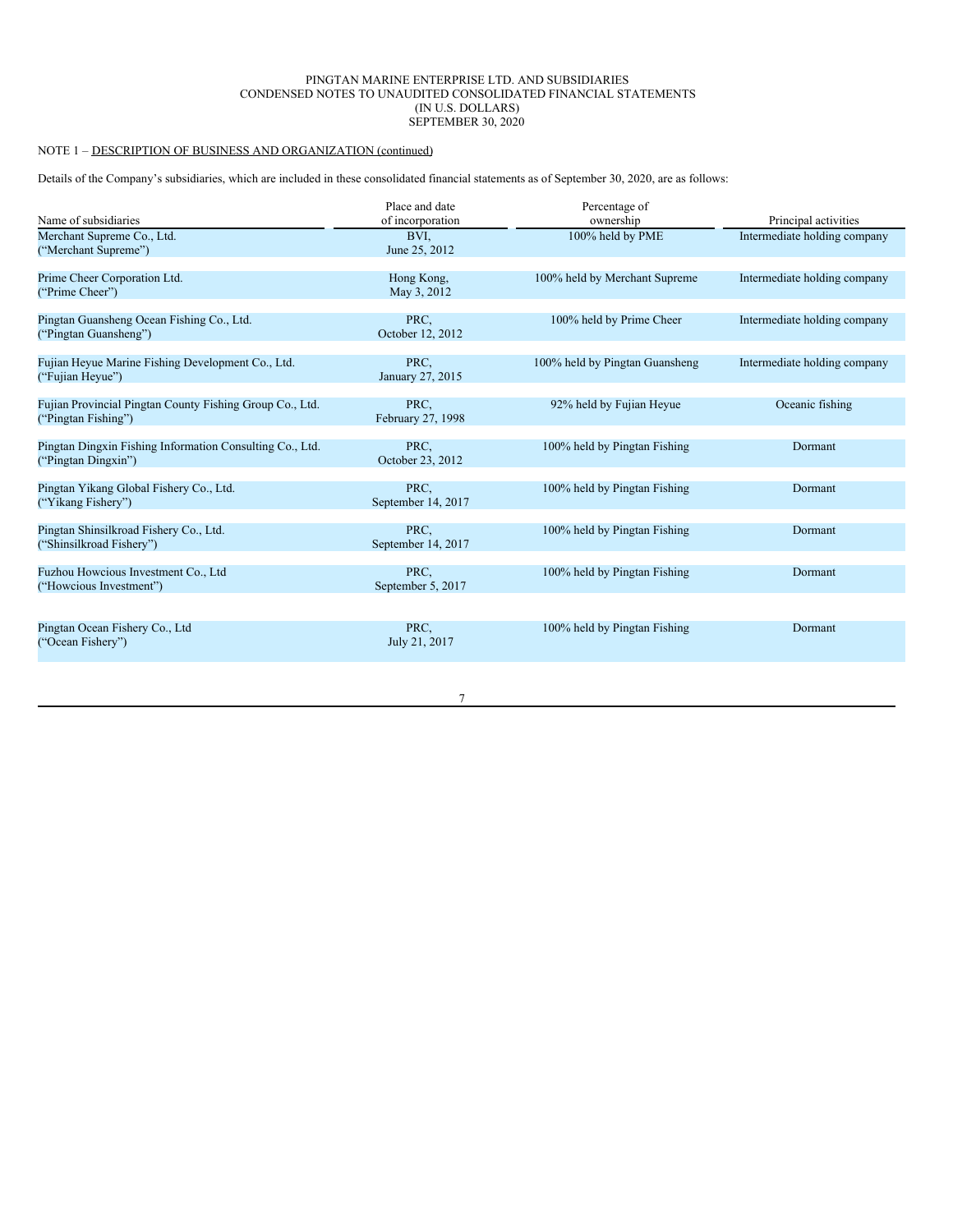PINGTAN MARINE ENTERPRISE LTD. AND SUBSIDIARIES
CONDENSED NOTES TO UNAUDITED CONSOLIDATED FINANCIAL STATEMENTS
(IN U.S. DOLLARS)
SEPTEMBER 30, 2020

NOTE 1 – DESCRIPTION OF BUSINESS AND ORGANIZATION (continued)

Details of the Company's subsidiaries, which are included in these consolidated financial statements as of September 30, 2020, are as follows:

| Name of subsidiaries | Place and date of incorporation | Percentage of ownership | Principal activities |
|---|---|---|---|
| Merchant Supreme Co., Ltd. ("Merchant Supreme") | BVI, June 25, 2012 | 100% held by PME | Intermediate holding company |
| Prime Cheer Corporation Ltd. ("Prime Cheer") | Hong Kong, May 3, 2012 | 100% held by Merchant Supreme | Intermediate holding company |
| Pingtan Guansheng Ocean Fishing Co., Ltd. ("Pingtan Guansheng") | PRC, October 12, 2012 | 100% held by Prime Cheer | Intermediate holding company |
| Fujian Heyue Marine Fishing Development Co., Ltd. ("Fujian Heyue") | PRC, January 27, 2015 | 100% held by Pingtan Guansheng | Intermediate holding company |
| Fujian Provincial Pingtan County Fishing Group Co., Ltd. ("Pingtan Fishing") | PRC, February 27, 1998 | 92% held by Fujian Heyue | Oceanic fishing |
| Pingtan Dingxin Fishing Information Consulting Co., Ltd. ("Pingtan Dingxin") | PRC, October 23, 2012 | 100% held by Pingtan Fishing | Dormant |
| Pingtan Yikang Global Fishery Co., Ltd. ("Yikang Fishery") | PRC, September 14, 2017 | 100% held by Pingtan Fishing | Dormant |
| Pingtan Shinsilkroad Fishery Co., Ltd. ("Shinsilkroad Fishery") | PRC, September 14, 2017 | 100% held by Pingtan Fishing | Dormant |
| Fuzhou Howcious Investment Co., Ltd ("Howcious Investment") | PRC, September 5, 2017 | 100% held by Pingtan Fishing | Dormant |
| Pingtan Ocean Fishery Co., Ltd ("Ocean Fishery") | PRC, July 21, 2017 | 100% held by Pingtan Fishing | Dormant |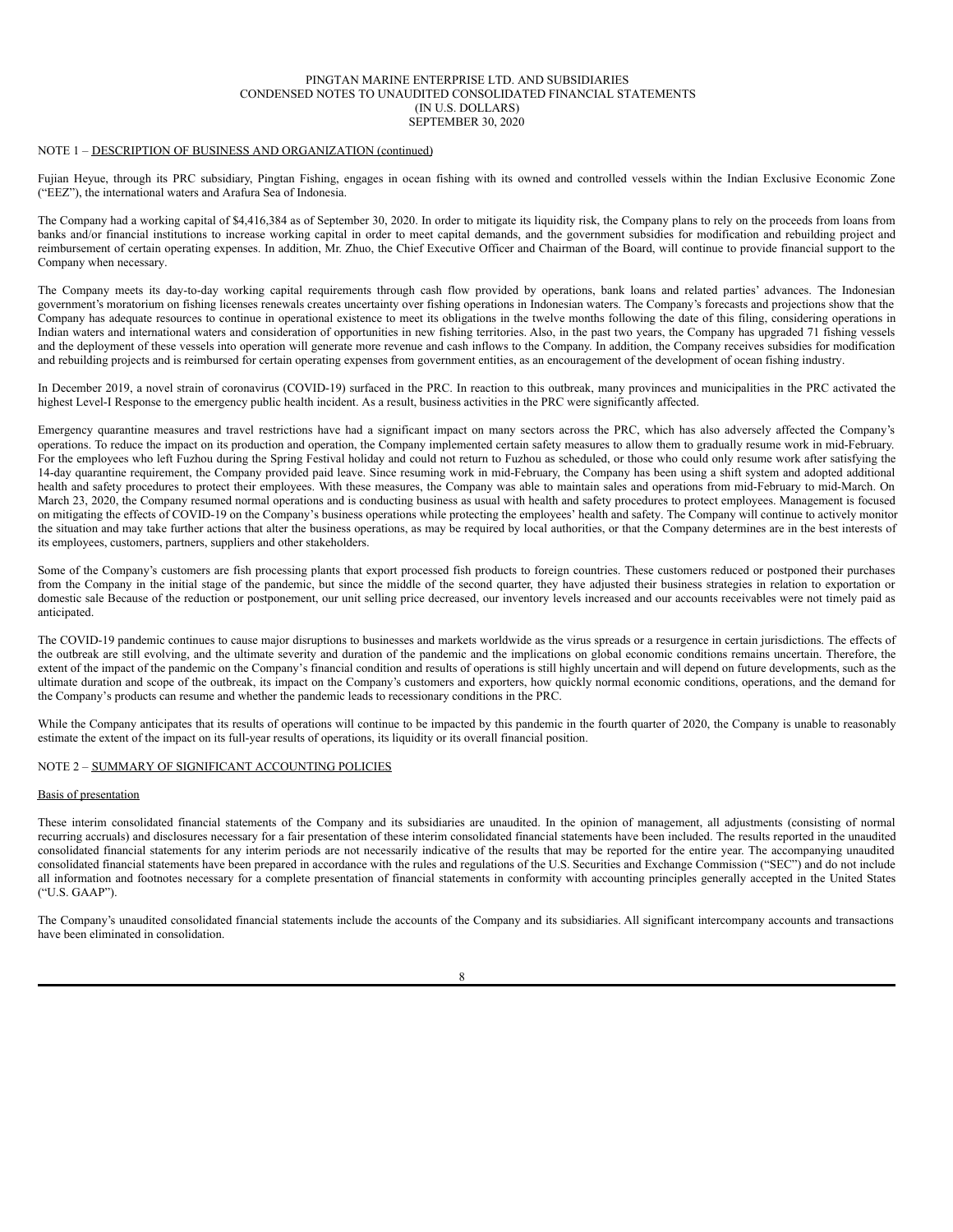NOTE 1 – DESCRIPTION OF BUSINESS AND ORGANIZATION (continued)

Fujian Heyue, through its PRC subsidiary, Pingtan Fishing, engages in ocean fishing with its owned and controlled vessels within the Indian Exclusive Economic Zone ("EEZ"), the international waters and Arafura Sea of Indonesia.

The Company had a working capital of $4,416,384 as of September 30, 2020. In order to mitigate its liquidity risk, the Company plans to rely on the proceeds from loans from banks and/or financial institutions to increase working capital in order to meet capital demands, and the government subsidies for modification and rebuilding project and reimbursement of certain operating expenses. In addition, Mr. Zhuo, the Chief Executive Officer and Chairman of the Board, will continue to provide financial support to the Company when necessary.

The Company meets its day-to-day working capital requirements through cash flow provided by operations, bank loans and related parties' advances. The Indonesian government's moratorium on fishing licenses renewals creates uncertainty over fishing operations in Indonesian waters. The Company's forecasts and projections show that the Company has adequate resources to continue in operational existence to meet its obligations in the twelve months following the date of this filing, considering operations in Indian waters and international waters and consideration of opportunities in new fishing territories. Also, in the past two years, the Company has upgraded 71 fishing vessels and the deployment of these vessels into operation will generate more revenue and cash inflows to the Company. In addition, the Company receives subsidies for modification and rebuilding projects and is reimbursed for certain operating expenses from government entities, as an encouragement of the development of ocean fishing industry.

In December 2019, a novel strain of coronavirus (COVID-19) surfaced in the PRC. In reaction to this outbreak, many provinces and municipalities in the PRC activated the highest Level-I Response to the emergency public health incident. As a result, business activities in the PRC were significantly affected.

Emergency quarantine measures and travel restrictions have had a significant impact on many sectors across the PRC, which has also adversely affected the Company's operations. To reduce the impact on its production and operation, the Company implemented certain safety measures to allow them to gradually resume work in mid-February. For the employees who left Fuzhou during the Spring Festival holiday and could not return to Fuzhou as scheduled, or those who could only resume work after satisfying the 14-day quarantine requirement, the Company provided paid leave. Since resuming work in mid-February, the Company has been using a shift system and adopted additional health and safety procedures to protect their employees. With these measures, the Company was able to maintain sales and operations from mid-February to mid-March. On March 23, 2020, the Company resumed normal operations and is conducting business as usual with health and safety procedures to protect employees. Management is focused on mitigating the effects of COVID-19 on the Company's business operations while protecting the employees' health and safety. The Company will continue to actively monitor the situation and may take further actions that alter the business operations, as may be required by local authorities, or that the Company determines are in the best interests of its employees, customers, partners, suppliers and other stakeholders.

Some of the Company's customers are fish processing plants that export processed fish products to foreign countries. These customers reduced or postponed their purchases from the Company in the initial stage of the pandemic, but since the middle of the second quarter, they have adjusted their business strategies in relation to exportation or domestic sale Because of the reduction or postponement, our unit selling price decreased, our inventory levels increased and our accounts receivables were not timely paid as anticipated.

The COVID-19 pandemic continues to cause major disruptions to businesses and markets worldwide as the virus spreads or a resurgence in certain jurisdictions. The effects of the outbreak are still evolving, and the ultimate severity and duration of the pandemic and the implications on global economic conditions remains uncertain. Therefore, the extent of the impact of the pandemic on the Company's financial condition and results of operations is still highly uncertain and will depend on future developments, such as the ultimate duration and scope of the outbreak, its impact on the Company's customers and exporters, how quickly normal economic conditions, operations, and the demand for the Company's products can resume and whether the pandemic leads to recessionary conditions in the PRC.

While the Company anticipates that its results of operations will continue to be impacted by this pandemic in the fourth quarter of 2020, the Company is unable to reasonably estimate the extent of the impact on its full-year results of operations, its liquidity or its overall financial position.

NOTE 2 – SUMMARY OF SIGNIFICANT ACCOUNTING POLICIES

Basis of presentation

These interim consolidated financial statements of the Company and its subsidiaries are unaudited. In the opinion of management, all adjustments (consisting of normal recurring accruals) and disclosures necessary for a fair presentation of these interim consolidated financial statements have been included. The results reported in the unaudited consolidated financial statements for any interim periods are not necessarily indicative of the results that may be reported for the entire year. The accompanying unaudited consolidated financial statements have been prepared in accordance with the rules and regulations of the U.S. Securities and Exchange Commission ("SEC") and do not include all information and footnotes necessary for a complete presentation of financial statements in conformity with accounting principles generally accepted in the United States ("U.S. GAAP").

The Company's unaudited consolidated financial statements include the accounts of the Company and its subsidiaries. All significant intercompany accounts and transactions have been eliminated in consolidation.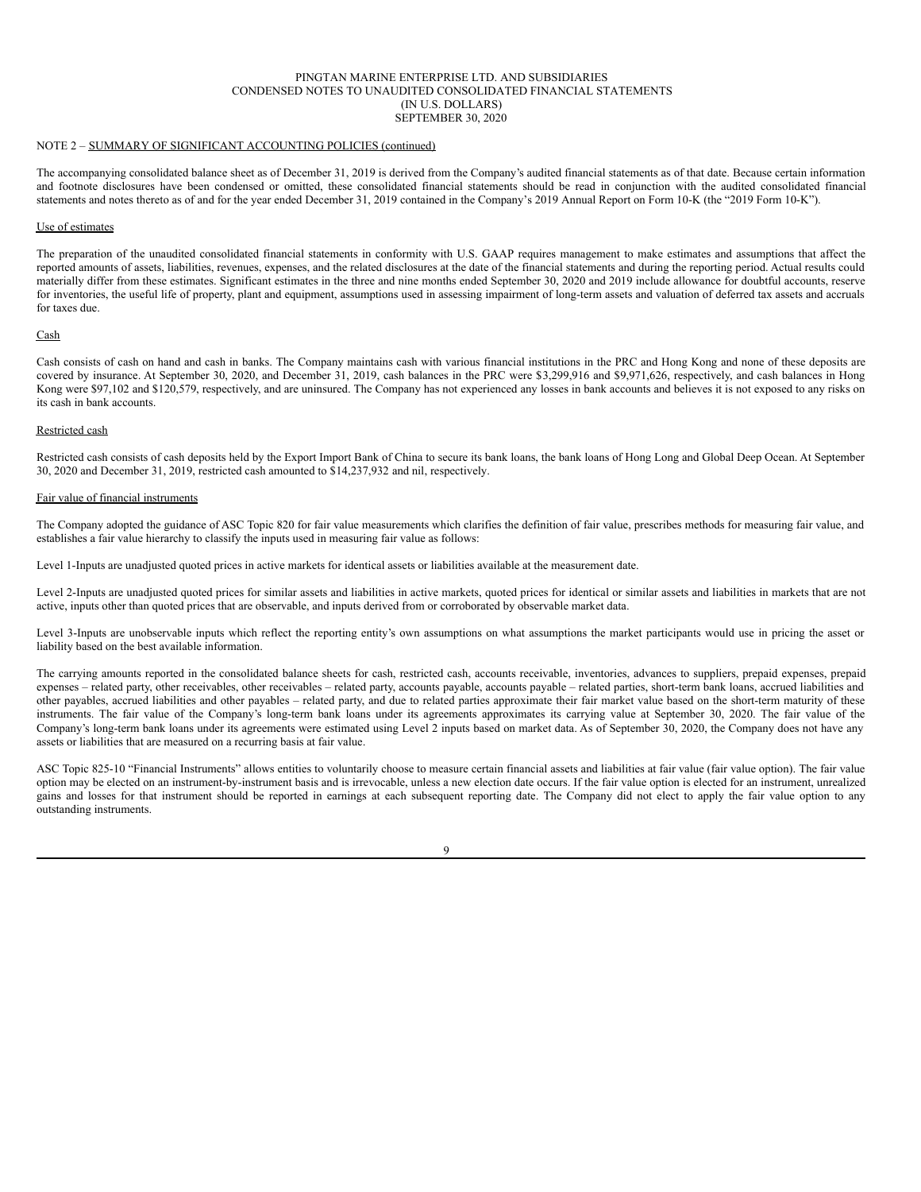NOTE 2 – SUMMARY OF SIGNIFICANT ACCOUNTING POLICIES (continued)

The accompanying consolidated balance sheet as of December 31, 2019 is derived from the Company's audited financial statements as of that date. Because certain information and footnote disclosures have been condensed or omitted, these consolidated financial statements should be read in conjunction with the audited consolidated financial statements and notes thereto as of and for the year ended December 31, 2019 contained in the Company's 2019 Annual Report on Form 10-K (the "2019 Form 10-K").

Use of estimates

The preparation of the unaudited consolidated financial statements in conformity with U.S. GAAP requires management to make estimates and assumptions that affect the reported amounts of assets, liabilities, revenues, expenses, and the related disclosures at the date of the financial statements and during the reporting period. Actual results could materially differ from these estimates. Significant estimates in the three and nine months ended September 30, 2020 and 2019 include allowance for doubtful accounts, reserve for inventories, the useful life of property, plant and equipment, assumptions used in assessing impairment of long-term assets and valuation of deferred tax assets and accruals for taxes due.

Cash

Cash consists of cash on hand and cash in banks. The Company maintains cash with various financial institutions in the PRC and Hong Kong and none of these deposits are covered by insurance. At September 30, 2020, and December 31, 2019, cash balances in the PRC were $3,299,916 and $9,971,626, respectively, and cash balances in Hong Kong were $97,102 and $120,579, respectively, and are uninsured. The Company has not experienced any losses in bank accounts and believes it is not exposed to any risks on its cash in bank accounts.

Restricted cash

Restricted cash consists of cash deposits held by the Export Import Bank of China to secure its bank loans, the bank loans of Hong Long and Global Deep Ocean. At September 30, 2020 and December 31, 2019, restricted cash amounted to $14,237,932 and nil, respectively.

Fair value of financial instruments

The Company adopted the guidance of ASC Topic 820 for fair value measurements which clarifies the definition of fair value, prescribes methods for measuring fair value, and establishes a fair value hierarchy to classify the inputs used in measuring fair value as follows:

Level 1-Inputs are unadjusted quoted prices in active markets for identical assets or liabilities available at the measurement date.

Level 2-Inputs are unadjusted quoted prices for similar assets and liabilities in active markets, quoted prices for identical or similar assets and liabilities in markets that are not active, inputs other than quoted prices that are observable, and inputs derived from or corroborated by observable market data.

Level 3-Inputs are unobservable inputs which reflect the reporting entity's own assumptions on what assumptions the market participants would use in pricing the asset or liability based on the best available information.

The carrying amounts reported in the consolidated balance sheets for cash, restricted cash, accounts receivable, inventories, advances to suppliers, prepaid expenses, prepaid expenses – related party, other receivables, other receivables – related party, accounts payable, accounts payable – related parties, short-term bank loans, accrued liabilities and other payables, accrued liabilities and other payables – related party, and due to related parties approximate their fair market value based on the short-term maturity of these instruments. The fair value of the Company's long-term bank loans under its agreements approximates its carrying value at September 30, 2020. The fair value of the Company's long-term bank loans under its agreements were estimated using Level 2 inputs based on market data. As of September 30, 2020, the Company does not have any assets or liabilities that are measured on a recurring basis at fair value.

ASC Topic 825-10 "Financial Instruments" allows entities to voluntarily choose to measure certain financial assets and liabilities at fair value (fair value option). The fair value option may be elected on an instrument-by-instrument basis and is irrevocable, unless a new election date occurs. If the fair value option is elected for an instrument, unrealized gains and losses for that instrument should be reported in earnings at each subsequent reporting date. The Company did not elect to apply the fair value option to any outstanding instruments.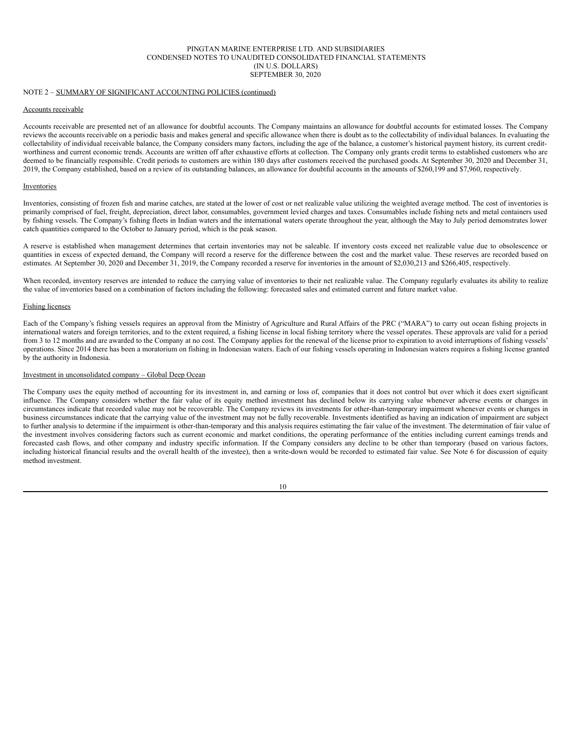NOTE 2 – SUMMARY OF SIGNIFICANT ACCOUNTING POLICIES (continued)

Accounts receivable

Accounts receivable are presented net of an allowance for doubtful accounts. The Company maintains an allowance for doubtful accounts for estimated losses. The Company reviews the accounts receivable on a periodic basis and makes general and specific allowance when there is doubt as to the collectability of individual balances. In evaluating the collectability of individual receivable balance, the Company considers many factors, including the age of the balance, a customer's historical payment history, its current credit-worthiness and current economic trends. Accounts are written off after exhaustive efforts at collection. The Company only grants credit terms to established customers who are deemed to be financially responsible. Credit periods to customers are within 180 days after customers received the purchased goods. At September 30, 2020 and December 31, 2019, the Company established, based on a review of its outstanding balances, an allowance for doubtful accounts in the amounts of $260,199 and $7,960, respectively.

Inventories

Inventories, consisting of frozen fish and marine catches, are stated at the lower of cost or net realizable value utilizing the weighted average method. The cost of inventories is primarily comprised of fuel, freight, depreciation, direct labor, consumables, government levied charges and taxes. Consumables include fishing nets and metal containers used by fishing vessels. The Company's fishing fleets in Indian waters and the international waters operate throughout the year, although the May to July period demonstrates lower catch quantities compared to the October to January period, which is the peak season.

A reserve is established when management determines that certain inventories may not be saleable. If inventory costs exceed net realizable value due to obsolescence or quantities in excess of expected demand, the Company will record a reserve for the difference between the cost and the market value. These reserves are recorded based on estimates. At September 30, 2020 and December 31, 2019, the Company recorded a reserve for inventories in the amount of $2,030,213 and $266,405, respectively.

When recorded, inventory reserves are intended to reduce the carrying value of inventories to their net realizable value. The Company regularly evaluates its ability to realize the value of inventories based on a combination of factors including the following: forecasted sales and estimated current and future market value.

Fishing licenses

Each of the Company's fishing vessels requires an approval from the Ministry of Agriculture and Rural Affairs of the PRC ("MARA") to carry out ocean fishing projects in international waters and foreign territories, and to the extent required, a fishing license in local fishing territory where the vessel operates. These approvals are valid for a period from 3 to 12 months and are awarded to the Company at no cost. The Company applies for the renewal of the license prior to expiration to avoid interruptions of fishing vessels' operations. Since 2014 there has been a moratorium on fishing in Indonesian waters. Each of our fishing vessels operating in Indonesian waters requires a fishing license granted by the authority in Indonesia.

Investment in unconsolidated company – Global Deep Ocean

The Company uses the equity method of accounting for its investment in, and earning or loss of, companies that it does not control but over which it does exert significant influence. The Company considers whether the fair value of its equity method investment has declined below its carrying value whenever adverse events or changes in circumstances indicate that recorded value may not be recoverable. The Company reviews its investments for other-than-temporary impairment whenever events or changes in business circumstances indicate that the carrying value of the investment may not be fully recoverable. Investments identified as having an indication of impairment are subject to further analysis to determine if the impairment is other-than-temporary and this analysis requires estimating the fair value of the investment. The determination of fair value of the investment involves considering factors such as current economic and market conditions, the operating performance of the entities including current earnings trends and forecasted cash flows, and other company and industry specific information. If the Company considers any decline to be other than temporary (based on various factors, including historical financial results and the overall health of the investee), then a write-down would be recorded to estimated fair value. See Note 6 for discussion of equity method investment.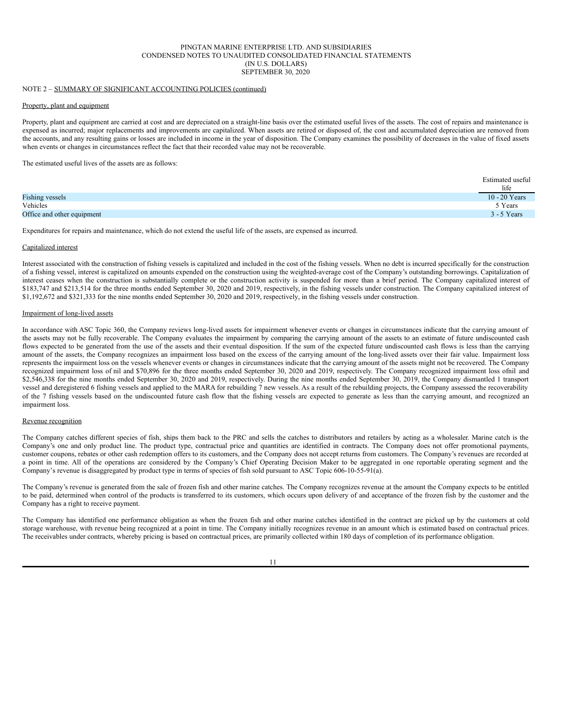PINGTAN MARINE ENTERPRISE LTD. AND SUBSIDIARIES
CONDENSED NOTES TO UNAUDITED CONSOLIDATED FINANCIAL STATEMENTS
(IN U.S. DOLLARS)
SEPTEMBER 30, 2020

NOTE 2 – SUMMARY OF SIGNIFICANT ACCOUNTING POLICIES (continued)

Property, plant and equipment

Property, plant and equipment are carried at cost and are depreciated on a straight-line basis over the estimated useful lives of the assets. The cost of repairs and maintenance is expensed as incurred; major replacements and improvements are capitalized. When assets are retired or disposed of, the cost and accumulated depreciation are removed from the accounts, and any resulting gains or losses are included in income in the year of disposition. The Company examines the possibility of decreases in the value of fixed assets when events or changes in circumstances reflect the fact that their recorded value may not be recoverable.

The estimated useful lives of the assets are as follows:

| | Estimated useful life |
|---|---|
| Fishing vessels | 10 - 20 Years |
| Vehicles | 5 Years |
| Office and other equipment | 3 - 5 Years |

Expenditures for repairs and maintenance, which do not extend the useful life of the assets, are expensed as incurred.

Capitalized interest

Interest associated with the construction of fishing vessels is capitalized and included in the cost of the fishing vessels. When no debt is incurred specifically for the construction of a fishing vessel, interest is capitalized on amounts expended on the construction using the weighted-average cost of the Company's outstanding borrowings. Capitalization of interest ceases when the construction is substantially complete or the construction activity is suspended for more than a brief period. The Company capitalized interest of $183,747 and $213,514 for the three months ended September 30, 2020 and 2019, respectively, in the fishing vessels under construction. The Company capitalized interest of $1,192,672 and $321,333 for the nine months ended September 30, 2020 and 2019, respectively, in the fishing vessels under construction.

Impairment of long-lived assets

In accordance with ASC Topic 360, the Company reviews long-lived assets for impairment whenever events or changes in circumstances indicate that the carrying amount of the assets may not be fully recoverable. The Company evaluates the impairment by comparing the carrying amount of the assets to an estimate of future undiscounted cash flows expected to be generated from the use of the assets and their eventual disposition. If the sum of the expected future undiscounted cash flows is less than the carrying amount of the assets, the Company recognizes an impairment loss based on the excess of the carrying amount of the long-lived assets over their fair value. Impairment loss represents the impairment loss on the vessels whenever events or changes in circumstances indicate that the carrying amount of the assets might not be recovered. The Company recognized impairment loss of nil and $70,896 for the three months ended September 30, 2020 and 2019, respectively. The Company recognized impairment loss ofnil and $2,546,338 for the nine months ended September 30, 2020 and 2019, respectively. During the nine months ended September 30, 2019, the Company dismantled 1 transport vessel and deregistered 6 fishing vessels and applied to the MARA for rebuilding 7 new vessels. As a result of the rebuilding projects, the Company assessed the recoverability of the 7 fishing vessels based on the undiscounted future cash flow that the fishing vessels are expected to generate as less than the carrying amount, and recognized an impairment loss.

Revenue recognition

The Company catches different species of fish, ships them back to the PRC and sells the catches to distributors and retailers by acting as a wholesaler. Marine catch is the Company's one and only product line. The product type, contractual price and quantities are identified in contracts. The Company does not offer promotional payments, customer coupons, rebates or other cash redemption offers to its customers, and the Company does not accept returns from customers. The Company's revenues are recorded at a point in time. All of the operations are considered by the Company's Chief Operating Decision Maker to be aggregated in one reportable operating segment and the Company's revenue is disaggregated by product type in terms of species of fish sold pursuant to ASC Topic 606-10-55-91(a).

The Company's revenue is generated from the sale of frozen fish and other marine catches. The Company recognizes revenue at the amount the Company expects to be entitled to be paid, determined when control of the products is transferred to its customers, which occurs upon delivery of and acceptance of the frozen fish by the customer and the Company has a right to receive payment.

The Company has identified one performance obligation as when the frozen fish and other marine catches identified in the contract are picked up by the customers at cold storage warehouse, with revenue being recognized at a point in time. The Company initially recognizes revenue in an amount which is estimated based on contractual prices. The receivables under contracts, whereby pricing is based on contractual prices, are primarily collected within 180 days of completion of its performance obligation.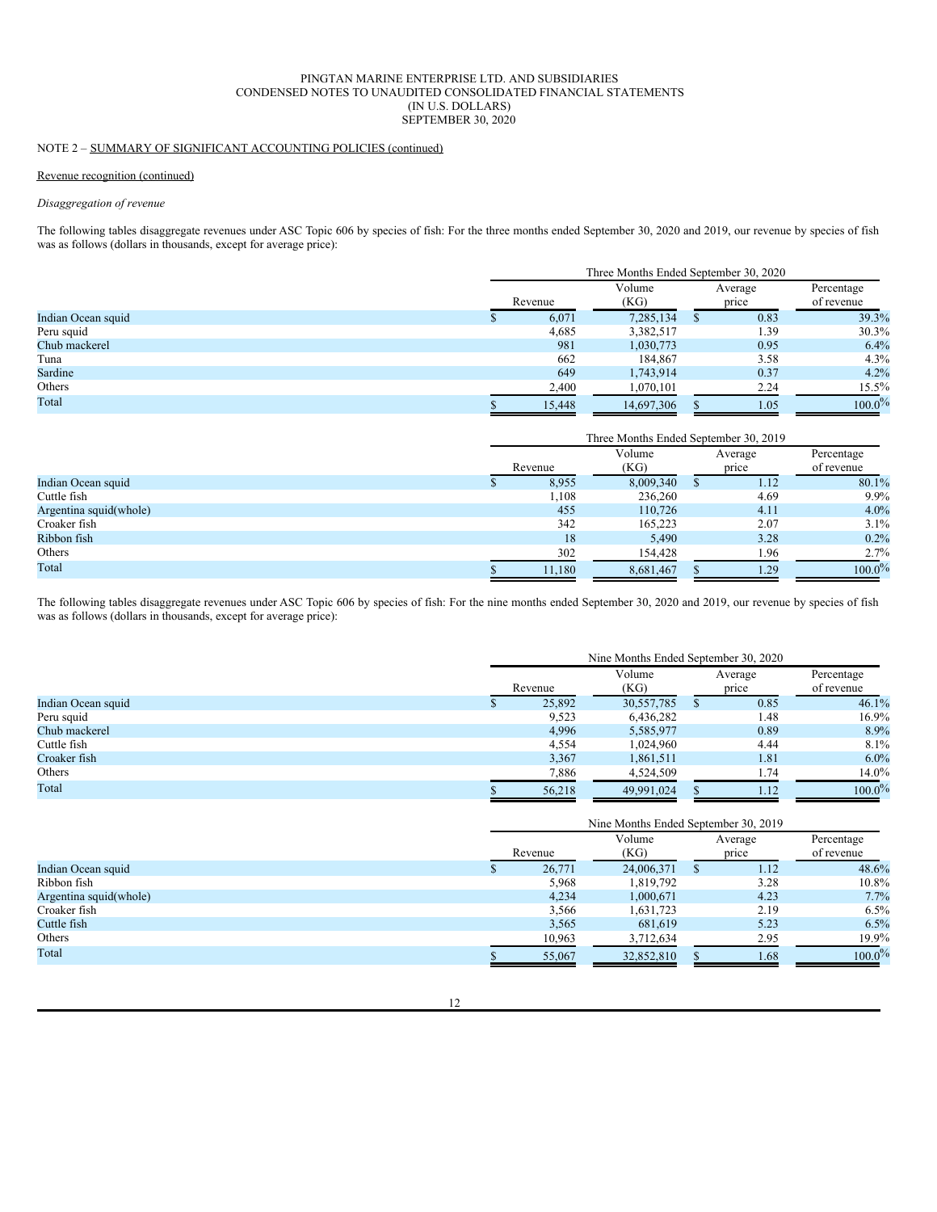# PINGTAN MARINE ENTERPRISE LTD. AND SUBSIDIARIES
## CONDENSED NOTES TO UNAUDITED CONSOLIDATED FINANCIAL STATEMENTS
## (IN U.S. DOLLARS)
## SEPTEMBER 30, 2020

NOTE 2 – SUMMARY OF SIGNIFICANT ACCOUNTING POLICIES (continued)

Revenue recognition (continued)

*Disaggregation of revenue*

The following tables disaggregate revenues under ASC Topic 606 by species of fish: For the three months ended September 30, 2020 and 2019, our revenue by species of fish was as follows (dollars in thousands, except for average price):

| | Three Months Ended September 30, 2020 | | | |
|---|---|---|---|---|
| | Revenue | Volume (KG) | Average price | Percentage of revenue |
| Indian Ocean squid | $ 6,071 | 7,285,134 | $ 0.83 | 39.3% |
| Peru squid | 4,685 | 3,382,517 | 1.39 | 30.3% |
| Chub mackerel | 981 | 1,030,773 | 0.95 | 6.4% |
| Tuna | 662 | 184,867 | 3.58 | 4.3% |
| Sardine | 649 | 1,743,914 | 0.37 | 4.2% |
| Others | 2,400 | 1,070,101 | 2.24 | 15.5% |
| Total | $ 15,448 | 14,697,306 | $ 1.05 | 100.0% |

| | Three Months Ended September 30, 2019 | | | |
|---|---|---|---|---|
| | Revenue | Volume (KG) | Average price | Percentage of revenue |
| Indian Ocean squid | $ 8,955 | 8,009,340 | $ 1.12 | 80.1% |
| Cuttle fish | 1,108 | 236,260 | 4.69 | 9.9% |
| Argentina squid(whole) | 455 | 110,726 | 4.11 | 4.0% |
| Croaker fish | 342 | 165,223 | 2.07 | 3.1% |
| Ribbon fish | 18 | 5,490 | 3.28 | 0.2% |
| Others | 302 | 154,428 | 1.96 | 2.7% |
| Total | $ 11,180 | 8,681,467 | $ 1.29 | 100.0% |

The following tables disaggregate revenues under ASC Topic 606 by species of fish: For the nine months ended September 30, 2020 and 2019, our revenue by species of fish was as follows (dollars in thousands, except for average price):

| | Nine Months Ended September 30, 2020 | | | |
|---|---|---|---|---|
| | Revenue | Volume (KG) | Average price | Percentage of revenue |
| Indian Ocean squid | $ 25,892 | 30,557,785 | $ 0.85 | 46.1% |
| Peru squid | 9,523 | 6,436,282 | 1.48 | 16.9% |
| Chub mackerel | 4,996 | 5,585,977 | 0.89 | 8.9% |
| Cuttle fish | 4,554 | 1,024,960 | 4.44 | 8.1% |
| Croaker fish | 3,367 | 1,861,511 | 1.81 | 6.0% |
| Others | 7,886 | 4,524,509 | 1.74 | 14.0% |
| Total | $ 56,218 | 49,991,024 | $ 1.12 | 100.0% |

| | Nine Months Ended September 30, 2019 | | | |
|---|---|---|---|---|
| | Revenue | Volume (KG) | Average price | Percentage of revenue |
| Indian Ocean squid | $ 26,771 | 24,006,371 | $ 1.12 | 48.6% |
| Ribbon fish | 5,968 | 1,819,792 | 3.28 | 10.8% |
| Argentina squid(whole) | 4,234 | 1,000,671 | 4.23 | 7.7% |
| Croaker fish | 3,566 | 1,631,723 | 2.19 | 6.5% |
| Cuttle fish | 3,565 | 681,619 | 5.23 | 6.5% |
| Others | 10,963 | 3,712,634 | 2.95 | 19.9% |
| Total | $ 55,067 | 32,852,810 | $ 1.68 | 100.0% |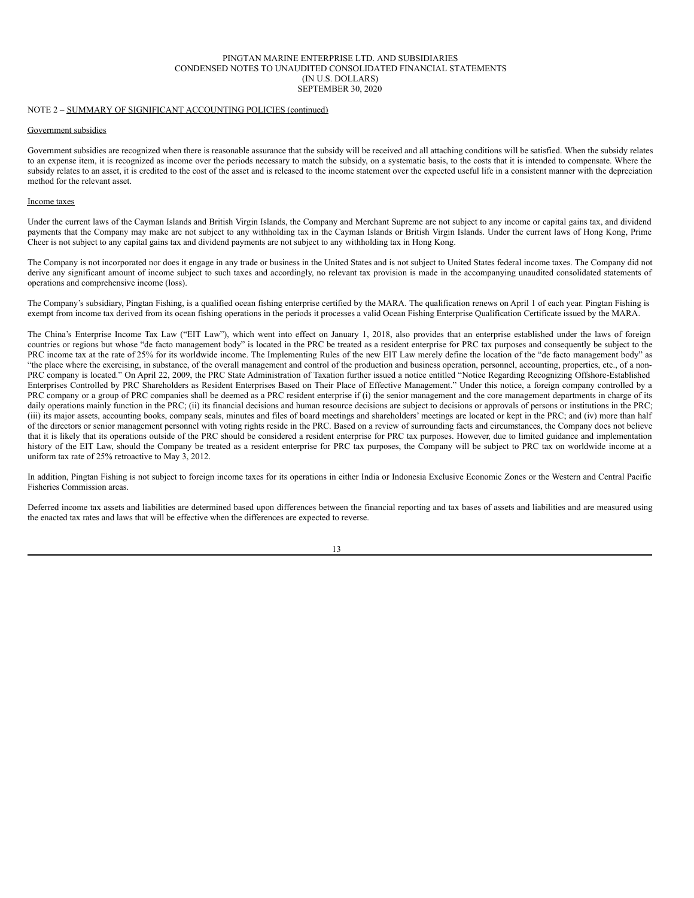NOTE 2 – SUMMARY OF SIGNIFICANT ACCOUNTING POLICIES (continued)

Government subsidies

Government subsidies are recognized when there is reasonable assurance that the subsidy will be received and all attaching conditions will be satisfied. When the subsidy relates to an expense item, it is recognized as income over the periods necessary to match the subsidy, on a systematic basis, to the costs that it is intended to compensate. Where the subsidy relates to an asset, it is credited to the cost of the asset and is released to the income statement over the expected useful life in a consistent manner with the depreciation method for the relevant asset.

Income taxes

Under the current laws of the Cayman Islands and British Virgin Islands, the Company and Merchant Supreme are not subject to any income or capital gains tax, and dividend payments that the Company may make are not subject to any withholding tax in the Cayman Islands or British Virgin Islands. Under the current laws of Hong Kong, Prime Cheer is not subject to any capital gains tax and dividend payments are not subject to any withholding tax in Hong Kong.

The Company is not incorporated nor does it engage in any trade or business in the United States and is not subject to United States federal income taxes. The Company did not derive any significant amount of income subject to such taxes and accordingly, no relevant tax provision is made in the accompanying unaudited consolidated statements of operations and comprehensive income (loss).

The Company's subsidiary, Pingtan Fishing, is a qualified ocean fishing enterprise certified by the MARA. The qualification renews on April 1 of each year. Pingtan Fishing is exempt from income tax derived from its ocean fishing operations in the periods it processes a valid Ocean Fishing Enterprise Qualification Certificate issued by the MARA.

The China's Enterprise Income Tax Law ("EIT Law"), which went into effect on January 1, 2018, also provides that an enterprise established under the laws of foreign countries or regions but whose "de facto management body" is located in the PRC be treated as a resident enterprise for PRC tax purposes and consequently be subject to the PRC income tax at the rate of 25% for its worldwide income. The Implementing Rules of the new EIT Law merely define the location of the "de facto management body" as "the place where the exercising, in substance, of the overall management and control of the production and business operation, personnel, accounting, properties, etc., of a non-PRC company is located." On April 22, 2009, the PRC State Administration of Taxation further issued a notice entitled "Notice Regarding Recognizing Offshore-Established Enterprises Controlled by PRC Shareholders as Resident Enterprises Based on Their Place of Effective Management." Under this notice, a foreign company controlled by a PRC company or a group of PRC companies shall be deemed as a PRC resident enterprise if (i) the senior management and the core management departments in charge of its daily operations mainly function in the PRC; (ii) its financial decisions and human resource decisions are subject to decisions or approvals of persons or institutions in the PRC; (iii) its major assets, accounting books, company seals, minutes and files of board meetings and shareholders' meetings are located or kept in the PRC; and (iv) more than half of the directors or senior management personnel with voting rights reside in the PRC. Based on a review of surrounding facts and circumstances, the Company does not believe that it is likely that its operations outside of the PRC should be considered a resident enterprise for PRC tax purposes. However, due to limited guidance and implementation history of the EIT Law, should the Company be treated as a resident enterprise for PRC tax purposes, the Company will be subject to PRC tax on worldwide income at a uniform tax rate of 25% retroactive to May 3, 2012.

In addition, Pingtan Fishing is not subject to foreign income taxes for its operations in either India or Indonesia Exclusive Economic Zones or the Western and Central Pacific Fisheries Commission areas.

Deferred income tax assets and liabilities are determined based upon differences between the financial reporting and tax bases of assets and liabilities and are measured using the enacted tax rates and laws that will be effective when the differences are expected to reverse.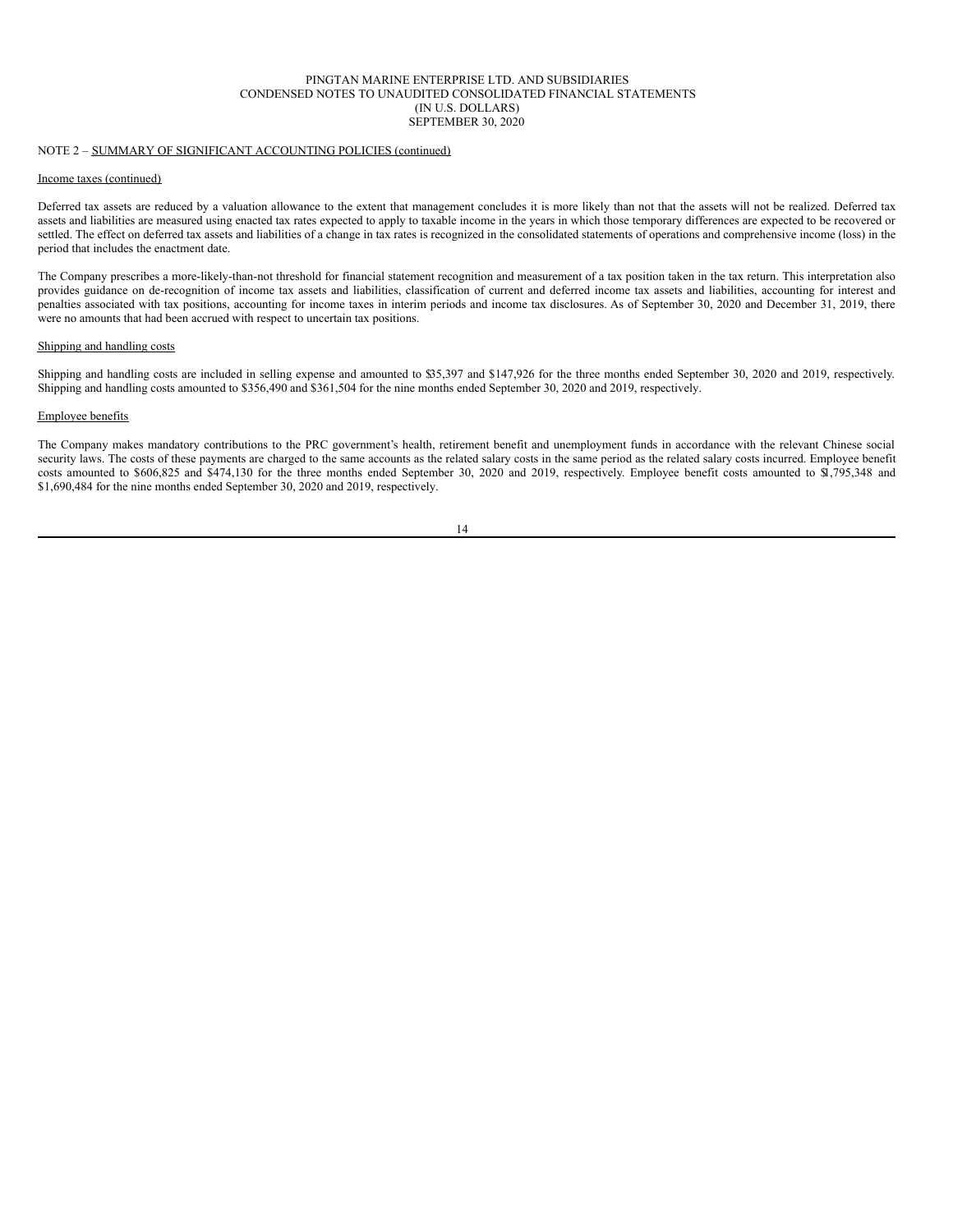NOTE 2 – SUMMARY OF SIGNIFICANT ACCOUNTING POLICIES (continued)

Income taxes (continued)

Deferred tax assets are reduced by a valuation allowance to the extent that management concludes it is more likely than not that the assets will not be realized. Deferred tax assets and liabilities are measured using enacted tax rates expected to apply to taxable income in the years in which those temporary differences are expected to be recovered or settled. The effect on deferred tax assets and liabilities of a change in tax rates is recognized in the consolidated statements of operations and comprehensive income (loss) in the period that includes the enactment date.

The Company prescribes a more-likely-than-not threshold for financial statement recognition and measurement of a tax position taken in the tax return. This interpretation also provides guidance on de-recognition of income tax assets and liabilities, classification of current and deferred income tax assets and liabilities, accounting for interest and penalties associated with tax positions, accounting for income taxes in interim periods and income tax disclosures. As of September 30, 2020 and December 31, 2019, there were no amounts that had been accrued with respect to uncertain tax positions.

Shipping and handling costs

Shipping and handling costs are included in selling expense and amounted to $35,397 and $147,926 for the three months ended September 30, 2020 and 2019, respectively. Shipping and handling costs amounted to $356,490 and $361,504 for the nine months ended September 30, 2020 and 2019, respectively.

Employee benefits

The Company makes mandatory contributions to the PRC government's health, retirement benefit and unemployment funds in accordance with the relevant Chinese social security laws. The costs of these payments are charged to the same accounts as the related salary costs in the same period as the related salary costs incurred. Employee benefit costs amounted to $606,825 and $474,130 for the three months ended September 30, 2020 and 2019, respectively. Employee benefit costs amounted to $1,795,348 and $1,690,484 for the nine months ended September 30, 2020 and 2019, respectively.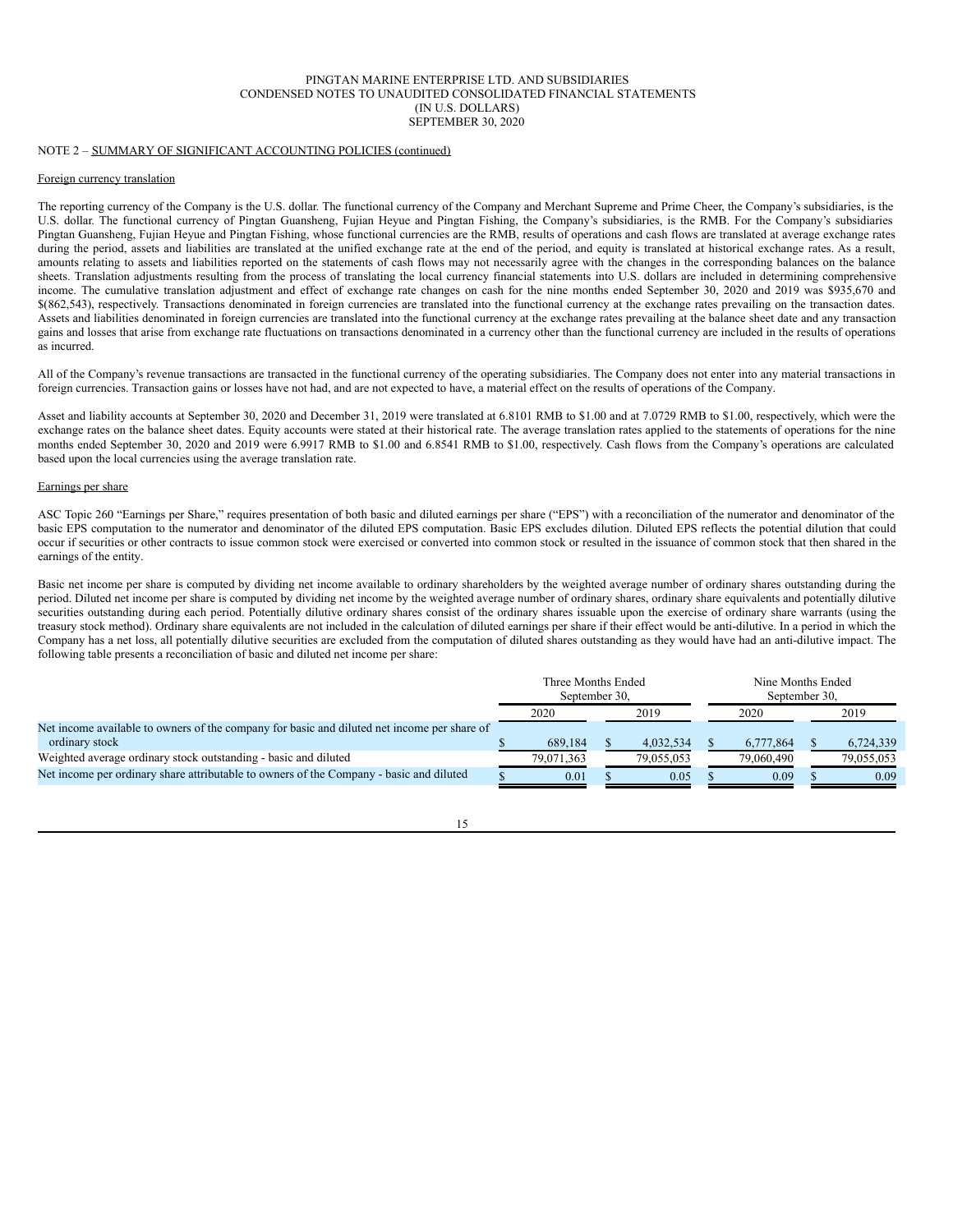NOTE 2 – SUMMARY OF SIGNIFICANT ACCOUNTING POLICIES (continued)

Foreign currency translation

The reporting currency of the Company is the U.S. dollar. The functional currency of the Company and Merchant Supreme and Prime Cheer, the Company's subsidiaries, is the U.S. dollar. The functional currency of Pingtan Guansheng, Fujian Heyue and Pingtan Fishing, the Company's subsidiaries, is the RMB. For the Company's subsidiaries Pingtan Guansheng, Fujian Heyue and Pingtan Fishing, whose functional currencies are the RMB, results of operations and cash flows are translated at average exchange rates during the period, assets and liabilities are translated at the unified exchange rate at the end of the period, and equity is translated at historical exchange rates. As a result, amounts relating to assets and liabilities reported on the statements of cash flows may not necessarily agree with the changes in the corresponding balances on the balance sheets. Translation adjustments resulting from the process of translating the local currency financial statements into U.S. dollars are included in determining comprehensive income. The cumulative translation adjustment and effect of exchange rate changes on cash for the nine months ended September 30, 2020 and 2019 was $935,670 and $(862,543), respectively. Transactions denominated in foreign currencies are translated into the functional currency at the exchange rates prevailing on the transaction dates. Assets and liabilities denominated in foreign currencies are translated into the functional currency at the exchange rates prevailing at the balance sheet date and any transaction gains and losses that arise from exchange rate fluctuations on transactions denominated in a currency other than the functional currency are included in the results of operations as incurred.

All of the Company's revenue transactions are transacted in the functional currency of the operating subsidiaries. The Company does not enter into any material transactions in foreign currencies. Transaction gains or losses have not had, and are not expected to have, a material effect on the results of operations of the Company.

Asset and liability accounts at September 30, 2020 and December 31, 2019 were translated at 6.8101 RMB to $1.00 and at 7.0729 RMB to $1.00, respectively, which were the exchange rates on the balance sheet dates. Equity accounts were stated at their historical rate. The average translation rates applied to the statements of operations for the nine months ended September 30, 2020 and 2019 were 6.9917 RMB to $1.00 and 6.8541 RMB to $1.00, respectively. Cash flows from the Company's operations are calculated based upon the local currencies using the average translation rate.

Earnings per share

ASC Topic 260 "Earnings per Share," requires presentation of both basic and diluted earnings per share ("EPS") with a reconciliation of the numerator and denominator of the basic EPS computation to the numerator and denominator of the diluted EPS computation. Basic EPS excludes dilution. Diluted EPS reflects the potential dilution that could occur if securities or other contracts to issue common stock were exercised or converted into common stock or resulted in the issuance of common stock that then shared in the earnings of the entity.

Basic net income per share is computed by dividing net income available to ordinary shareholders by the weighted average number of ordinary shares outstanding during the period. Diluted net income per share is computed by dividing net income by the weighted average number of ordinary shares, ordinary share equivalents and potentially dilutive securities outstanding during each period. Potentially dilutive ordinary shares consist of the ordinary shares issuable upon the exercise of ordinary share warrants (using the treasury stock method). Ordinary share equivalents are not included in the calculation of diluted earnings per share if their effect would be anti-dilutive. In a period in which the Company has a net loss, all potentially dilutive securities are excluded from the computation of diluted shares outstanding as they would have had an anti-dilutive impact. The following table presents a reconciliation of basic and diluted net income per share:

| | Three Months Ended September 30, | | Nine Months Ended September 30, | |
|---|---|---|---|---|
| | 2020 | 2019 | 2020 | 2019 |
| Net income available to owners of the company for basic and diluted net income per share of ordinary stock | $ 689,184 | $ 4,032,534 | $ 6,777,864 | $ 6,724,339 |
| Weighted average ordinary stock outstanding - basic and diluted | 79,071,363 | 79,055,053 | 79,060,490 | 79,055,053 |
| Net income per ordinary share attributable to owners of the Company - basic and diluted | $ 0.01 | $ 0.05 | $ 0.09 | $ 0.09 |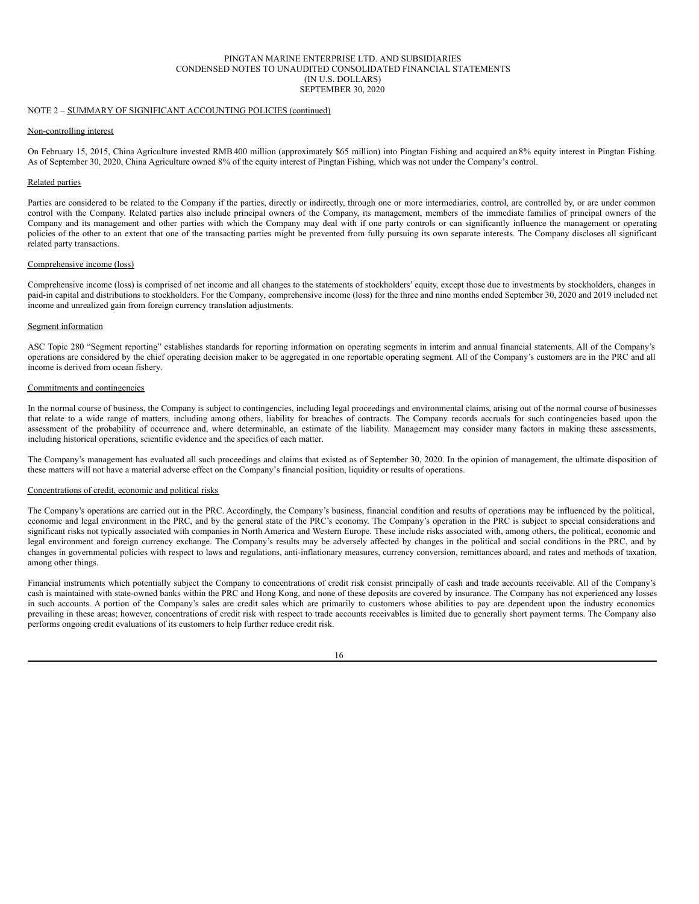NOTE 2 – SUMMARY OF SIGNIFICANT ACCOUNTING POLICIES (continued)

Non-controlling interest

On February 15, 2015, China Agriculture invested RMB 400 million (approximately $65 million) into Pingtan Fishing and acquired an 8% equity interest in Pingtan Fishing. As of September 30, 2020, China Agriculture owned 8% of the equity interest of Pingtan Fishing, which was not under the Company's control.

Related parties

Parties are considered to be related to the Company if the parties, directly or indirectly, through one or more intermediaries, control, are controlled by, or are under common control with the Company. Related parties also include principal owners of the Company, its management, members of the immediate families of principal owners of the Company and its management and other parties with which the Company may deal with if one party controls or can significantly influence the management or operating policies of the other to an extent that one of the transacting parties might be prevented from fully pursuing its own separate interests. The Company discloses all significant related party transactions.

Comprehensive income (loss)

Comprehensive income (loss) is comprised of net income and all changes to the statements of stockholders' equity, except those due to investments by stockholders, changes in paid-in capital and distributions to stockholders. For the Company, comprehensive income (loss) for the three and nine months ended September 30, 2020 and 2019 included net income and unrealized gain from foreign currency translation adjustments.

Segment information

ASC Topic 280 "Segment reporting" establishes standards for reporting information on operating segments in interim and annual financial statements. All of the Company's operations are considered by the chief operating decision maker to be aggregated in one reportable operating segment. All of the Company's customers are in the PRC and all income is derived from ocean fishery.

Commitments and contingencies

In the normal course of business, the Company is subject to contingencies, including legal proceedings and environmental claims, arising out of the normal course of businesses that relate to a wide range of matters, including among others, liability for breaches of contracts. The Company records accruals for such contingencies based upon the assessment of the probability of occurrence and, where determinable, an estimate of the liability. Management may consider many factors in making these assessments, including historical operations, scientific evidence and the specifics of each matter.

The Company's management has evaluated all such proceedings and claims that existed as of September 30, 2020. In the opinion of management, the ultimate disposition of these matters will not have a material adverse effect on the Company's financial position, liquidity or results of operations.

Concentrations of credit, economic and political risks

The Company's operations are carried out in the PRC. Accordingly, the Company's business, financial condition and results of operations may be influenced by the political, economic and legal environment in the PRC, and by the general state of the PRC's economy. The Company's operation in the PRC is subject to special considerations and significant risks not typically associated with companies in North America and Western Europe. These include risks associated with, among others, the political, economic and legal environment and foreign currency exchange. The Company's results may be adversely affected by changes in the political and social conditions in the PRC, and by changes in governmental policies with respect to laws and regulations, anti-inflationary measures, currency conversion, remittances aboard, and rates and methods of taxation, among other things.

Financial instruments which potentially subject the Company to concentrations of credit risk consist principally of cash and trade accounts receivable. All of the Company's cash is maintained with state-owned banks within the PRC and Hong Kong, and none of these deposits are covered by insurance. The Company has not experienced any losses in such accounts. A portion of the Company's sales are credit sales which are primarily to customers whose abilities to pay are dependent upon the industry economics prevailing in these areas; however, concentrations of credit risk with respect to trade accounts receivables is limited due to generally short payment terms. The Company also performs ongoing credit evaluations of its customers to help further reduce credit risk.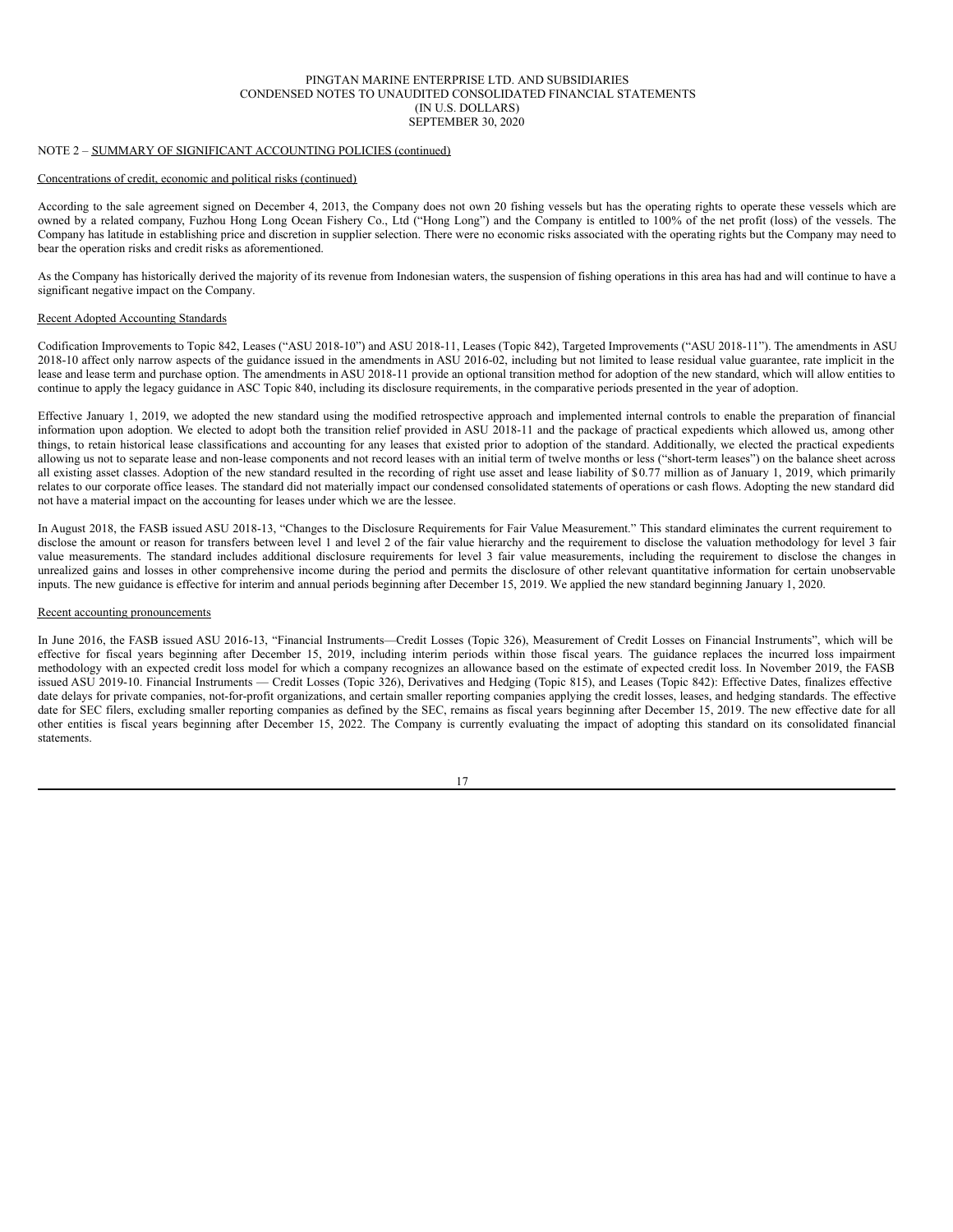NOTE 2 – SUMMARY OF SIGNIFICANT ACCOUNTING POLICIES (continued)

Concentrations of credit, economic and political risks (continued)

According to the sale agreement signed on December 4, 2013, the Company does not own 20 fishing vessels but has the operating rights to operate these vessels which are owned by a related company, Fuzhou Hong Long Ocean Fishery Co., Ltd ("Hong Long") and the Company is entitled to 100% of the net profit (loss) of the vessels. The Company has latitude in establishing price and discretion in supplier selection. There were no economic risks associated with the operating rights but the Company may need to bear the operation risks and credit risks as aforementioned.

As the Company has historically derived the majority of its revenue from Indonesian waters, the suspension of fishing operations in this area has had and will continue to have a significant negative impact on the Company.

Recent Adopted Accounting Standards

Codification Improvements to Topic 842, Leases ("ASU 2018-10") and ASU 2018-11, Leases (Topic 842), Targeted Improvements ("ASU 2018-11"). The amendments in ASU 2018-10 affect only narrow aspects of the guidance issued in the amendments in ASU 2016-02, including but not limited to lease residual value guarantee, rate implicit in the lease and lease term and purchase option. The amendments in ASU 2018-11 provide an optional transition method for adoption of the new standard, which will allow entities to continue to apply the legacy guidance in ASC Topic 840, including its disclosure requirements, in the comparative periods presented in the year of adoption.

Effective January 1, 2019, we adopted the new standard using the modified retrospective approach and implemented internal controls to enable the preparation of financial information upon adoption. We elected to adopt both the transition relief provided in ASU 2018-11 and the package of practical expedients which allowed us, among other things, to retain historical lease classifications and accounting for any leases that existed prior to adoption of the standard. Additionally, we elected the practical expedients allowing us not to separate lease and non-lease components and not record leases with an initial term of twelve months or less ("short-term leases") on the balance sheet across all existing asset classes. Adoption of the new standard resulted in the recording of right use asset and lease liability of $0.77 million as of January 1, 2019, which primarily relates to our corporate office leases. The standard did not materially impact our condensed consolidated statements of operations or cash flows. Adopting the new standard did not have a material impact on the accounting for leases under which we are the lessee.

In August 2018, the FASB issued ASU 2018-13, "Changes to the Disclosure Requirements for Fair Value Measurement." This standard eliminates the current requirement to disclose the amount or reason for transfers between level 1 and level 2 of the fair value hierarchy and the requirement to disclose the valuation methodology for level 3 fair value measurements. The standard includes additional disclosure requirements for level 3 fair value measurements, including the requirement to disclose the changes in unrealized gains and losses in other comprehensive income during the period and permits the disclosure of other relevant quantitative information for certain unobservable inputs. The new guidance is effective for interim and annual periods beginning after December 15, 2019. We applied the new standard beginning January 1, 2020.

Recent accounting pronouncements

In June 2016, the FASB issued ASU 2016-13, "Financial Instruments—Credit Losses (Topic 326), Measurement of Credit Losses on Financial Instruments", which will be effective for fiscal years beginning after December 15, 2019, including interim periods within those fiscal years. The guidance replaces the incurred loss impairment methodology with an expected credit loss model for which a company recognizes an allowance based on the estimate of expected credit loss. In November 2019, the FASB issued ASU 2019-10. Financial Instruments — Credit Losses (Topic 326), Derivatives and Hedging (Topic 815), and Leases (Topic 842): Effective Dates, finalizes effective date delays for private companies, not-for-profit organizations, and certain smaller reporting companies applying the credit losses, leases, and hedging standards. The effective date for SEC filers, excluding smaller reporting companies as defined by the SEC, remains as fiscal years beginning after December 15, 2019. The new effective date for all other entities is fiscal years beginning after December 15, 2022. The Company is currently evaluating the impact of adopting this standard on its consolidated financial statements.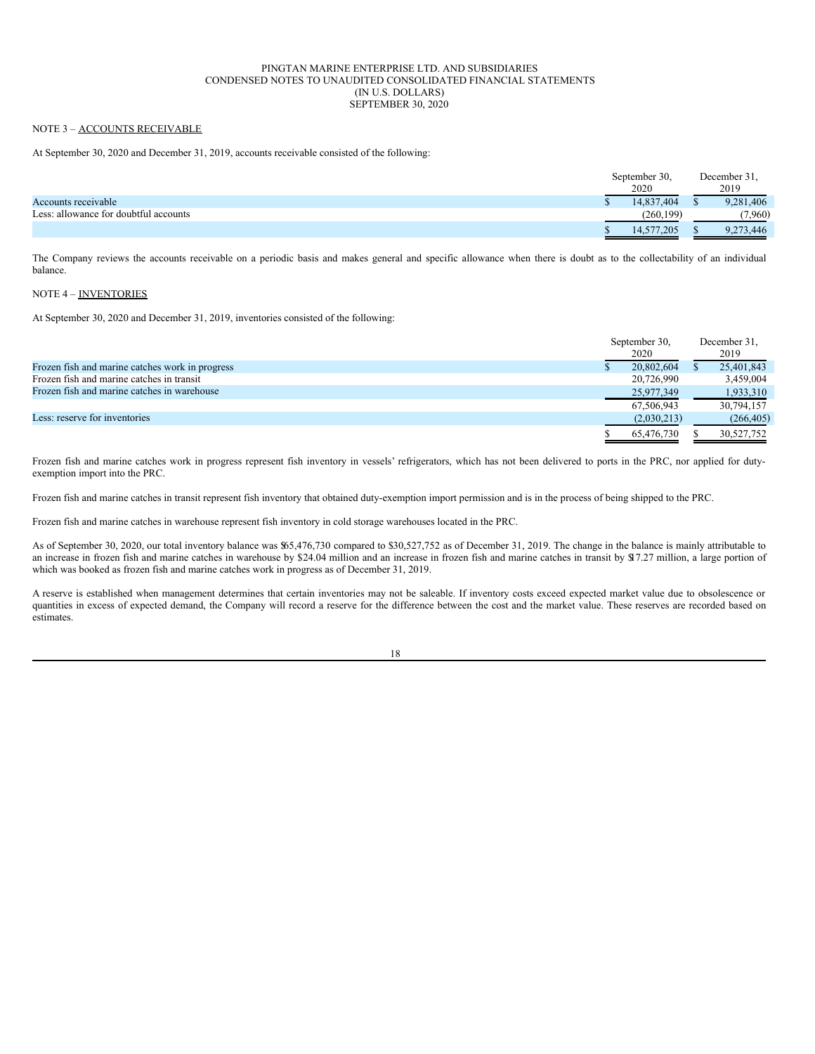PINGTAN MARINE ENTERPRISE LTD. AND SUBSIDIARIES
CONDENSED NOTES TO UNAUDITED CONSOLIDATED FINANCIAL STATEMENTS
(IN U.S. DOLLARS)
SEPTEMBER 30, 2020

NOTE 3 – ACCOUNTS RECEIVABLE

At September 30, 2020 and December 31, 2019, accounts receivable consisted of the following:

| | September 30, 2020 | December 31, 2019 |
|---|---|---|
| Accounts receivable | $ 14,837,404 | $ 9,281,406 |
| Less: allowance for doubtful accounts | (260,199) | (7,960) |
| | $ 14,577,205 | $ 9,273,446 |

The Company reviews the accounts receivable on a periodic basis and makes general and specific allowance when there is doubt as to the collectability of an individual balance.

NOTE 4 – INVENTORIES

At September 30, 2020 and December 31, 2019, inventories consisted of the following:

| | September 30, 2020 | December 31, 2019 |
|---|---|---|
| Frozen fish and marine catches work in progress | $ 20,802,604 | $ 25,401,843 |
| Frozen fish and marine catches in transit | 20,726,990 | 3,459,004 |
| Frozen fish and marine catches in warehouse | 25,977,349 | 1,933,310 |
| | 67,506,943 | 30,794,157 |
| Less: reserve for inventories | (2,030,213) | (266,405) |
| | $ 65,476,730 | $ 30,527,752 |

Frozen fish and marine catches work in progress represent fish inventory in vessels' refrigerators, which has not been delivered to ports in the PRC, nor applied for duty-exemption import into the PRC.

Frozen fish and marine catches in transit represent fish inventory that obtained duty-exemption import permission and is in the process of being shipped to the PRC.

Frozen fish and marine catches in warehouse represent fish inventory in cold storage warehouses located in the PRC.

As of September 30, 2020, our total inventory balance was $65,476,730 compared to $30,527,752 as of December 31, 2019. The change in the balance is mainly attributable to an increase in frozen fish and marine catches in warehouse by $24.04 million and an increase in frozen fish and marine catches in transit by $17.27 million, a large portion of which was booked as frozen fish and marine catches work in progress as of December 31, 2019.

A reserve is established when management determines that certain inventories may not be saleable. If inventory costs exceed expected market value due to obsolescence or quantities in excess of expected demand, the Company will record a reserve for the difference between the cost and the market value. These reserves are recorded based on estimates.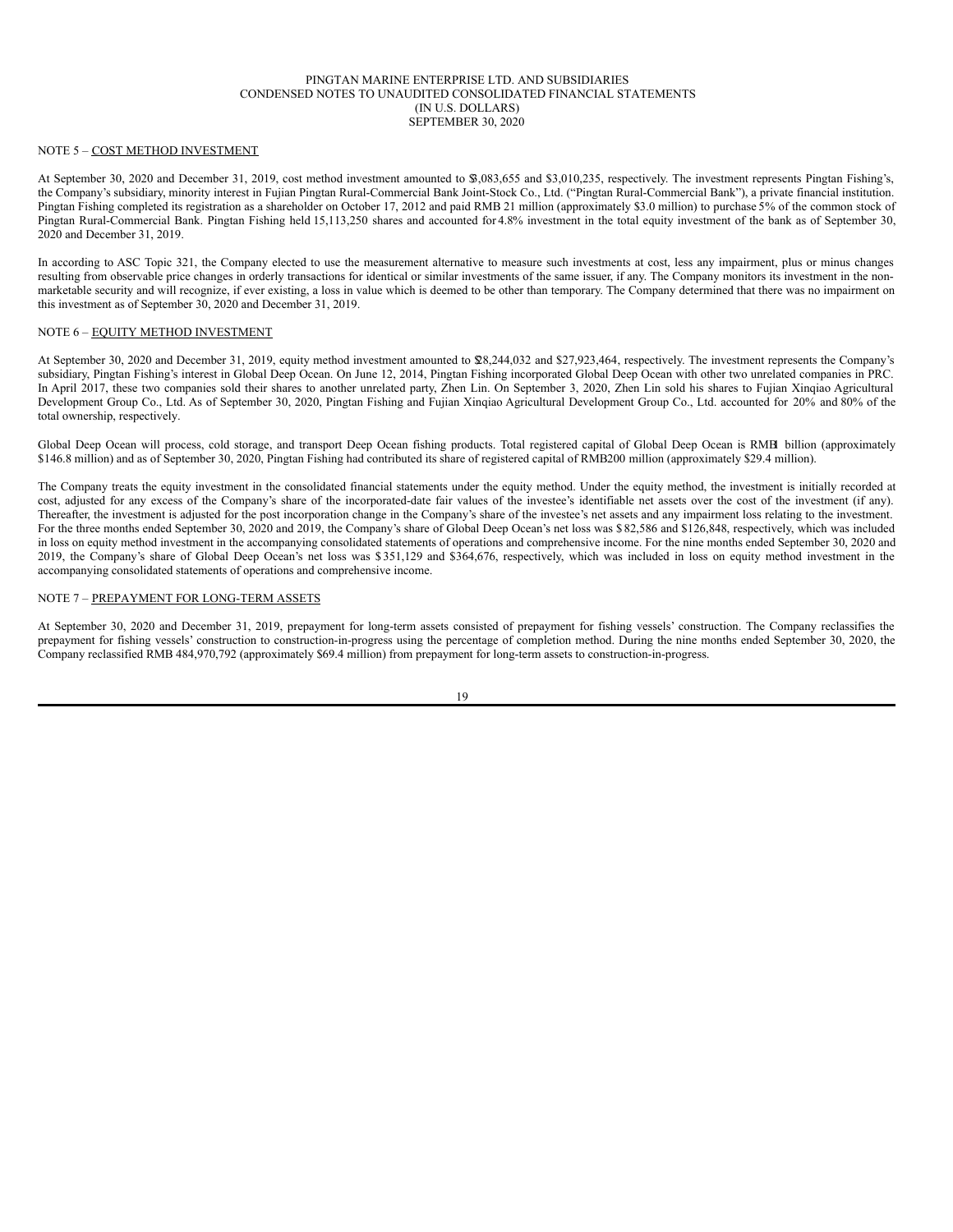NOTE 5 – COST METHOD INVESTMENT

At September 30, 2020 and December 31, 2019, cost method investment amounted to $3,083,655 and $3,010,235, respectively. The investment represents Pingtan Fishing's, the Company's subsidiary, minority interest in Fujian Pingtan Rural-Commercial Bank Joint-Stock Co., Ltd. ("Pingtan Rural-Commercial Bank"), a private financial institution. Pingtan Fishing completed its registration as a shareholder on October 17, 2012 and paid RMB 21 million (approximately $3.0 million) to purchase 5% of the common stock of Pingtan Rural-Commercial Bank. Pingtan Fishing held 15,113,250 shares and accounted for 4.8% investment in the total equity investment of the bank as of September 30, 2020 and December 31, 2019.

In according to ASC Topic 321, the Company elected to use the measurement alternative to measure such investments at cost, less any impairment, plus or minus changes resulting from observable price changes in orderly transactions for identical or similar investments of the same issuer, if any. The Company monitors its investment in the non-marketable security and will recognize, if ever existing, a loss in value which is deemed to be other than temporary. The Company determined that there was no impairment on this investment as of September 30, 2020 and December 31, 2019.

NOTE 6 – EQUITY METHOD INVESTMENT

At September 30, 2020 and December 31, 2019, equity method investment amounted to $28,244,032 and $27,923,464, respectively. The investment represents the Company's subsidiary, Pingtan Fishing's interest in Global Deep Ocean. On June 12, 2014, Pingtan Fishing incorporated Global Deep Ocean with other two unrelated companies in PRC. In April 2017, these two companies sold their shares to another unrelated party, Zhen Lin. On September 3, 2020, Zhen Lin sold his shares to Fujian Xinqiao Agricultural Development Group Co., Ltd. As of September 30, 2020, Pingtan Fishing and Fujian Xinqiao Agricultural Development Group Co., Ltd. accounted for 20% and 80% of the total ownership, respectively.

Global Deep Ocean will process, cold storage, and transport Deep Ocean fishing products. Total registered capital of Global Deep Ocean is RMB1 billion (approximately $146.8 million) and as of September 30, 2020, Pingtan Fishing had contributed its share of registered capital of RMB200 million (approximately $29.4 million).

The Company treats the equity investment in the consolidated financial statements under the equity method. Under the equity method, the investment is initially recorded at cost, adjusted for any excess of the Company's share of the incorporated-date fair values of the investee's identifiable net assets over the cost of the investment (if any). Thereafter, the investment is adjusted for the post incorporation change in the Company's share of the investee's net assets and any impairment loss relating to the investment. For the three months ended September 30, 2020 and 2019, the Company's share of Global Deep Ocean's net loss was $82,586 and $126,848, respectively, which was included in loss on equity method investment in the accompanying consolidated statements of operations and comprehensive income. For the nine months ended September 30, 2020 and 2019, the Company's share of Global Deep Ocean's net loss was $351,129 and $364,676, respectively, which was included in loss on equity method investment in the accompanying consolidated statements of operations and comprehensive income.

NOTE 7 – PREPAYMENT FOR LONG-TERM ASSETS

At September 30, 2020 and December 31, 2019, prepayment for long-term assets consisted of prepayment for fishing vessels' construction. The Company reclassifies the prepayment for fishing vessels' construction to construction-in-progress using the percentage of completion method. During the nine months ended September 30, 2020, the Company reclassified RMB 484,970,792 (approximately $69.4 million) from prepayment for long-term assets to construction-in-progress.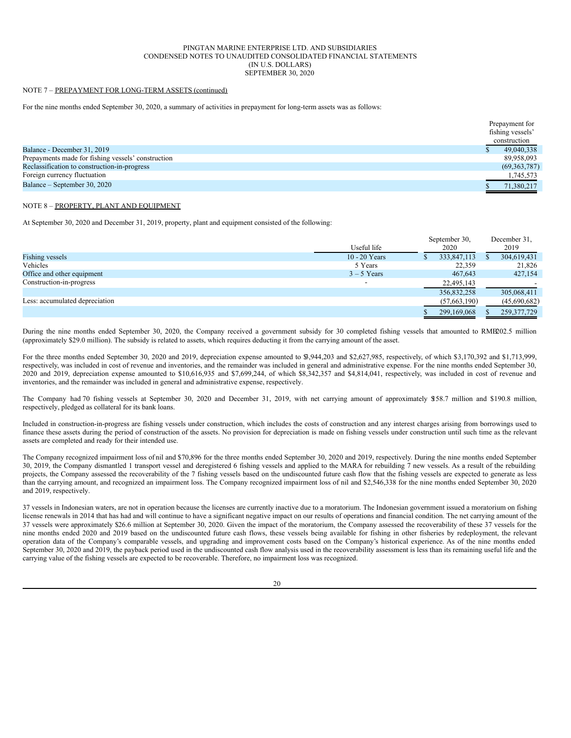PINGTAN MARINE ENTERPRISE LTD. AND SUBSIDIARIES
CONDENSED NOTES TO UNAUDITED CONSOLIDATED FINANCIAL STATEMENTS
(IN U.S. DOLLARS)
SEPTEMBER 30, 2020

NOTE 7 – PREPAYMENT FOR LONG-TERM ASSETS (continued)

For the nine months ended September 30, 2020, a summary of activities in prepayment for long-term assets was as follows:

| | Prepayment for fishing vessels' construction |
|---|---|
| Balance - December 31, 2019 | $ 49,040,338 |
| Prepayments made for fishing vessels' construction | 89,958,093 |
| Reclassification to construction-in-progress | (69,363,787) |
| Foreign currency fluctuation | 1,745,573 |
| Balance – September 30, 2020 | $ 71,380,217 |

NOTE 8 – PROPERTY, PLANT AND EQUIPMENT

At September 30, 2020 and December 31, 2019, property, plant and equipment consisted of the following:

| | Useful life | September 30, 2020 | December 31, 2019 |
|---|---|---|---|
| Fishing vessels | 10 - 20 Years | $ 333,847,113 | $ 304,619,431 |
| Vehicles | 5 Years | 22,359 | 21,826 |
| Office and other equipment | 3 – 5 Years | 467,643 | 427,154 |
| Construction-in-progress | - | 22,495,143 | - |
| | | 356,832,258 | 305,068,411 |
| Less: accumulated depreciation | | (57,663,190) | (45,690,682) |
| | | $ 299,169,068 | $ 259,377,729 |

During the nine months ended September 30, 2020, the Company received a government subsidy for 30 completed fishing vessels that amounted to RMB202.5 million (approximately $29.0 million). The subsidy is related to assets, which requires deducting it from the carrying amount of the asset.

For the three months ended September 30, 2020 and 2019, depreciation expense amounted to $3,944,203 and $2,627,985, respectively, of which $3,170,392 and $1,713,999, respectively, was included in cost of revenue and inventories, and the remainder was included in general and administrative expense. For the nine months ended September 30, 2020 and 2019, depreciation expense amounted to $10,616,935 and $7,699,244, of which $8,342,357 and $4,814,041, respectively, was included in cost of revenue and inventories, and the remainder was included in general and administrative expense, respectively.

The Company had 70 fishing vessels at September 30, 2020 and December 31, 2019, with net carrying amount of approximately $158.7 million and $190.8 million, respectively, pledged as collateral for its bank loans.

Included in construction-in-progress are fishing vessels under construction, which includes the costs of construction and any interest charges arising from borrowings used to finance these assets during the period of construction of the assets. No provision for depreciation is made on fishing vessels under construction until such time as the relevant assets are completed and ready for their intended use.

The Company recognized impairment loss of nil and $70,896 for the three months ended September 30, 2020 and 2019, respectively. During the nine months ended September 30, 2019, the Company dismantled 1 transport vessel and deregistered 6 fishing vessels and applied to the MARA for rebuilding 7 new vessels. As a result of the rebuilding projects, the Company assessed the recoverability of the 7 fishing vessels based on the undiscounted future cash flow that the fishing vessels are expected to generate as less than the carrying amount, and recognized an impairment loss. The Company recognized impairment loss of nil and $2,546,338 for the nine months ended September 30, 2020 and 2019, respectively.

37 vessels in Indonesian waters, are not in operation because the licenses are currently inactive due to a moratorium. The Indonesian government issued a moratorium on fishing license renewals in 2014 that has had and will continue to have a significant negative impact on our results of operations and financial condition. The net carrying amount of the 37 vessels were approximately $26.6 million at September 30, 2020. Given the impact of the moratorium, the Company assessed the recoverability of these 37 vessels for the nine months ended 2020 and 2019 based on the undiscounted future cash flows, these vessels being available for fishing in other fisheries by redeployment, the relevant operation data of the Company's comparable vessels, and upgrading and improvement costs based on the Company's historical experience. As of the nine months ended September 30, 2020 and 2019, the payback period used in the undiscounted cash flow analysis used in the recoverability assessment is less than its remaining useful life and the carrying value of the fishing vessels are expected to be recoverable. Therefore, no impairment loss was recognized.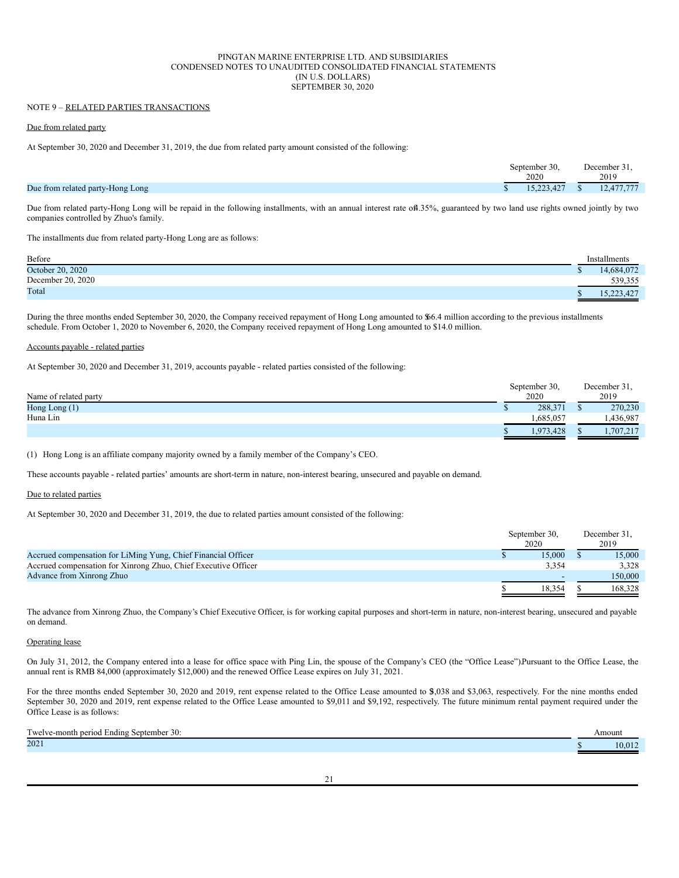PINGTAN MARINE ENTERPRISE LTD. AND SUBSIDIARIES
CONDENSED NOTES TO UNAUDITED CONSOLIDATED FINANCIAL STATEMENTS
(IN U.S. DOLLARS)
SEPTEMBER 30, 2020

NOTE 9 – RELATED PARTIES TRANSACTIONS

Due from related party

At September 30, 2020 and December 31, 2019, the due from related party amount consisted of the following:

| | September 30, 2020 | December 31, 2019 |
|---|---|---|
| Due from related party-Hong Long | $ 15,223,427 | $ 12,477,777 |

Due from related party-Hong Long will be repaid in the following installments, with an annual interest rate of 4.35%, guaranteed by two land use rights owned jointly by two companies controlled by Zhuo's family.

The installments due from related party-Hong Long are as follows:

| Before | Installments |
|---|---|
| October 20, 2020 | $ 14,684,072 |
| December 20, 2020 | 539,355 |
| Total | $ 15,223,427 |

During the three months ended September 30, 2020, the Company received repayment of Hong Long amounted to $6.4 million according to the previous installments schedule. From October 1, 2020 to November 6, 2020, the Company received repayment of Hong Long amounted to $14.0 million.

Accounts payable - related parties

At September 30, 2020 and December 31, 2019, accounts payable - related parties consisted of the following:

| Name of related party | September 30, 2020 | December 31, 2019 |
|---|---|---|
| Hong Long (1) | $ 288,371 | $ 270,230 |
| Huna Lin | 1,685,057 | 1,436,987 |
| | $ 1,973,428 | $ 1,707,217 |

(1) Hong Long is an affiliate company majority owned by a family member of the Company's CEO.

These accounts payable - related parties' amounts are short-term in nature, non-interest bearing, unsecured and payable on demand.

Due to related parties

At September 30, 2020 and December 31, 2019, the due to related parties amount consisted of the following:

| | September 30, 2020 | December 31, 2019 |
|---|---|---|
| Accrued compensation for LiMing Yung, Chief Financial Officer | $ 15,000 | $ 15,000 |
| Accrued compensation for Xinrong Zhuo, Chief Executive Officer | 3,354 | 3,328 |
| Advance from Xinrong Zhuo | - | 150,000 |
| | $ 18,354 | $ 168,328 |

The advance from Xinrong Zhuo, the Company's Chief Executive Officer, is for working capital purposes and short-term in nature, non-interest bearing, unsecured and payable on demand.

Operating lease

On July 31, 2012, the Company entered into a lease for office space with Ping Lin, the spouse of the Company's CEO (the "Office Lease"). Pursuant to the Office Lease, the annual rent is RMB 84,000 (approximately $12,000) and the renewed Office Lease expires on July 31, 2021.

For the three months ended September 30, 2020 and 2019, rent expense related to the Office Lease amounted to $3,038 and $3,063, respectively. For the nine months ended September 30, 2020 and 2019, rent expense related to the Office Lease amounted to $9,011 and $9,192, respectively. The future minimum rental payment required under the Office Lease is as follows:

| Twelve-month period Ending September 30: | Amount |
|---|---|
| 2021 | $ 10,012 |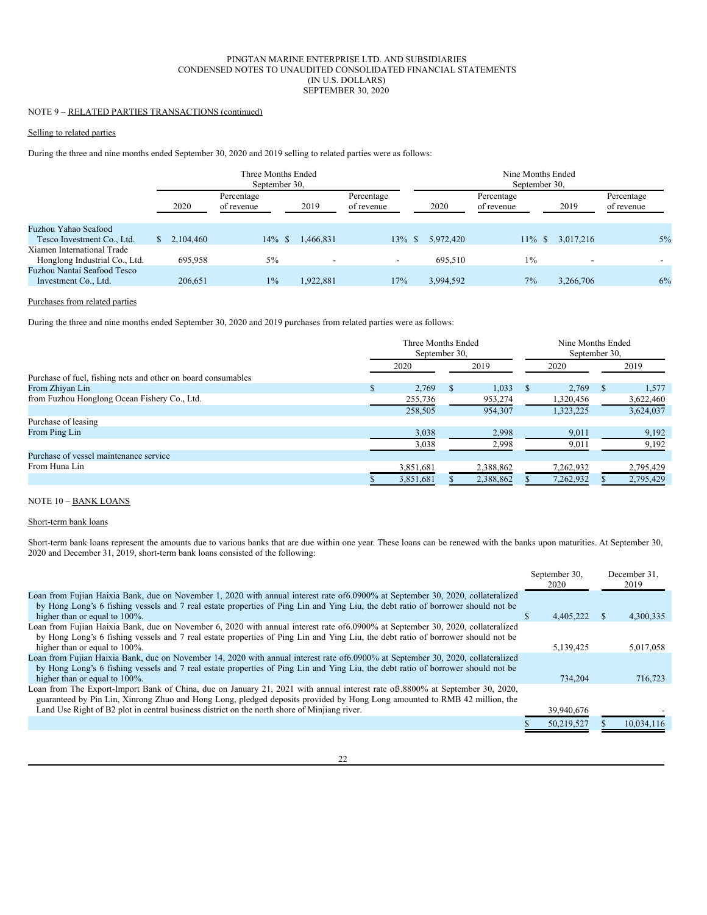PINGTAN MARINE ENTERPRISE LTD. AND SUBSIDIARIES
CONDENSED NOTES TO UNAUDITED CONSOLIDATED FINANCIAL STATEMENTS
(IN U.S. DOLLARS)
SEPTEMBER 30, 2020

NOTE 9 – RELATED PARTIES TRANSACTIONS (continued)

Selling to related parties

During the three and nine months ended September 30, 2020 and 2019 selling to related parties were as follows:

| | Three Months Ended September 30, | | | | Nine Months Ended September 30, | | | |
|---|---|---|---|---|---|---|---|---|
| | 2020 | Percentage of revenue | 2019 | Percentage of revenue | 2020 | Percentage of revenue | 2019 | Percentage of revenue |
| Fuzhou Yahao Seafood Tesco Investment Co., Ltd. | $ 2,104,460 | 14% | $ 1,466,831 | 13% | $ 5,972,420 | 11% | $ 3,017,216 | 5% |
| Xiamen International Trade Honglong Industrial Co., Ltd. | 695,958 | 5% | - | - | 695,510 | 1% | - | - |
| Fuzhou Nantai Seafood Tesco Investment Co., Ltd. | 206,651 | 1% | 1,922,881 | 17% | 3,994,592 | 7% | 3,266,706 | 6% |

Purchases from related parties

During the three and nine months ended September 30, 2020 and 2019 purchases from related parties were as follows:

| | Three Months Ended September 30, | | Nine Months Ended September 30, | |
|---|---|---|---|---|
| | 2020 | 2019 | 2020 | 2019 |
| Purchase of fuel, fishing nets and other on board consumables | | | | |
| From Zhiyan Lin | $ 2,769 | $ 1,033 | $ 2,769 | $ 1,577 |
| from Fuzhou Honglong Ocean Fishery Co., Ltd. | 255,736 | 953,274 | 1,320,456 | 3,622,460 |
| | 258,505 | 954,307 | 1,323,225 | 3,624,037 |
| Purchase of leasing | | | | |
| From Ping Lin | 3,038 | 2,998 | 9,011 | 9,192 |
| | 3,038 | 2,998 | 9,011 | 9,192 |
| Purchase of vessel maintenance service | | | | |
| From Huna Lin | 3,851,681 | 2,388,862 | 7,262,932 | 2,795,429 |
| | $ 3,851,681 | $ 2,388,862 | $ 7,262,932 | $ 2,795,429 |

NOTE 10 – BANK LOANS

Short-term bank loans

Short-term bank loans represent the amounts due to various banks that are due within one year. These loans can be renewed with the banks upon maturities. At September 30, 2020 and December 31, 2019, short-term bank loans consisted of the following:

| | September 30, 2020 | December 31, 2019 |
|---|---|---|
| Loan from Fujian Haixia Bank, due on November 1, 2020 with annual interest rate of6.0900% at September 30, 2020, collateralized by Hong Long's 6 fishing vessels and 7 real estate properties of Ping Lin and Ying Liu, the debt ratio of borrower should not be higher than or equal to 100%. | $ 4,405,222 | $ 4,300,335 |
| Loan from Fujian Haixia Bank, due on November 6, 2020 with annual interest rate of6.0900% at September 30, 2020, collateralized by Hong Long's 6 fishing vessels and 7 real estate properties of Ping Lin and Ying Liu, the debt ratio of borrower should not be higher than or equal to 100%. | 5,139,425 | 5,017,058 |
| Loan from Fujian Haixia Bank, due on November 14, 2020 with annual interest rate of6.0900% at September 30, 2020, collateralized by Hong Long's 6 fishing vessels and 7 real estate properties of Ping Lin and Ying Liu, the debt ratio of borrower should not be higher than or equal to 100%. | 734,204 | 716,723 |
| Loan from The Export-Import Bank of China, due on January 21, 2021 with annual interest rate of3.8800% at September 30, 2020, guaranteed by Pin Lin, Xinrong Zhuo and Hong Long, pledged deposits provided by Hong Long amounted to RMB 42 million, the Land Use Right of B2 plot in central business district on the north shore of Minjiang river. | 39,940,676 | - |
| | $ 50,219,527 | $ 10,034,116 |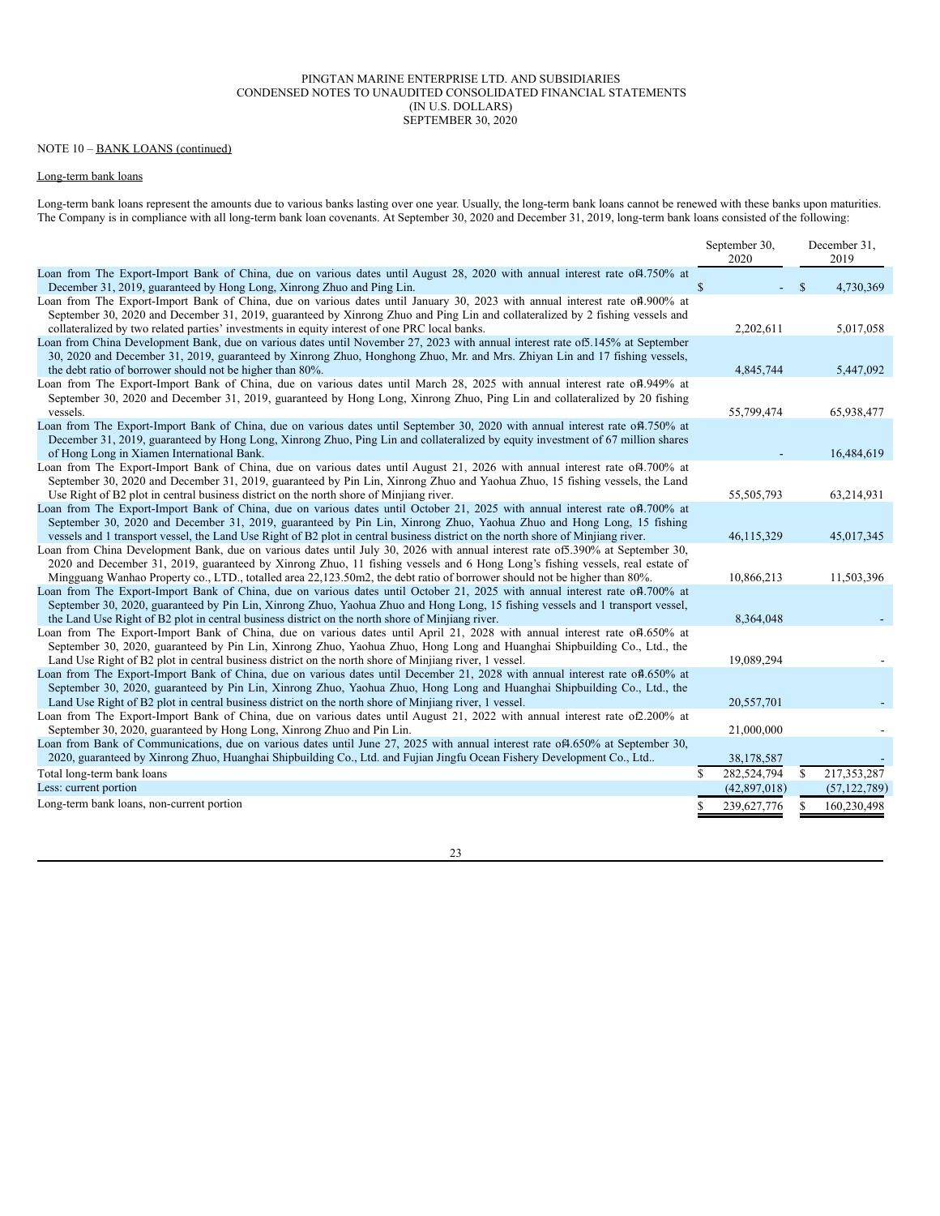PINGTAN MARINE ENTERPRISE LTD. AND SUBSIDIARIES
CONDENSED NOTES TO UNAUDITED CONSOLIDATED FINANCIAL STATEMENTS
(IN U.S. DOLLARS)
SEPTEMBER 30, 2020

NOTE 10 – BANK LOANS (continued)

Long-term bank loans

Long-term bank loans represent the amounts due to various banks lasting over one year. Usually, the long-term bank loans cannot be renewed with these banks upon maturities. The Company is in compliance with all long-term bank loan covenants. At September 30, 2020 and December 31, 2019, long-term bank loans consisted of the following:

| | September 30, 2020 | December 31, 2019 |
|---|---|---|
| Loan from The Export-Import Bank of China, due on various dates until August 28, 2020 with annual interest rate of 4.750% at December 31, 2019, guaranteed by Hong Long, Xinrong Zhuo and Ping Lin. | $ - | $ 4,730,369 |
| Loan from The Export-Import Bank of China, due on various dates until January 30, 2023 with annual interest rate of 4.900% at September 30, 2020 and December 31, 2019, guaranteed by Xinrong Zhuo and Ping Lin and collateralized by 2 fishing vessels and collateralized by two related parties' investments in equity interest of one PRC local banks. | 2,202,611 | 5,017,058 |
| Loan from China Development Bank, due on various dates until November 27, 2023 with annual interest rate of 5.145% at September 30, 2020 and December 31, 2019, guaranteed by Xinrong Zhuo, Honghong Zhuo, Mr. and Mrs. Zhiyan Lin and 17 fishing vessels, the debt ratio of borrower should not be higher than 80%. | 4,845,744 | 5,447,092 |
| Loan from The Export-Import Bank of China, due on various dates until March 28, 2025 with annual interest rate of 4.949% at September 30, 2020 and December 31, 2019, guaranteed by Hong Long, Xinrong Zhuo, Ping Lin and collateralized by 20 fishing vessels. | 55,799,474 | 65,938,477 |
| Loan from The Export-Import Bank of China, due on various dates until September 30, 2020 with annual interest rate of 4.750% at December 31, 2019, guaranteed by Hong Long, Xinrong Zhuo, Ping Lin and collateralized by equity investment of 67 million shares of Hong Long in Xiamen International Bank. | - | 16,484,619 |
| Loan from The Export-Import Bank of China, due on various dates until August 21, 2026 with annual interest rate of 4.700% at September 30, 2020 and December 31, 2019, guaranteed by Pin Lin, Xinrong Zhuo and Yaohua Zhuo, 15 fishing vessels, the Land Use Right of B2 plot in central business district on the north shore of Minjiang river. | 55,505,793 | 63,214,931 |
| Loan from The Export-Import Bank of China, due on various dates until October 21, 2025 with annual interest rate of 4.700% at September 30, 2020 and December 31, 2019, guaranteed by Pin Lin, Xinrong Zhuo, Yaohua Zhuo and Hong Long, 15 fishing vessels and 1 transport vessel, the Land Use Right of B2 plot in central business district on the north shore of Minjiang river. | 46,115,329 | 45,017,345 |
| Loan from China Development Bank, due on various dates until July 30, 2026 with annual interest rate of 5.390% at September 30, 2020 and December 31, 2019, guaranteed by Xinrong Zhuo, 11 fishing vessels and 6 Hong Long's fishing vessels, real estate of Mingguang Wanhao Property co., LTD., totalled area 22,123.50m2, the debt ratio of borrower should not be higher than 80%. | 10,866,213 | 11,503,396 |
| Loan from The Export-Import Bank of China, due on various dates until October 21, 2025 with annual interest rate of 4.700% at September 30, 2020, guaranteed by Pin Lin, Xinrong Zhuo, Yaohua Zhuo and Hong Long, 15 fishing vessels and 1 transport vessel, the Land Use Right of B2 plot in central business district on the north shore of Minjiang river. | 8,364,048 | - |
| Loan from The Export-Import Bank of China, due on various dates until April 21, 2028 with annual interest rate of 4.650% at September 30, 2020, guaranteed by Pin Lin, Xinrong Zhuo, Yaohua Zhuo, Hong Long and Huanghai Shipbuilding Co., Ltd., the Land Use Right of B2 plot in central business district on the north shore of Minjiang river, 1 vessel. | 19,089,294 | - |
| Loan from The Export-Import Bank of China, due on various dates until December 21, 2028 with annual interest rate of 4.650% at September 30, 2020, guaranteed by Pin Lin, Xinrong Zhuo, Yaohua Zhuo, Hong Long and Huanghai Shipbuilding Co., Ltd., the Land Use Right of B2 plot in central business district on the north shore of Minjiang river, 1 vessel. | 20,557,701 | - |
| Loan from The Export-Import Bank of China, due on various dates until August 21, 2022 with annual interest rate of 2.200% at September 30, 2020, guaranteed by Hong Long, Xinrong Zhuo and Pin Lin. | 21,000,000 | - |
| Loan from Bank of Communications, due on various dates until June 27, 2025 with annual interest rate of 4.650% at September 30, 2020, guaranteed by Xinrong Zhuo, Huanghai Shipbuilding Co., Ltd. and Fujian Jingfu Ocean Fishery Development Co., Ltd.. | 38,178,587 | - |
| Total long-term bank loans | $ 282,524,794 | $ 217,353,287 |
| Less: current portion | (42,897,018) | (57,122,789) |
| Long-term bank loans, non-current portion | $ 239,627,776 | $ 160,230,498 |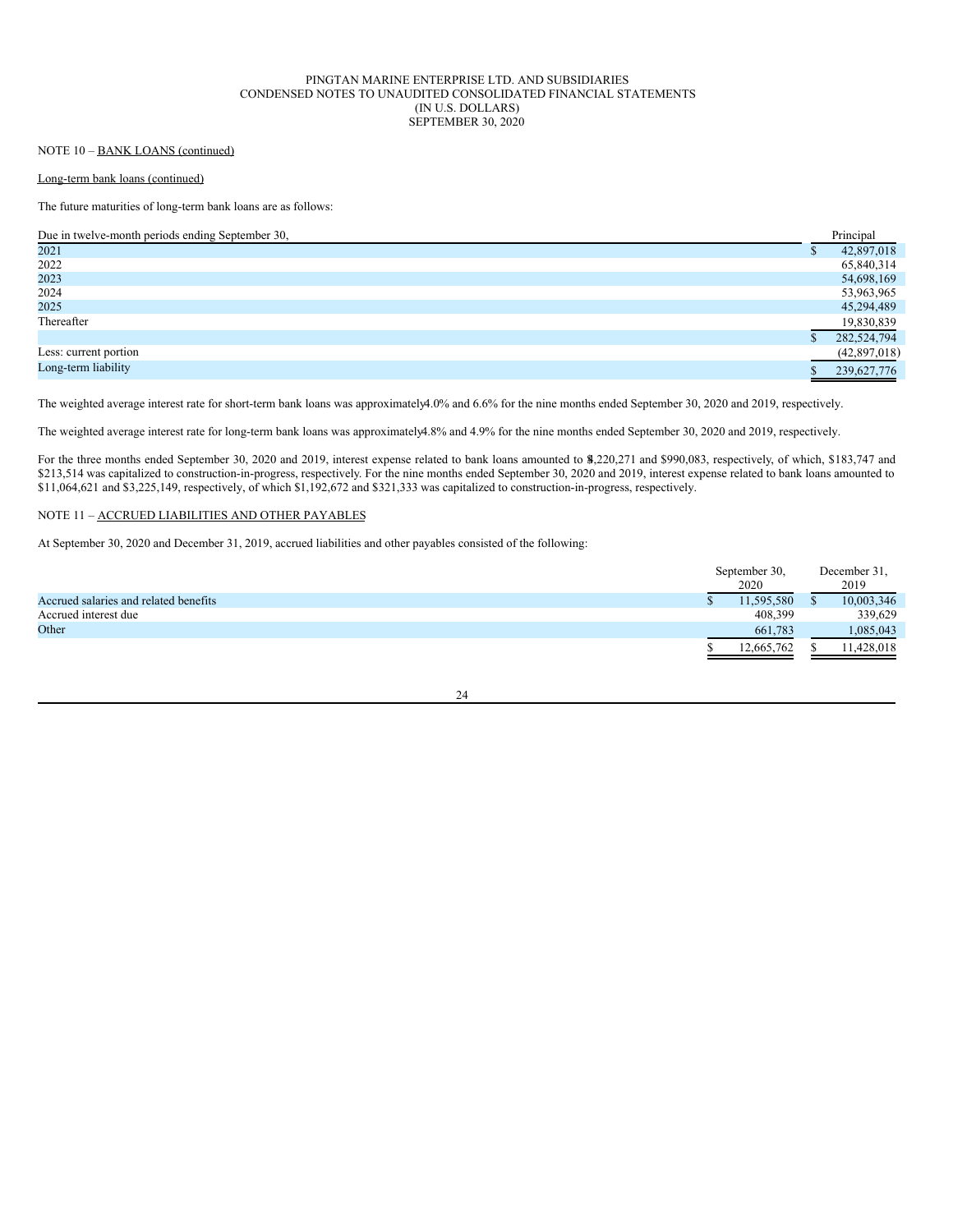NOTE 10 – BANK LOANS (continued)

Long-term bank loans (continued)

The future maturities of long-term bank loans are as follows:

| Due in twelve-month periods ending September 30, | Principal |
|---|---|
| 2021 | $ 42,897,018 |
| 2022 | 65,840,314 |
| 2023 | 54,698,169 |
| 2024 | 53,963,965 |
| 2025 | 45,294,489 |
| Thereafter | 19,830,839 |
| | $ 282,524,794 |
| Less: current portion | (42,897,018) |
| Long-term liability | $ 239,627,776 |

The weighted average interest rate for short-term bank loans was approximately 4.0% and 6.6% for the nine months ended September 30, 2020 and 2019, respectively.

The weighted average interest rate for long-term bank loans was approximately 4.8% and 4.9% for the nine months ended September 30, 2020 and 2019, respectively.

For the three months ended September 30, 2020 and 2019, interest expense related to bank loans amounted to $4,220,271 and $990,083, respectively, of which, $183,747 and $213,514 was capitalized to construction-in-progress, respectively. For the nine months ended September 30, 2020 and 2019, interest expense related to bank loans amounted to $11,064,621 and $3,225,149, respectively, of which $1,192,672 and $321,333 was capitalized to construction-in-progress, respectively.

NOTE 11 – ACCRUED LIABILITIES AND OTHER PAYABLES

At September 30, 2020 and December 31, 2019, accrued liabilities and other payables consisted of the following:

| | September 30, 2020 | December 31, 2019 |
|---|---|---|
| Accrued salaries and related benefits | $ 11,595,580 | $ 10,003,346 |
| Accrued interest due | 408,399 | 339,629 |
| Other | 661,783 | 1,085,043 |
| | $ 12,665,762 | $ 11,428,018 |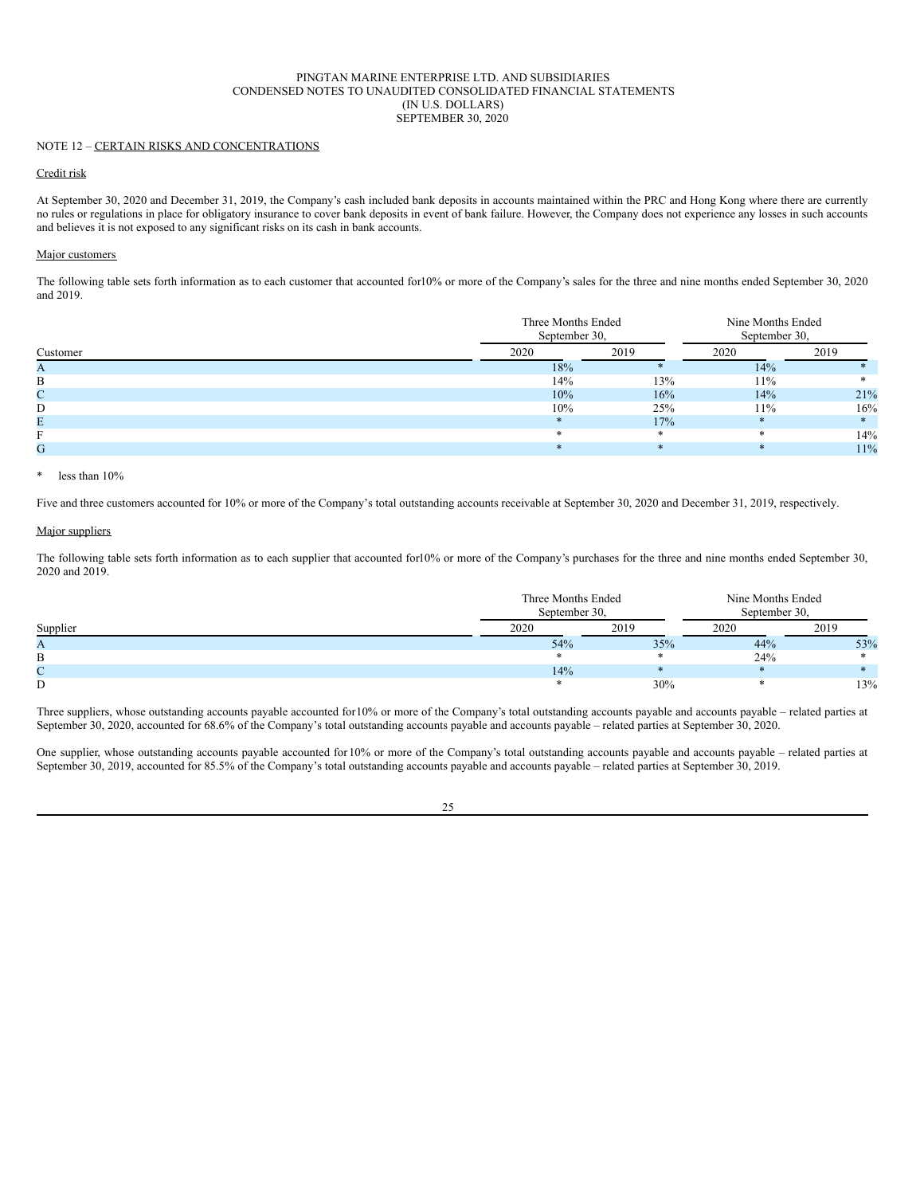PINGTAN MARINE ENTERPRISE LTD. AND SUBSIDIARIES
CONDENSED NOTES TO UNAUDITED CONSOLIDATED FINANCIAL STATEMENTS
(IN U.S. DOLLARS)
SEPTEMBER 30, 2020

NOTE 12 – CERTAIN RISKS AND CONCENTRATIONS

Credit risk

At September 30, 2020 and December 31, 2019, the Company's cash included bank deposits in accounts maintained within the PRC and Hong Kong where there are currently no rules or regulations in place for obligatory insurance to cover bank deposits in event of bank failure. However, the Company does not experience any losses in such accounts and believes it is not exposed to any significant risks on its cash in bank accounts.

Major customers

The following table sets forth information as to each customer that accounted for10% or more of the Company's sales for the three and nine months ended September 30, 2020 and 2019.

| | Three Months Ended September 30, | | Nine Months Ended September 30, | |
|---|---|---|---|---|
| Customer | 2020 | 2019 | 2020 | 2019 |
| A | 18% | * | 14% | * |
| B | 14% | 13% | 11% | * |
| C | 10% | 16% | 14% | 21% |
| D | 10% | 25% | 11% | 16% |
| E | * | 17% | * | * |
| F | * | * | * | 14% |
| G | * | * | * | 11% |

\* less than 10%

Five and three customers accounted for 10% or more of the Company's total outstanding accounts receivable at September 30, 2020 and December 31, 2019, respectively.

Major suppliers

The following table sets forth information as to each supplier that accounted for10% or more of the Company's purchases for the three and nine months ended September 30, 2020 and 2019.

| | Three Months Ended September 30, | | Nine Months Ended September 30, | |
|---|---|---|---|---|
| Supplier | 2020 | 2019 | 2020 | 2019 |
| A | 54% | 35% | 44% | 53% |
| B | * | * | 24% | * |
| C | 14% | * | * | * |
| D | * | 30% | * | 13% |

Three suppliers, whose outstanding accounts payable accounted for10% or more of the Company's total outstanding accounts payable and accounts payable – related parties at September 30, 2020, accounted for 68.6% of the Company's total outstanding accounts payable and accounts payable – related parties at September 30, 2020.

One supplier, whose outstanding accounts payable accounted for 10% or more of the Company's total outstanding accounts payable and accounts payable – related parties at September 30, 2019, accounted for 85.5% of the Company's total outstanding accounts payable and accounts payable – related parties at September 30, 2019.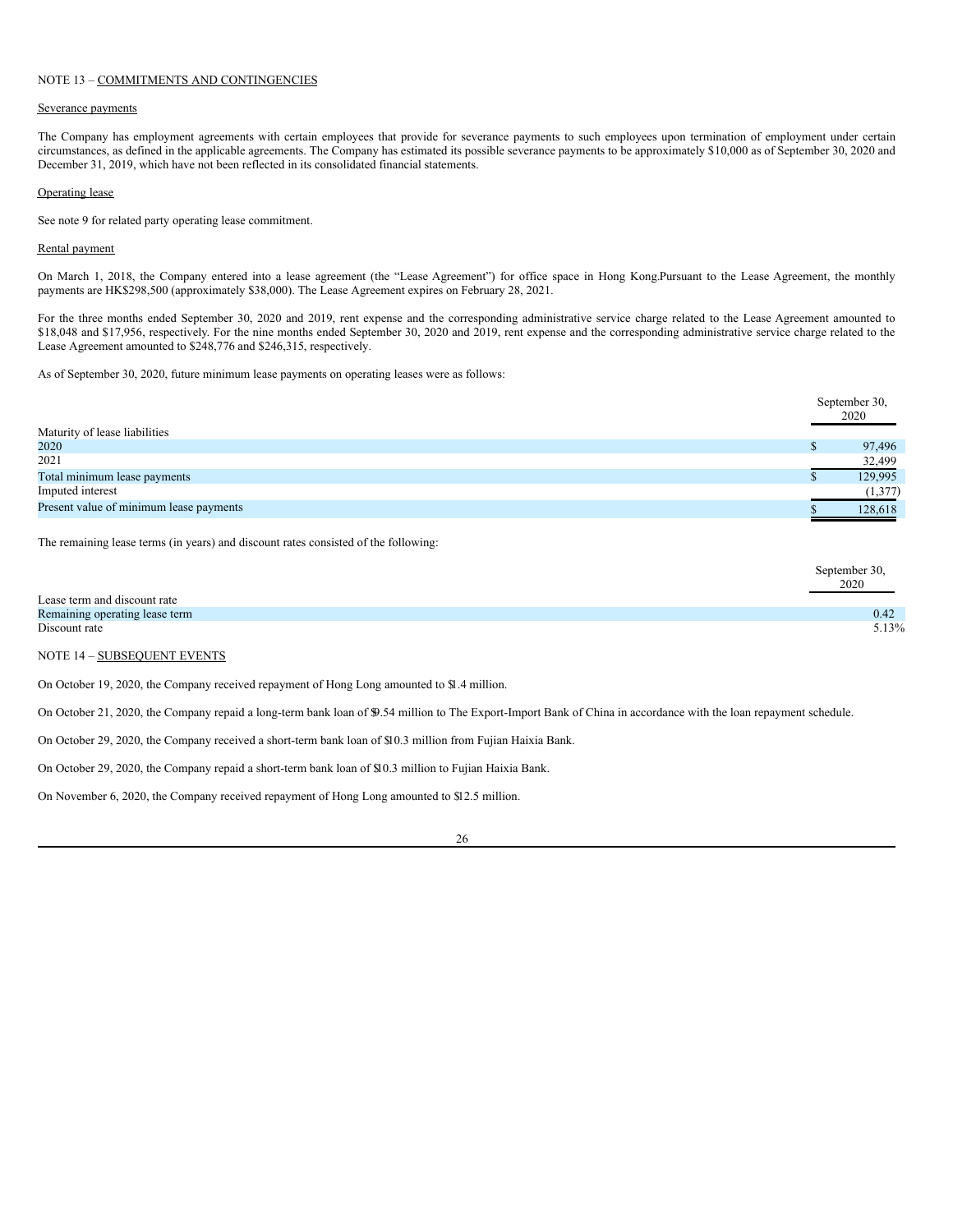NOTE 13 – COMMITMENTS AND CONTINGENCIES

Severance payments

The Company has employment agreements with certain employees that provide for severance payments to such employees upon termination of employment under certain circumstances, as defined in the applicable agreements. The Company has estimated its possible severance payments to be approximately $10,000 as of September 30, 2020 and December 31, 2019, which have not been reflected in its consolidated financial statements.

Operating lease

See note 9 for related party operating lease commitment.

Rental payment

On March 1, 2018, the Company entered into a lease agreement (the "Lease Agreement") for office space in Hong Kong.Pursuant to the Lease Agreement, the monthly payments are HK$298,500 (approximately $38,000). The Lease Agreement expires on February 28, 2021.

For the three months ended September 30, 2020 and 2019, rent expense and the corresponding administrative service charge related to the Lease Agreement amounted to $18,048 and $17,956, respectively. For the nine months ended September 30, 2020 and 2019, rent expense and the corresponding administrative service charge related to the Lease Agreement amounted to $248,776 and $246,315, respectively.

As of September 30, 2020, future minimum lease payments on operating leases were as follows:

| | September 30, 2020 |
|---|---|
| Maturity of lease liabilities | |
| 2020 | $ 97,496 |
| 2021 | 32,499 |
| Total minimum lease payments | $ 129,995 |
| Imputed interest | (1,377) |
| Present value of minimum lease payments | $ 128,618 |

The remaining lease terms (in years) and discount rates consisted of the following:

| | September 30, 2020 |
|---|---|
| Lease term and discount rate | |
| Remaining operating lease term | 0.42 |
| Discount rate | 5.13% |

NOTE 14 – SUBSEQUENT EVENTS

On October 19, 2020, the Company received repayment of Hong Long amounted to $1.4 million.

On October 21, 2020, the Company repaid a long-term bank loan of $9.54 million to The Export-Import Bank of China in accordance with the loan repayment schedule.

On October 29, 2020, the Company received a short-term bank loan of $10.3 million from Fujian Haixia Bank.

On October 29, 2020, the Company repaid a short-term bank loan of $10.3 million to Fujian Haixia Bank.

On November 6, 2020, the Company received repayment of Hong Long amounted to $12.5 million.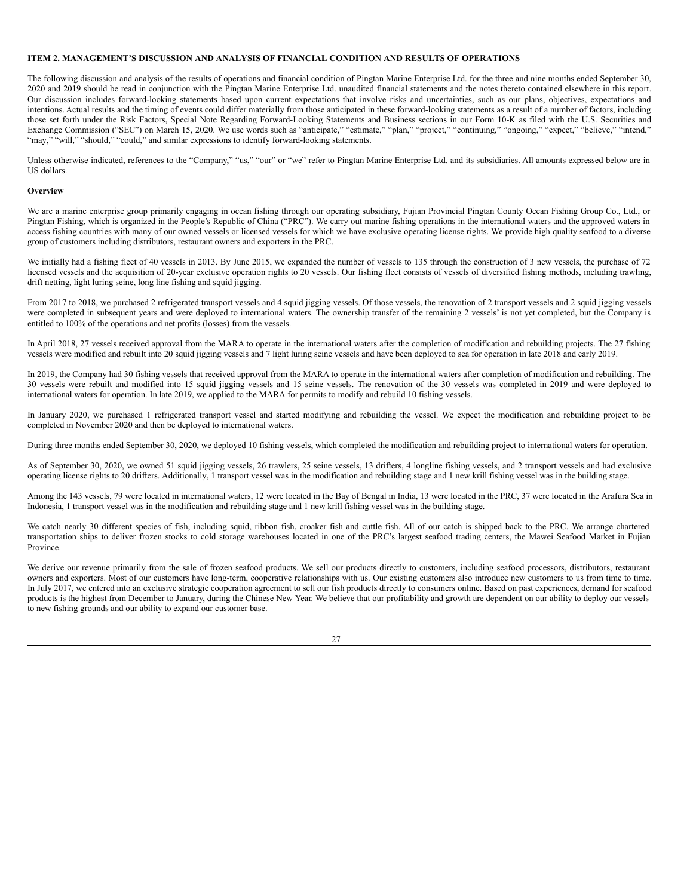**ITEM 2. MANAGEMENT'S DISCUSSION AND ANALYSIS OF FINANCIAL CONDITION AND RESULTS OF OPERATIONS**

The following discussion and analysis of the results of operations and financial condition of Pingtan Marine Enterprise Ltd. for the three and nine months ended September 30, 2020 and 2019 should be read in conjunction with the Pingtan Marine Enterprise Ltd. unaudited financial statements and the notes thereto contained elsewhere in this report. Our discussion includes forward-looking statements based upon current expectations that involve risks and uncertainties, such as our plans, objectives, expectations and intentions. Actual results and the timing of events could differ materially from those anticipated in these forward-looking statements as a result of a number of factors, including those set forth under the Risk Factors, Special Note Regarding Forward-Looking Statements and Business sections in our Form 10-K as filed with the U.S. Securities and Exchange Commission ("SEC") on March 15, 2020. We use words such as "anticipate," "estimate," "plan," "project," "continuing," "ongoing," "expect," "believe," "intend," "may," "will," "should," "could," and similar expressions to identify forward-looking statements.

Unless otherwise indicated, references to the "Company," "us," "our" or "we" refer to Pingtan Marine Enterprise Ltd. and its subsidiaries. All amounts expressed below are in US dollars.

**Overview**

We are a marine enterprise group primarily engaging in ocean fishing through our operating subsidiary, Fujian Provincial Pingtan County Ocean Fishing Group Co., Ltd., or Pingtan Fishing, which is organized in the People's Republic of China ("PRC"). We carry out marine fishing operations in the international waters and the approved waters in access fishing countries with many of our owned vessels or licensed vessels for which we have exclusive operating license rights. We provide high quality seafood to a diverse group of customers including distributors, restaurant owners and exporters in the PRC.

We initially had a fishing fleet of 40 vessels in 2013. By June 2015, we expanded the number of vessels to 135 through the construction of 3 new vessels, the purchase of 72 licensed vessels and the acquisition of 20-year exclusive operation rights to 20 vessels. Our fishing fleet consists of vessels of diversified fishing methods, including trawling, drift netting, light luring seine, long line fishing and squid jigging.

From 2017 to 2018, we purchased 2 refrigerated transport vessels and 4 squid jigging vessels. Of those vessels, the renovation of 2 transport vessels and 2 squid jigging vessels were completed in subsequent years and were deployed to international waters. The ownership transfer of the remaining 2 vessels' is not yet completed, but the Company is entitled to 100% of the operations and net profits (losses) from the vessels.

In April 2018, 27 vessels received approval from the MARA to operate in the international waters after the completion of modification and rebuilding projects. The 27 fishing vessels were modified and rebuilt into 20 squid jigging vessels and 7 light luring seine vessels and have been deployed to sea for operation in late 2018 and early 2019.

In 2019, the Company had 30 fishing vessels that received approval from the MARA to operate in the international waters after completion of modification and rebuilding. The 30 vessels were rebuilt and modified into 15 squid jigging vessels and 15 seine vessels. The renovation of the 30 vessels was completed in 2019 and were deployed to international waters for operation. In late 2019, we applied to the MARA for permits to modify and rebuild 10 fishing vessels.

In January 2020, we purchased 1 refrigerated transport vessel and started modifying and rebuilding the vessel. We expect the modification and rebuilding project to be completed in November 2020 and then be deployed to international waters.

During three months ended September 30, 2020, we deployed 10 fishing vessels, which completed the modification and rebuilding project to international waters for operation.

As of September 30, 2020, we owned 51 squid jigging vessels, 26 trawlers, 25 seine vessels, 13 drifters, 4 longline fishing vessels, and 2 transport vessels and had exclusive operating license rights to 20 drifters. Additionally, 1 transport vessel was in the modification and rebuilding stage and 1 new krill fishing vessel was in the building stage.

Among the 143 vessels, 79 were located in international waters, 12 were located in the Bay of Bengal in India, 13 were located in the PRC, 37 were located in the Arafura Sea in Indonesia, 1 transport vessel was in the modification and rebuilding stage and 1 new krill fishing vessel was in the building stage.

We catch nearly 30 different species of fish, including squid, ribbon fish, croaker fish and cuttle fish. All of our catch is shipped back to the PRC. We arrange chartered transportation ships to deliver frozen stocks to cold storage warehouses located in one of the PRC's largest seafood trading centers, the Mawei Seafood Market in Fujian Province.

We derive our revenue primarily from the sale of frozen seafood products. We sell our products directly to customers, including seafood processors, distributors, restaurant owners and exporters. Most of our customers have long-term, cooperative relationships with us. Our existing customers also introduce new customers to us from time to time. In July 2017, we entered into an exclusive strategic cooperation agreement to sell our fish products directly to consumers online. Based on past experiences, demand for seafood products is the highest from December to January, during the Chinese New Year. We believe that our profitability and growth are dependent on our ability to deploy our vessels to new fishing grounds and our ability to expand our customer base.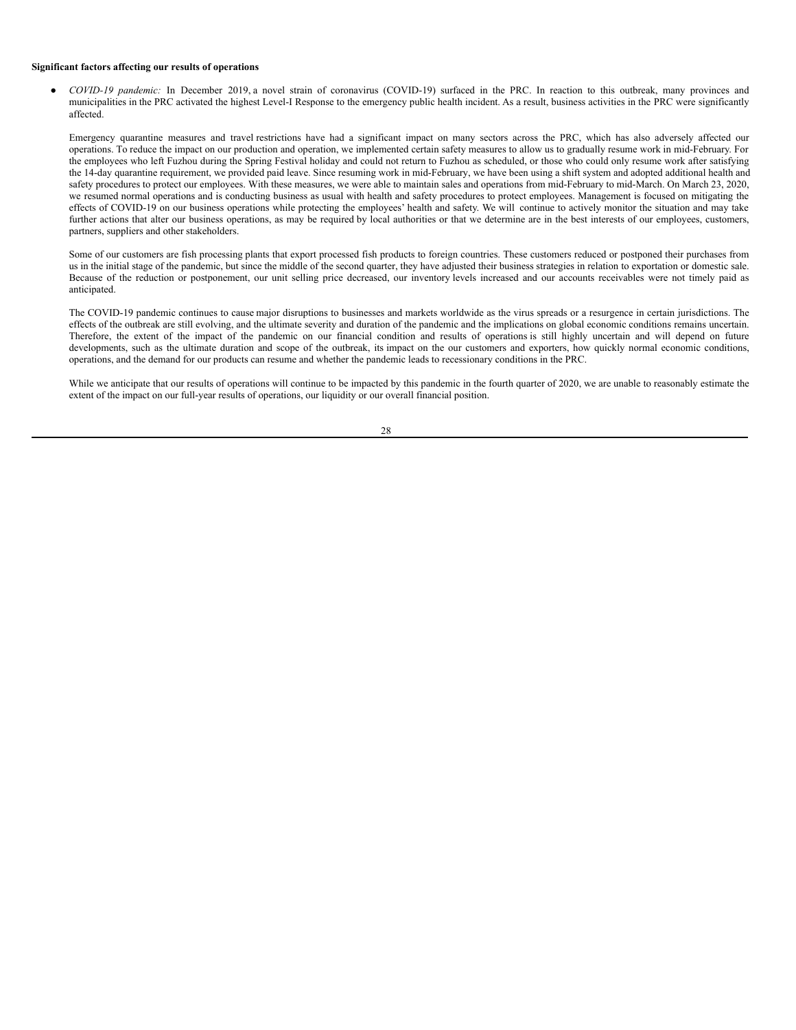**Significant factors affecting our results of operations**

- *COVID-19 pandemic:* In December 2019, a novel strain of coronavirus (COVID-19) surfaced in the PRC. In reaction to this outbreak, many provinces and municipalities in the PRC activated the highest Level-I Response to the emergency public health incident. As a result, business activities in the PRC were significantly affected.

  Emergency quarantine measures and travel restrictions have had a significant impact on many sectors across the PRC, which has also adversely affected our operations. To reduce the impact on our production and operation, we implemented certain safety measures to allow us to gradually resume work in mid-February. For the employees who left Fuzhou during the Spring Festival holiday and could not return to Fuzhou as scheduled, or those who could only resume work after satisfying the 14-day quarantine requirement, we provided paid leave. Since resuming work in mid-February, we have been using a shift system and adopted additional health and safety procedures to protect our employees. With these measures, we were able to maintain sales and operations from mid-February to mid-March. On March 23, 2020, we resumed normal operations and is conducting business as usual with health and safety procedures to protect employees. Management is focused on mitigating the effects of COVID-19 on our business operations while protecting the employees' health and safety. We will continue to actively monitor the situation and may take further actions that alter our business operations, as may be required by local authorities or that we determine are in the best interests of our employees, customers, partners, suppliers and other stakeholders.

  Some of our customers are fish processing plants that export processed fish products to foreign countries. These customers reduced or postponed their purchases from us in the initial stage of the pandemic, but since the middle of the second quarter, they have adjusted their business strategies in relation to exportation or domestic sale. Because of the reduction or postponement, our unit selling price decreased, our inventory levels increased and our accounts receivables were not timely paid as anticipated.

  The COVID-19 pandemic continues to cause major disruptions to businesses and markets worldwide as the virus spreads or a resurgence in certain jurisdictions. The effects of the outbreak are still evolving, and the ultimate severity and duration of the pandemic and the implications on global economic conditions remains uncertain. Therefore, the extent of the impact of the pandemic on our financial condition and results of operations is still highly uncertain and will depend on future developments, such as the ultimate duration and scope of the outbreak, its impact on the our customers and exporters, how quickly normal economic conditions, operations, and the demand for our products can resume and whether the pandemic leads to recessionary conditions in the PRC.

  While we anticipate that our results of operations will continue to be impacted by this pandemic in the fourth quarter of 2020, we are unable to reasonably estimate the extent of the impact on our full-year results of operations, our liquidity or our overall financial position.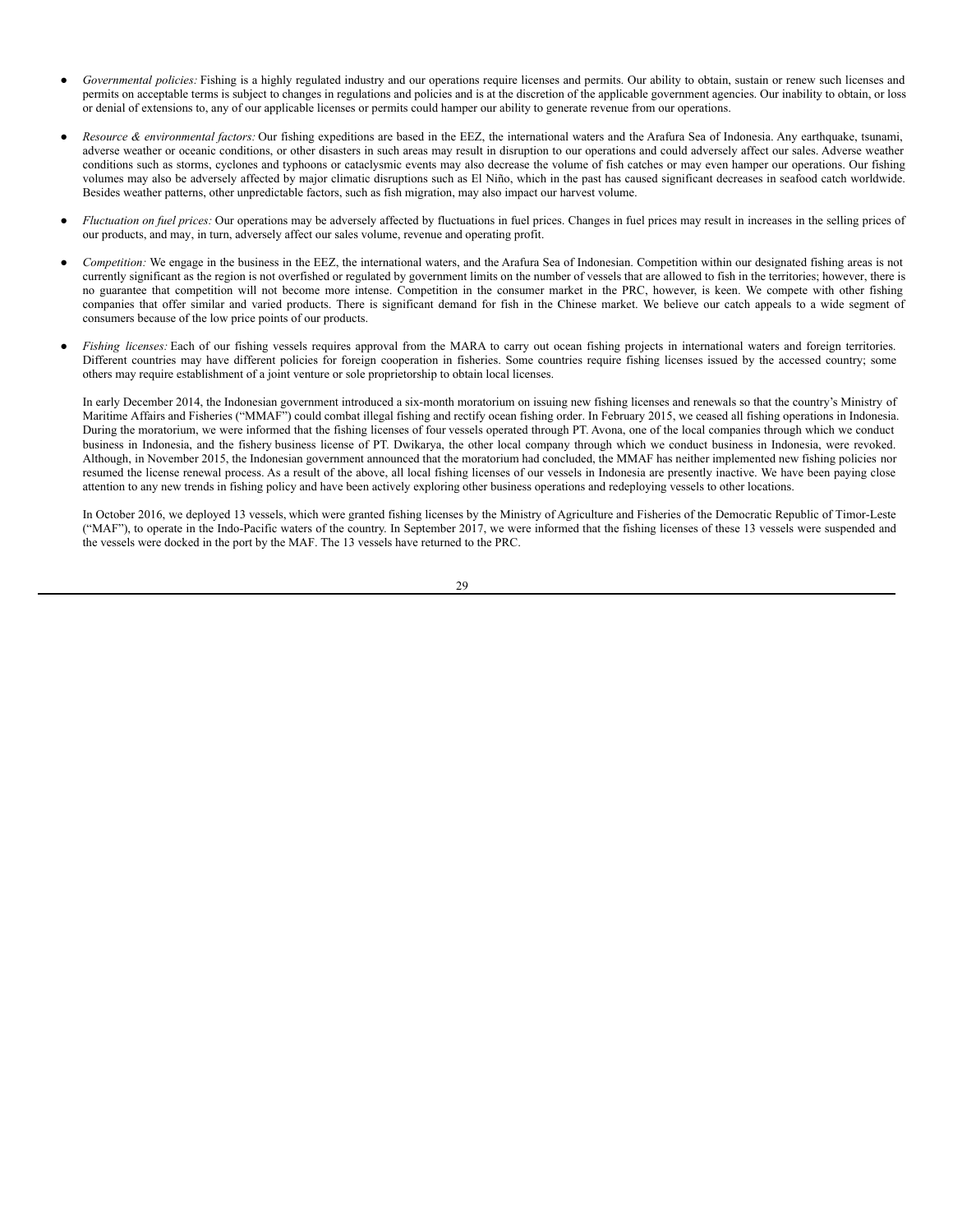- *Governmental policies:* Fishing is a highly regulated industry and our operations require licenses and permits. Our ability to obtain, sustain or renew such licenses and permits on acceptable terms is subject to changes in regulations and policies and is at the discretion of the applicable government agencies. Our inability to obtain, or loss or denial of extensions to, any of our applicable licenses or permits could hamper our ability to generate revenue from our operations.

- *Resource & environmental factors:* Our fishing expeditions are based in the EEZ, the international waters and the Arafura Sea of Indonesia. Any earthquake, tsunami, adverse weather or oceanic conditions, or other disasters in such areas may result in disruption to our operations and could adversely affect our sales. Adverse weather conditions such as storms, cyclones and typhoons or cataclysmic events may also decrease the volume of fish catches or may even hamper our operations. Our fishing volumes may also be adversely affected by major climatic disruptions such as El Niño, which in the past has caused significant decreases in seafood catch worldwide. Besides weather patterns, other unpredictable factors, such as fish migration, may also impact our harvest volume.

- *Fluctuation on fuel prices:* Our operations may be adversely affected by fluctuations in fuel prices. Changes in fuel prices may result in increases in the selling prices of our products, and may, in turn, adversely affect our sales volume, revenue and operating profit.

- *Competition:* We engage in the business in the EEZ, the international waters, and the Arafura Sea of Indonesian. Competition within our designated fishing areas is not currently significant as the region is not overfished or regulated by government limits on the number of vessels that are allowed to fish in the territories; however, there is no guarantee that competition will not become more intense. Competition in the consumer market in the PRC, however, is keen. We compete with other fishing companies that offer similar and varied products. There is significant demand for fish in the Chinese market. We believe our catch appeals to a wide segment of consumers because of the low price points of our products.

- *Fishing licenses:* Each of our fishing vessels requires approval from the MARA to carry out ocean fishing projects in international waters and foreign territories. Different countries may have different policies for foreign cooperation in fisheries. Some countries require fishing licenses issued by the accessed country; some others may require establishment of a joint venture or sole proprietorship to obtain local licenses.

  In early December 2014, the Indonesian government introduced a six-month moratorium on issuing new fishing licenses and renewals so that the country's Ministry of Maritime Affairs and Fisheries ("MMAF") could combat illegal fishing and rectify ocean fishing order. In February 2015, we ceased all fishing operations in Indonesia. During the moratorium, we were informed that the fishing licenses of four vessels operated through PT. Avona, one of the local companies through which we conduct business in Indonesia, and the fishery business license of PT. Dwikarya, the other local company through which we conduct business in Indonesia, were revoked. Although, in November 2015, the Indonesian government announced that the moratorium had concluded, the MMAF has neither implemented new fishing policies nor resumed the license renewal process. As a result of the above, all local fishing licenses of our vessels in Indonesia are presently inactive. We have been paying close attention to any new trends in fishing policy and have been actively exploring other business operations and redeploying vessels to other locations.

  In October 2016, we deployed 13 vessels, which were granted fishing licenses by the Ministry of Agriculture and Fisheries of the Democratic Republic of Timor-Leste ("MAF"), to operate in the Indo-Pacific waters of the country. In September 2017, we were informed that the fishing licenses of these 13 vessels were suspended and the vessels were docked in the port by the MAF. The 13 vessels have returned to the PRC.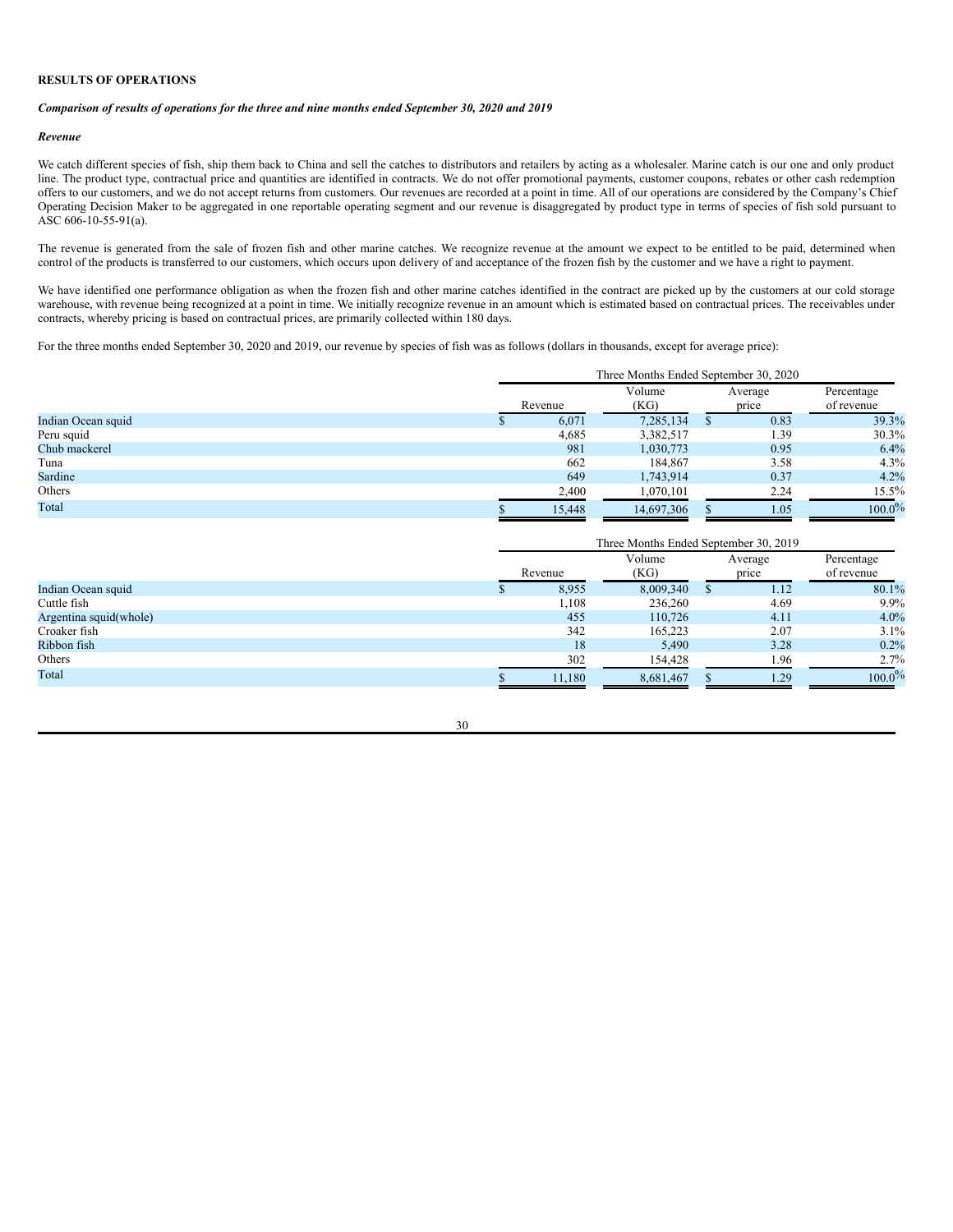**RESULTS OF OPERATIONS**

***Comparison of results of operations for the three and nine months ended September 30, 2020 and 2019***

***Revenue***

We catch different species of fish, ship them back to China and sell the catches to distributors and retailers by acting as a wholesaler. Marine catch is our one and only product line. The product type, contractual price and quantities are identified in contracts. We do not offer promotional payments, customer coupons, rebates or other cash redemption offers to our customers, and we do not accept returns from customers. Our revenues are recorded at a point in time. All of our operations are considered by the Company's Chief Operating Decision Maker to be aggregated in one reportable operating segment and our revenue is disaggregated by product type in terms of species of fish sold pursuant to ASC 606-10-55-91(a).

The revenue is generated from the sale of frozen fish and other marine catches. We recognize revenue at the amount we expect to be entitled to be paid, determined when control of the products is transferred to our customers, which occurs upon delivery of and acceptance of the frozen fish by the customer and we have a right to payment.

We have identified one performance obligation as when the frozen fish and other marine catches identified in the contract are picked up by the customers at our cold storage warehouse, with revenue being recognized at a point in time. We initially recognize revenue in an amount which is estimated based on contractual prices. The receivables under contracts, whereby pricing is based on contractual prices, are primarily collected within 180 days.

For the three months ended September 30, 2020 and 2019, our revenue by species of fish was as follows (dollars in thousands, except for average price):

| | Three Months Ended September 30, 2020 | | | |
|---|---|---|---|---|
| | Revenue | Volume (KG) | Average price | Percentage of revenue |
| Indian Ocean squid | $ 6,071 | 7,285,134 | $ 0.83 | 39.3% |
| Peru squid | 4,685 | 3,382,517 | 1.39 | 30.3% |
| Chub mackerel | 981 | 1,030,773 | 0.95 | 6.4% |
| Tuna | 662 | 184,867 | 3.58 | 4.3% |
| Sardine | 649 | 1,743,914 | 0.37 | 4.2% |
| Others | 2,400 | 1,070,101 | 2.24 | 15.5% |
| Total | $ 15,448 | 14,697,306 | $ 1.05 | 100.0% |

| | Three Months Ended September 30, 2019 | | | |
|---|---|---|---|---|
| | Revenue | Volume (KG) | Average price | Percentage of revenue |
| Indian Ocean squid | $ 8,955 | 8,009,340 | $ 1.12 | 80.1% |
| Cuttle fish | 1,108 | 236,260 | 4.69 | 9.9% |
| Argentina squid(whole) | 455 | 110,726 | 4.11 | 4.0% |
| Croaker fish | 342 | 165,223 | 2.07 | 3.1% |
| Ribbon fish | 18 | 5,490 | 3.28 | 0.2% |
| Others | 302 | 154,428 | 1.96 | 2.7% |
| Total | $ 11,180 | 8,681,467 | $ 1.29 | 100.0% |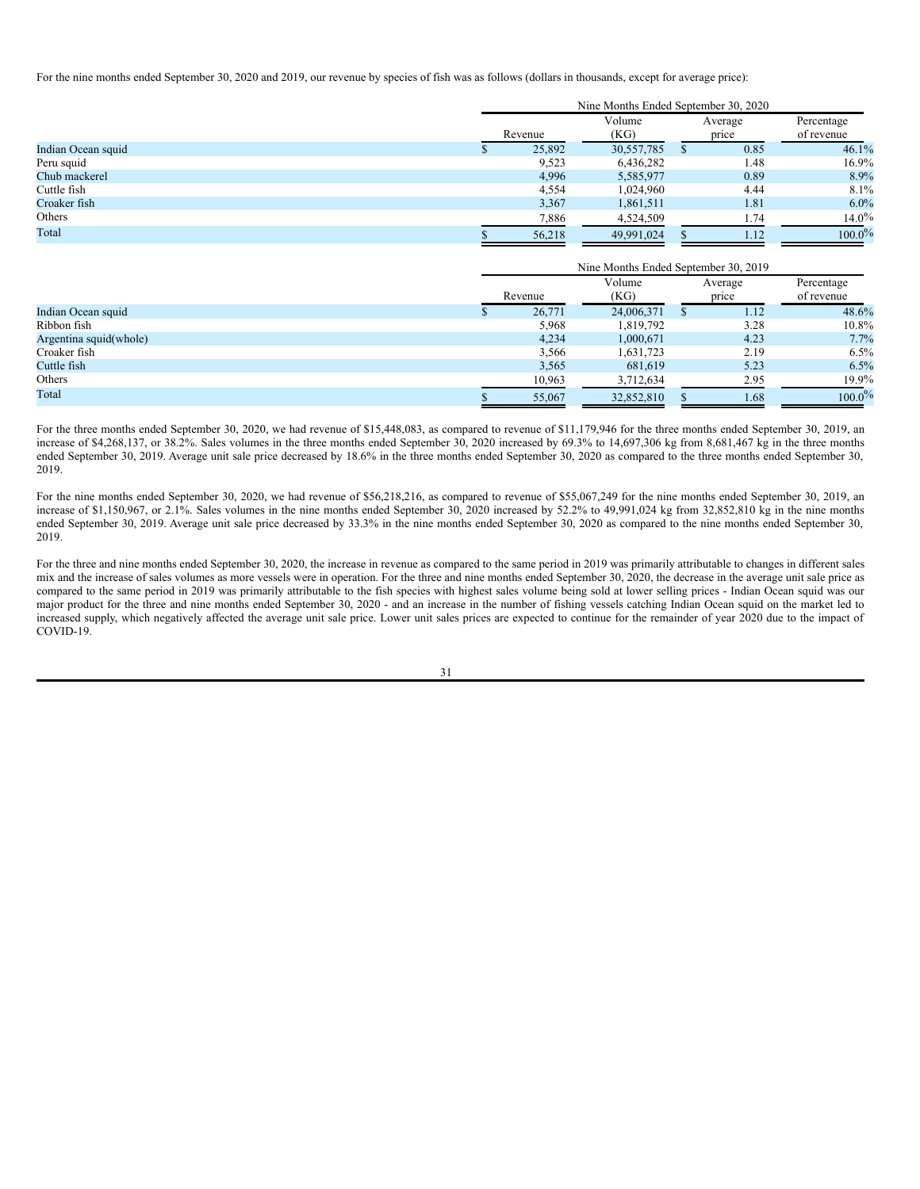For the nine months ended September 30, 2020 and 2019, our revenue by species of fish was as follows (dollars in thousands, except for average price):

| | Nine Months Ended September 30, 2020 | | | |
|---|---|---|---|---|
| | Revenue | Volume (KG) | Average price | Percentage of revenue |
| Indian Ocean squid | $ 25,892 | 30,557,785 | $ 0.85 | 46.1% |
| Peru squid | 9,523 | 6,436,282 | 1.48 | 16.9% |
| Chub mackerel | 4,996 | 5,585,977 | 0.89 | 8.9% |
| Cuttle fish | 4,554 | 1,024,960 | 4.44 | 8.1% |
| Croaker fish | 3,367 | 1,861,511 | 1.81 | 6.0% |
| Others | 7,886 | 4,524,509 | 1.74 | 14.0% |
| Total | $ 56,218 | 49,991,024 | $ 1.12 | 100.0% |

| | Nine Months Ended September 30, 2019 | | | |
|---|---|---|---|---|
| | Revenue | Volume (KG) | Average price | Percentage of revenue |
| Indian Ocean squid | $ 26,771 | 24,006,371 | $ 1.12 | 48.6% |
| Ribbon fish | 5,968 | 1,819,792 | 3.28 | 10.8% |
| Argentina squid(whole) | 4,234 | 1,000,671 | 4.23 | 7.7% |
| Croaker fish | 3,566 | 1,631,723 | 2.19 | 6.5% |
| Cuttle fish | 3,565 | 681,619 | 5.23 | 6.5% |
| Others | 10,963 | 3,712,634 | 2.95 | 19.9% |
| Total | $ 55,067 | 32,852,810 | $ 1.68 | 100.0% |

For the three months ended September 30, 2020, we had revenue of $15,448,083, as compared to revenue of $11,179,946 for the three months ended September 30, 2019, an increase of $4,268,137, or 38.2%. Sales volumes in the three months ended September 30, 2020 increased by 69.3% to 14,697,306 kg from 8,681,467 kg in the three months ended September 30, 2019. Average unit sale price decreased by 18.6% in the three months ended September 30, 2020 as compared to the three months ended September 30, 2019.

For the nine months ended September 30, 2020, we had revenue of $56,218,216, as compared to revenue of $55,067,249 for the nine months ended September 30, 2019, an increase of $1,150,967, or 2.1%. Sales volumes in the nine months ended September 30, 2020 increased by 52.2% to 49,991,024 kg from 32,852,810 kg in the nine months ended September 30, 2019. Average unit sale price decreased by 33.3% in the nine months ended September 30, 2020 as compared to the nine months ended September 30, 2019.

For the three and nine months ended September 30, 2020, the increase in revenue as compared to the same period in 2019 was primarily attributable to changes in different sales mix and the increase of sales volumes as more vessels were in operation. For the three and nine months ended September 30, 2020, the decrease in the average unit sale price as compared to the same period in 2019 was primarily attributable to the fish species with highest sales volume being sold at lower selling prices - Indian Ocean squid was our major product for the three and nine months ended September 30, 2020 - and an increase in the number of fishing vessels catching Indian Ocean squid on the market led to increased supply, which negatively affected the average unit sale price. Lower unit sales prices are expected to continue for the remainder of year 2020 due to the impact of COVID-19.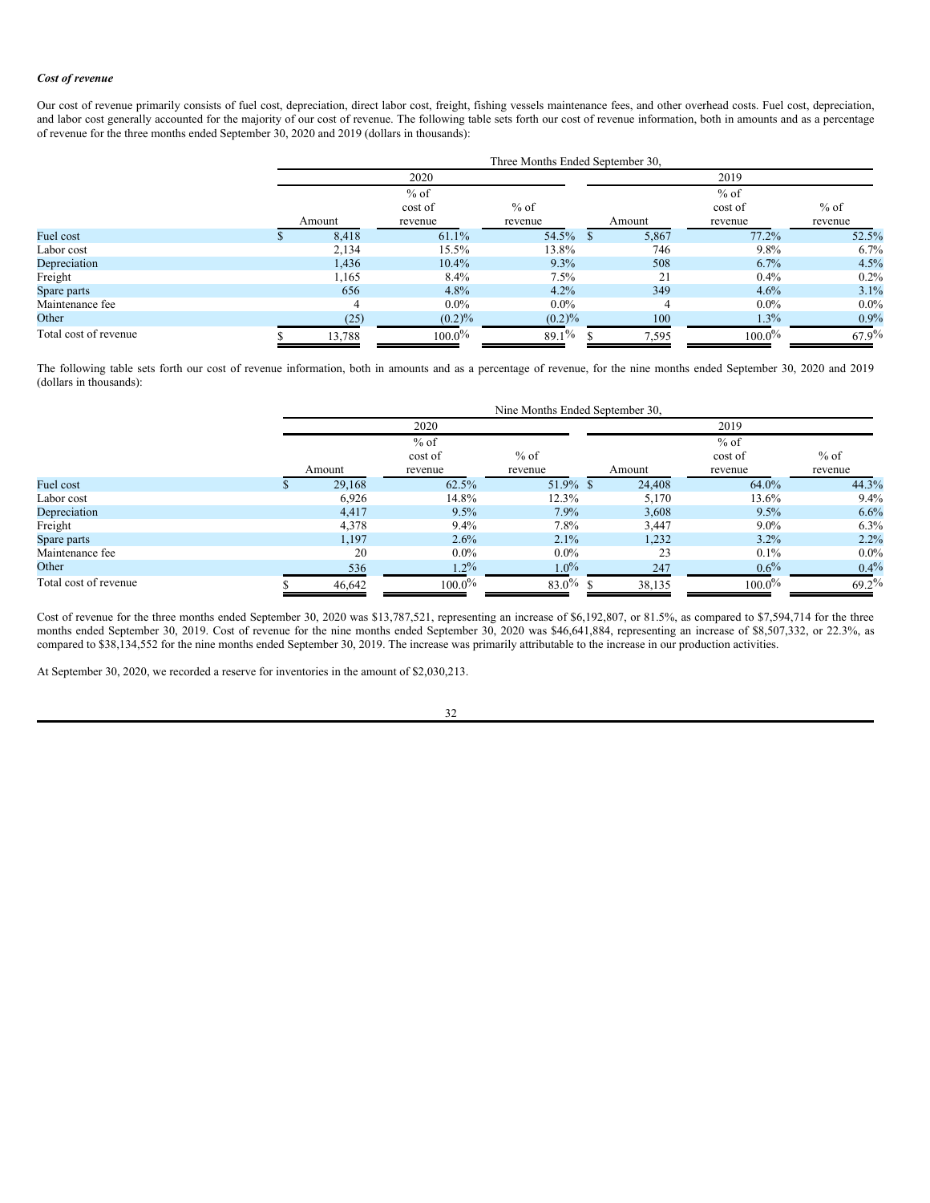*Cost of revenue*

Our cost of revenue primarily consists of fuel cost, depreciation, direct labor cost, freight, fishing vessels maintenance fees, and other overhead costs. Fuel cost, depreciation, and labor cost generally accounted for the majority of our cost of revenue. The following table sets forth our cost of revenue information, both in amounts and as a percentage of revenue for the three months ended September 30, 2020 and 2019 (dollars in thousands):

| | Three Months Ended September 30, | | | | | |
|---|---|---|---|---|---|---|
| | 2020 | | | 2019 | | |
| | Amount | % of cost of revenue | % of revenue | Amount | % of cost of revenue | % of revenue |
| Fuel cost | $ 8,418 | 61.1% | 54.5% | $ 5,867 | 77.2% | 52.5% |
| Labor cost | 2,134 | 15.5% | 13.8% | 746 | 9.8% | 6.7% |
| Depreciation | 1,436 | 10.4% | 9.3% | 508 | 6.7% | 4.5% |
| Freight | 1,165 | 8.4% | 7.5% | 21 | 0.4% | 0.2% |
| Spare parts | 656 | 4.8% | 4.2% | 349 | 4.6% | 3.1% |
| Maintenance fee | 4 | 0.0% | 0.0% | 4 | 0.0% | 0.0% |
| Other | (25) | (0.2)% | (0.2)% | 100 | 1.3% | 0.9% |
| Total cost of revenue | $ 13,788 | 100.0% | 89.1% | $ 7,595 | 100.0% | 67.9% |

The following table sets forth our cost of revenue information, both in amounts and as a percentage of revenue, for the nine months ended September 30, 2020 and 2019 (dollars in thousands):

| | Nine Months Ended September 30, | | | | | |
|---|---|---|---|---|---|---|
| | 2020 | | | 2019 | | |
| | Amount | % of cost of revenue | % of revenue | Amount | % of cost of revenue | % of revenue |
| Fuel cost | $ 29,168 | 62.5% | 51.9% | $ 24,408 | 64.0% | 44.3% |
| Labor cost | 6,926 | 14.8% | 12.3% | 5,170 | 13.6% | 9.4% |
| Depreciation | 4,417 | 9.5% | 7.9% | 3,608 | 9.5% | 6.6% |
| Freight | 4,378 | 9.4% | 7.8% | 3,447 | 9.0% | 6.3% |
| Spare parts | 1,197 | 2.6% | 2.1% | 1,232 | 3.2% | 2.2% |
| Maintenance fee | 20 | 0.0% | 0.0% | 23 | 0.1% | 0.0% |
| Other | 536 | 1.2% | 1.0% | 247 | 0.6% | 0.4% |
| Total cost of revenue | $ 46,642 | 100.0% | 83.0% | $ 38,135 | 100.0% | 69.2% |

Cost of revenue for the three months ended September 30, 2020 was $13,787,521, representing an increase of $6,192,807, or 81.5%, as compared to $7,594,714 for the three months ended September 30, 2019. Cost of revenue for the nine months ended September 30, 2020 was $46,641,884, representing an increase of $8,507,332, or 22.3%, as compared to $38,134,552 for the nine months ended September 30, 2019. The increase was primarily attributable to the increase in our production activities.

At September 30, 2020, we recorded a reserve for inventories in the amount of $2,030,213.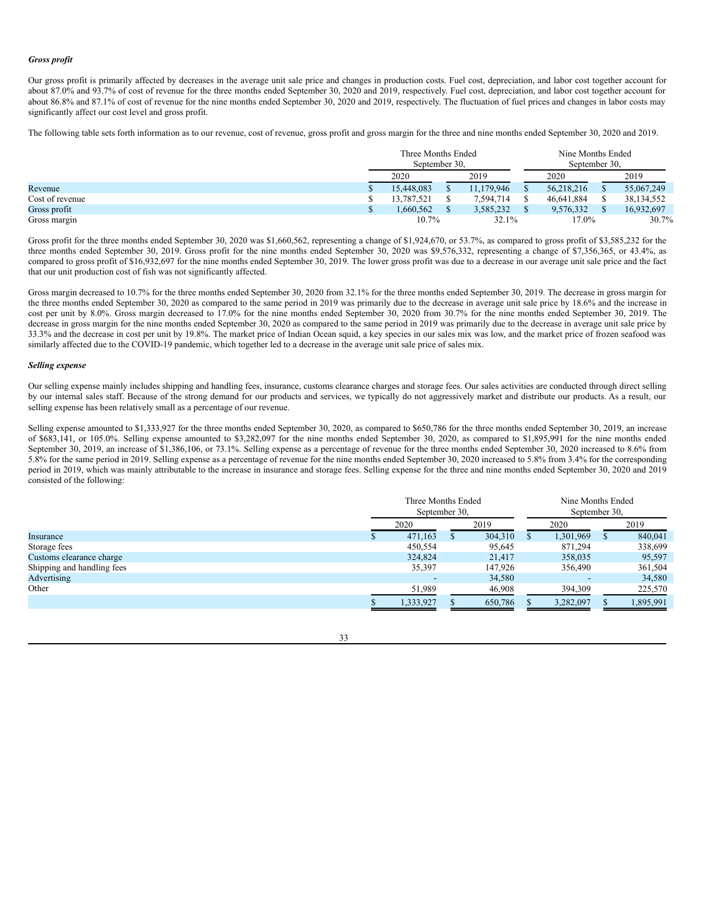***Gross profit***

Our gross profit is primarily affected by decreases in the average unit sale price and changes in production costs. Fuel cost, depreciation, and labor cost together account for about 87.0% and 93.7% of cost of revenue for the three months ended September 30, 2020 and 2019, respectively. Fuel cost, depreciation, and labor cost together account for about 86.8% and 87.1% of cost of revenue for the nine months ended September 30, 2020 and 2019, respectively. The fluctuation of fuel prices and changes in labor costs may significantly affect our cost level and gross profit.

The following table sets forth information as to our revenue, cost of revenue, gross profit and gross margin for the three and nine months ended September 30, 2020 and 2019.

| | Three Months Ended September 30, | | Nine Months Ended September 30, | |
|---|---|---|---|---|
| | 2020 | 2019 | 2020 | 2019 |
| Revenue | $ 15,448,083 | $ 11,179,946 | $ 56,218,216 | $ 55,067,249 |
| Cost of revenue | $ 13,787,521 | $ 7,594,714 | $ 46,641,884 | $ 38,134,552 |
| Gross profit | $ 1,660,562 | $ 3,585,232 | $ 9,576,332 | $ 16,932,697 |
| Gross margin | 10.7% | 32.1% | 17.0% | 30.7% |

Gross profit for the three months ended September 30, 2020 was $1,660,562, representing a change of $1,924,670, or 53.7%, as compared to gross profit of $3,585,232 for the three months ended September 30, 2019. Gross profit for the nine months ended September 30, 2020 was $9,576,332, representing a change of $7,356,365, or 43.4%, as compared to gross profit of $16,932,697 for the nine months ended September 30, 2019. The lower gross profit was due to a decrease in our average unit sale price and the fact that our unit production cost of fish was not significantly affected.

Gross margin decreased to 10.7% for the three months ended September 30, 2020 from 32.1% for the three months ended September 30, 2019. The decrease in gross margin for the three months ended September 30, 2020 as compared to the same period in 2019 was primarily due to the decrease in average unit sale price by 18.6% and the increase in cost per unit by 8.0%. Gross margin decreased to 17.0% for the nine months ended September 30, 2020 from 30.7% for the nine months ended September 30, 2019. The decrease in gross margin for the nine months ended September 30, 2020 as compared to the same period in 2019 was primarily due to the decrease in average unit sale price by 33.3% and the decrease in cost per unit by 19.8%. The market price of Indian Ocean squid, a key species in our sales mix was low, and the market price of frozen seafood was similarly affected due to the COVID-19 pandemic, which together led to a decrease in the average unit sale price of sales mix.

***Selling expense***

Our selling expense mainly includes shipping and handling fees, insurance, customs clearance charges and storage fees. Our sales activities are conducted through direct selling by our internal sales staff. Because of the strong demand for our products and services, we typically do not aggressively market and distribute our products. As a result, our selling expense has been relatively small as a percentage of our revenue.

Selling expense amounted to $1,333,927 for the three months ended September 30, 2020, as compared to $650,786 for the three months ended September 30, 2019, an increase of $683,141, or 105.0%. Selling expense amounted to $3,282,097 for the nine months ended September 30, 2020, as compared to $1,895,991 for the nine months ended September 30, 2019, an increase of $1,386,106, or 73.1%. Selling expense as a percentage of revenue for the three months ended September 30, 2020 increased to 8.6% from 5.8% for the same period in 2019. Selling expense as a percentage of revenue for the nine months ended September 30, 2020 increased to 5.8% from 3.4% for the corresponding period in 2019, which was mainly attributable to the increase in insurance and storage fees. Selling expense for the three and nine months ended September 30, 2020 and 2019 consisted of the following:

| | Three Months Ended September 30, | | Nine Months Ended September 30, | |
|---|---|---|---|---|
| | 2020 | 2019 | 2020 | 2019 |
| Insurance | $ 471,163 | $ 304,310 | $ 1,301,969 | $ 840,041 |
| Storage fees | 450,554 | 95,645 | 871,294 | 338,699 |
| Customs clearance charge | 324,824 | 21,417 | 358,035 | 95,597 |
| Shipping and handling fees | 35,397 | 147,926 | 356,490 | 361,504 |
| Advertising | - | 34,580 | - | 34,580 |
| Other | 51,989 | 46,908 | 394,309 | 225,570 |
| | $ 1,333,927 | $ 650,786 | $ 3,282,097 | $ 1,895,991 |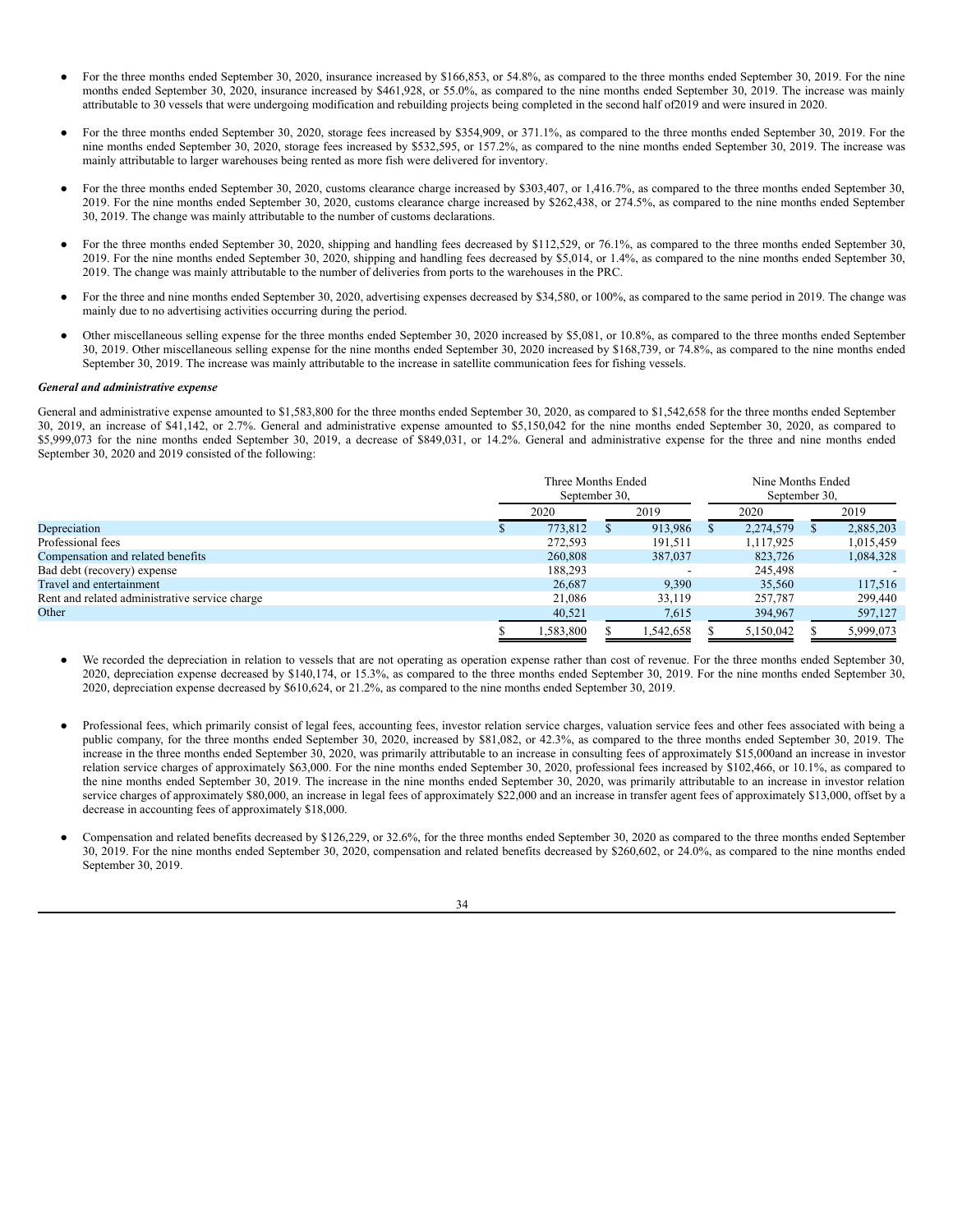- For the three months ended September 30, 2020, insurance increased by $166,853, or 54.8%, as compared to the three months ended September 30, 2019. For the nine months ended September 30, 2020, insurance increased by $461,928, or 55.0%, as compared to the nine months ended September 30, 2019. The increase was mainly attributable to 30 vessels that were undergoing modification and rebuilding projects being completed in the second half of2019 and were insured in 2020.

- For the three months ended September 30, 2020, storage fees increased by $354,909, or 371.1%, as compared to the three months ended September 30, 2019. For the nine months ended September 30, 2020, storage fees increased by $532,595, or 157.2%, as compared to the nine months ended September 30, 2019. The increase was mainly attributable to larger warehouses being rented as more fish were delivered for inventory.

- For the three months ended September 30, 2020, customs clearance charge increased by $303,407, or 1,416.7%, as compared to the three months ended September 30, 2019. For the nine months ended September 30, 2020, customs clearance charge increased by $262,438, or 274.5%, as compared to the nine months ended September 30, 2019. The change was mainly attributable to the number of customs declarations.

- For the three months ended September 30, 2020, shipping and handling fees decreased by $112,529, or 76.1%, as compared to the three months ended September 30, 2019. For the nine months ended September 30, 2020, shipping and handling fees decreased by $5,014, or 1.4%, as compared to the nine months ended September 30, 2019. The change was mainly attributable to the number of deliveries from ports to the warehouses in the PRC.

- For the three and nine months ended September 30, 2020, advertising expenses decreased by $34,580, or 100%, as compared to the same period in 2019. The change was mainly due to no advertising activities occurring during the period.

- Other miscellaneous selling expense for the three months ended September 30, 2020 increased by $5,081, or 10.8%, as compared to the three months ended September 30, 2019. Other miscellaneous selling expense for the nine months ended September 30, 2020 increased by $168,739, or 74.8%, as compared to the nine months ended September 30, 2019. The increase was mainly attributable to the increase in satellite communication fees for fishing vessels.

***General and administrative expense***

General and administrative expense amounted to $1,583,800 for the three months ended September 30, 2020, as compared to $1,542,658 for the three months ended September 30, 2019, an increase of $41,142, or 2.7%. General and administrative expense amounted to $5,150,042 for the nine months ended September 30, 2020, as compared to $5,999,073 for the nine months ended September 30, 2019, a decrease of $849,031, or 14.2%. General and administrative expense for the three and nine months ended September 30, 2020 and 2019 consisted of the following:

| | Three Months Ended September 30, | | Nine Months Ended September 30, | |
|---|---|---|---|---|
| | 2020 | 2019 | 2020 | 2019 |
| Depreciation | $ 773,812 | $ 913,986 | $ 2,274,579 | $ 2,885,203 |
| Professional fees | 272,593 | 191,511 | 1,117,925 | 1,015,459 |
| Compensation and related benefits | 260,808 | 387,037 | 823,726 | 1,084,328 |
| Bad debt (recovery) expense | 188,293 | - | 245,498 | - |
| Travel and entertainment | 26,687 | 9,390 | 35,560 | 117,516 |
| Rent and related administrative service charge | 21,086 | 33,119 | 257,787 | 299,440 |
| Other | 40,521 | 7,615 | 394,967 | 597,127 |
| | $ 1,583,800 | $ 1,542,658 | $ 5,150,042 | $ 5,999,073 |

- We recorded the depreciation in relation to vessels that are not operating as operation expense rather than cost of revenue. For the three months ended September 30, 2020, depreciation expense decreased by $140,174, or 15.3%, as compared to the three months ended September 30, 2019. For the nine months ended September 30, 2020, depreciation expense decreased by $610,624, or 21.2%, as compared to the nine months ended September 30, 2019.

- Professional fees, which primarily consist of legal fees, accounting fees, investor relation service charges, valuation service fees and other fees associated with being a public company, for the three months ended September 30, 2020, increased by $81,082, or 42.3%, as compared to the three months ended September 30, 2019. The increase in the three months ended September 30, 2020, was primarily attributable to an increase in consulting fees of approximately $15,000and an increase in investor relation service charges of approximately $63,000. For the nine months ended September 30, 2020, professional fees increased by $102,466, or 10.1%, as compared to the nine months ended September 30, 2019. The increase in the nine months ended September 30, 2020, was primarily attributable to an increase in investor relation service charges of approximately $80,000, an increase in legal fees of approximately $22,000 and an increase in transfer agent fees of approximately $13,000, offset by a decrease in accounting fees of approximately $18,000.

- Compensation and related benefits decreased by $126,229, or 32.6%, for the three months ended September 30, 2020 as compared to the three months ended September 30, 2019. For the nine months ended September 30, 2020, compensation and related benefits decreased by $260,602, or 24.0%, as compared to the nine months ended September 30, 2019.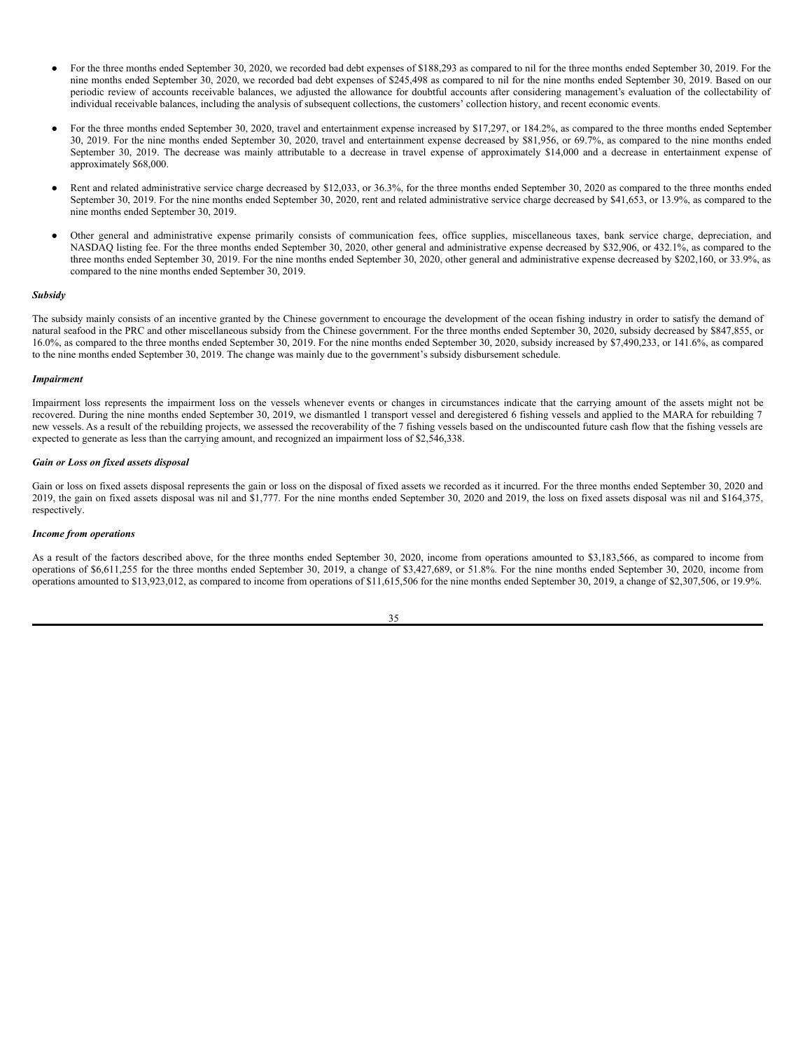- For the three months ended September 30, 2020, we recorded bad debt expenses of $188,293 as compared to nil for the three months ended September 30, 2019. For the nine months ended September 30, 2020, we recorded bad debt expenses of $245,498 as compared to nil for the nine months ended September 30, 2019. Based on our periodic review of accounts receivable balances, we adjusted the allowance for doubtful accounts after considering management's evaluation of the collectability of individual receivable balances, including the analysis of subsequent collections, the customers' collection history, and recent economic events.

- For the three months ended September 30, 2020, travel and entertainment expense increased by $17,297, or 184.2%, as compared to the three months ended September 30, 2019. For the nine months ended September 30, 2020, travel and entertainment expense decreased by $81,956, or 69.7%, as compared to the nine months ended September 30, 2019. The decrease was mainly attributable to a decrease in travel expense of approximately $14,000 and a decrease in entertainment expense of approximately $68,000.

- Rent and related administrative service charge decreased by $12,033, or 36.3%, for the three months ended September 30, 2020 as compared to the three months ended September 30, 2019. For the nine months ended September 30, 2020, rent and related administrative service charge decreased by $41,653, or 13.9%, as compared to the nine months ended September 30, 2019.

- Other general and administrative expense primarily consists of communication fees, office supplies, miscellaneous taxes, bank service charge, depreciation, and NASDAQ listing fee. For the three months ended September 30, 2020, other general and administrative expense decreased by $32,906, or 432.1%, as compared to the three months ended September 30, 2019. For the nine months ended September 30, 2020, other general and administrative expense decreased by $202,160, or 33.9%, as compared to the nine months ended September 30, 2019.

***Subsidy***

The subsidy mainly consists of an incentive granted by the Chinese government to encourage the development of the ocean fishing industry in order to satisfy the demand of natural seafood in the PRC and other miscellaneous subsidy from the Chinese government. For the three months ended September 30, 2020, subsidy decreased by $847,855, or 16.0%, as compared to the three months ended September 30, 2019. For the nine months ended September 30, 2020, subsidy increased by $7,490,233, or 141.6%, as compared to the nine months ended September 30, 2019. The change was mainly due to the government's subsidy disbursement schedule.

***Impairment***

Impairment loss represents the impairment loss on the vessels whenever events or changes in circumstances indicate that the carrying amount of the assets might not be recovered. During the nine months ended September 30, 2019, we dismantled 1 transport vessel and deregistered 6 fishing vessels and applied to the MARA for rebuilding 7 new vessels. As a result of the rebuilding projects, we assessed the recoverability of the 7 fishing vessels based on the undiscounted future cash flow that the fishing vessels are expected to generate as less than the carrying amount, and recognized an impairment loss of $2,546,338.

***Gain or Loss on fixed assets disposal***

Gain or loss on fixed assets disposal represents the gain or loss on the disposal of fixed assets we recorded as it incurred. For the three months ended September 30, 2020 and 2019, the gain on fixed assets disposal was nil and $1,777. For the nine months ended September 30, 2020 and 2019, the loss on fixed assets disposal was nil and $164,375, respectively.

***Income from operations***

As a result of the factors described above, for the three months ended September 30, 2020, income from operations amounted to $3,183,566, as compared to income from operations of $6,611,255 for the three months ended September 30, 2019, a change of $3,427,689, or 51.8%. For the nine months ended September 30, 2020, income from operations amounted to $13,923,012, as compared to income from operations of $11,615,506 for the nine months ended September 30, 2019, a change of $2,307,506, or 19.9%.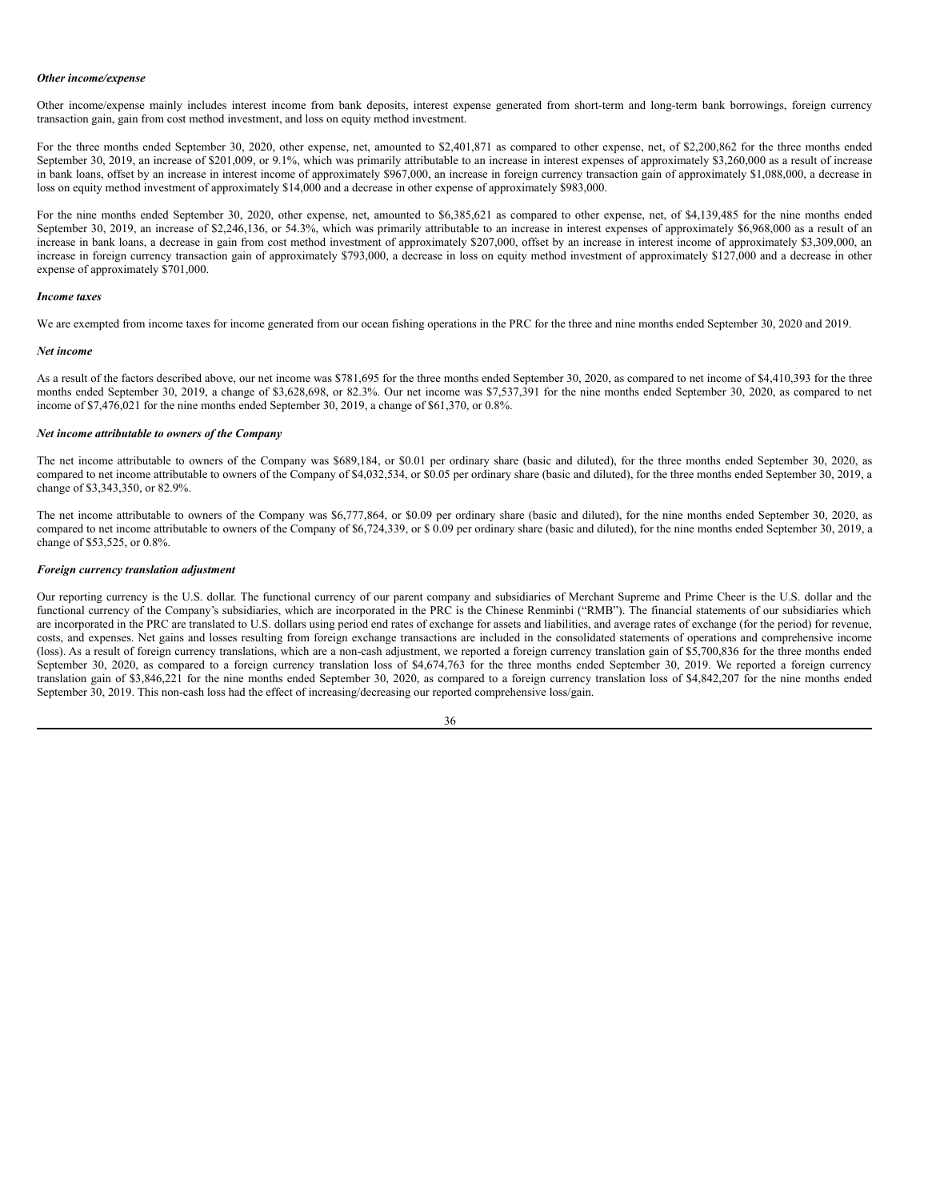***Other income/expense***

Other income/expense mainly includes interest income from bank deposits, interest expense generated from short-term and long-term bank borrowings, foreign currency transaction gain, gain from cost method investment, and loss on equity method investment.

For the three months ended September 30, 2020, other expense, net, amounted to $2,401,871 as compared to other expense, net, of $2,200,862 for the three months ended September 30, 2019, an increase of $201,009, or 9.1%, which was primarily attributable to an increase in interest expenses of approximately $3,260,000 as a result of increase in bank loans, offset by an increase in interest income of approximately $967,000, an increase in foreign currency transaction gain of approximately $1,088,000, a decrease in loss on equity method investment of approximately $14,000 and a decrease in other expense of approximately $983,000.

For the nine months ended September 30, 2020, other expense, net, amounted to $6,385,621 as compared to other expense, net, of $4,139,485 for the nine months ended September 30, 2019, an increase of $2,246,136, or 54.3%, which was primarily attributable to an increase in interest expenses of approximately $6,968,000 as a result of an increase in bank loans, a decrease in gain from cost method investment of approximately $207,000, offset by an increase in interest income of approximately $3,309,000, an increase in foreign currency transaction gain of approximately $793,000, a decrease in loss on equity method investment of approximately $127,000 and a decrease in other expense of approximately $701,000.

***Income taxes***

We are exempted from income taxes for income generated from our ocean fishing operations in the PRC for the three and nine months ended September 30, 2020 and 2019.

***Net income***

As a result of the factors described above, our net income was $781,695 for the three months ended September 30, 2020, as compared to net income of $4,410,393 for the three months ended September 30, 2019, a change of $3,628,698, or 82.3%. Our net income was $7,537,391 for the nine months ended September 30, 2020, as compared to net income of $7,476,021 for the nine months ended September 30, 2019, a change of $61,370, or 0.8%.

***Net income attributable to owners of the Company***

The net income attributable to owners of the Company was $689,184, or $0.01 per ordinary share (basic and diluted), for the three months ended September 30, 2020, as compared to net income attributable to owners of the Company of $4,032,534, or $0.05 per ordinary share (basic and diluted), for the three months ended September 30, 2019, a change of $3,343,350, or 82.9%.

The net income attributable to owners of the Company was $6,777,864, or $0.09 per ordinary share (basic and diluted), for the nine months ended September 30, 2020, as compared to net income attributable to owners of the Company of $6,724,339, or $ 0.09 per ordinary share (basic and diluted), for the nine months ended September 30, 2019, a change of $53,525, or 0.8%.

***Foreign currency translation adjustment***

Our reporting currency is the U.S. dollar. The functional currency of our parent company and subsidiaries of Merchant Supreme and Prime Cheer is the U.S. dollar and the functional currency of the Company's subsidiaries, which are incorporated in the PRC is the Chinese Renminbi ("RMB"). The financial statements of our subsidiaries which are incorporated in the PRC are translated to U.S. dollars using period end rates of exchange for assets and liabilities, and average rates of exchange (for the period) for revenue, costs, and expenses. Net gains and losses resulting from foreign exchange transactions are included in the consolidated statements of operations and comprehensive income (loss). As a result of foreign currency translations, which are a non-cash adjustment, we reported a foreign currency translation gain of $5,700,836 for the three months ended September 30, 2020, as compared to a foreign currency translation loss of $4,674,763 for the three months ended September 30, 2019. We reported a foreign currency translation gain of $3,846,221 for the nine months ended September 30, 2020, as compared to a foreign currency translation loss of $4,842,207 for the nine months ended September 30, 2019. This non-cash loss had the effect of increasing/decreasing our reported comprehensive loss/gain.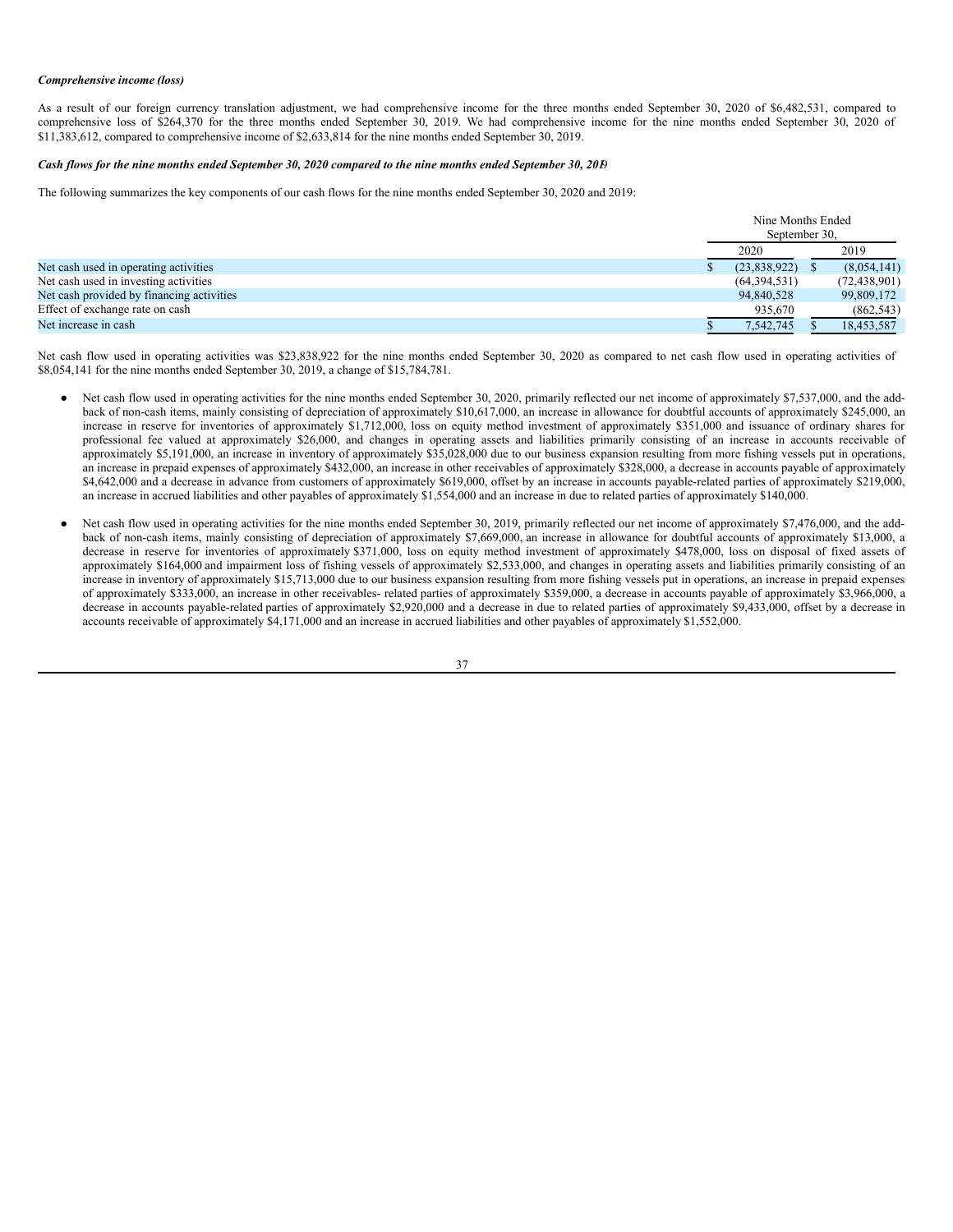***Comprehensive income (loss)***

As a result of our foreign currency translation adjustment, we had comprehensive income for the three months ended September 30, 2020 of $6,482,531, compared to comprehensive loss of $264,370 for the three months ended September 30, 2019. We had comprehensive income for the nine months ended September 30, 2020 of $11,383,612, compared to comprehensive income of $2,633,814 for the nine months ended September 30, 2019.

***Cash flows for the nine months ended September 30, 2020 compared to the nine months ended September 30, 2019***

The following summarizes the key components of our cash flows for the nine months ended September 30, 2020 and 2019:

| | Nine Months Ended September 30, | |
|---|---|---|
| | 2020 | 2019 |
| Net cash used in operating activities | $ (23,838,922) | $ (8,054,141) |
| Net cash used in investing activities | (64,394,531) | (72,438,901) |
| Net cash provided by financing activities | 94,840,528 | 99,809,172 |
| Effect of exchange rate on cash | 935,670 | (862,543) |
| Net increase in cash | $ 7,542,745 | $ 18,453,587 |

Net cash flow used in operating activities was $23,838,922 for the nine months ended September 30, 2020 as compared to net cash flow used in operating activities of $8,054,141 for the nine months ended September 30, 2019, a change of $15,784,781.

- Net cash flow used in operating activities for the nine months ended September 30, 2020, primarily reflected our net income of approximately $7,537,000, and the add-back of non-cash items, mainly consisting of depreciation of approximately $10,617,000, an increase in allowance for doubtful accounts of approximately $245,000, an increase in reserve for inventories of approximately $1,712,000, loss on equity method investment of approximately $351,000 and issuance of ordinary shares for professional fee valued at approximately $26,000, and changes in operating assets and liabilities primarily consisting of an increase in accounts receivable of approximately $5,191,000, an increase in inventory of approximately $35,028,000 due to our business expansion resulting from more fishing vessels put in operations, an increase in prepaid expenses of approximately $432,000, an increase in other receivables of approximately $328,000, a decrease in accounts payable of approximately $4,642,000 and a decrease in advance from customers of approximately $619,000, offset by an increase in accounts payable-related parties of approximately $219,000, an increase in accrued liabilities and other payables of approximately $1,554,000 and an increase in due to related parties of approximately $140,000.

- Net cash flow used in operating activities for the nine months ended September 30, 2019, primarily reflected our net income of approximately $7,476,000, and the add-back of non-cash items, mainly consisting of depreciation of approximately $7,669,000, an increase in allowance for doubtful accounts of approximately $13,000, a decrease in reserve for inventories of approximately $371,000, loss on equity method investment of approximately $478,000, loss on disposal of fixed assets of approximately $164,000 and impairment loss of fishing vessels of approximately $2,533,000, and changes in operating assets and liabilities primarily consisting of an increase in inventory of approximately $15,713,000 due to our business expansion resulting from more fishing vessels put in operations, an increase in prepaid expenses of approximately $333,000, an increase in other receivables- related parties of approximately $359,000, a decrease in accounts payable of approximately $3,966,000, a decrease in accounts payable-related parties of approximately $2,920,000 and a decrease in due to related parties of approximately $9,433,000, offset by a decrease in accounts receivable of approximately $4,171,000 and an increase in accrued liabilities and other payables of approximately $1,552,000.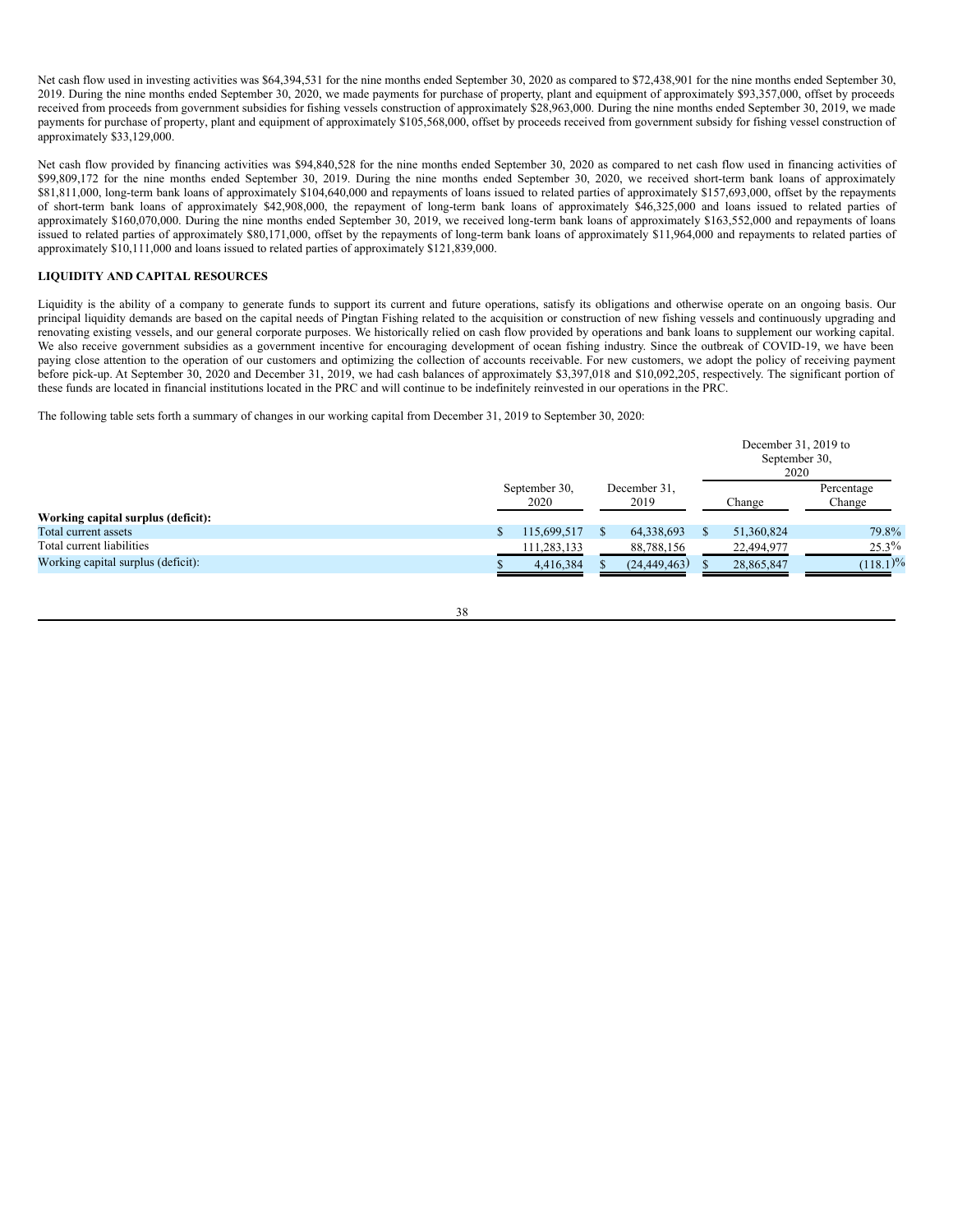Net cash flow used in investing activities was $64,394,531 for the nine months ended September 30, 2020 as compared to $72,438,901 for the nine months ended September 30, 2019. During the nine months ended September 30, 2020, we made payments for purchase of property, plant and equipment of approximately $93,357,000, offset by proceeds received from proceeds from government subsidies for fishing vessels construction of approximately $28,963,000. During the nine months ended September 30, 2019, we made payments for purchase of property, plant and equipment of approximately $105,568,000, offset by proceeds received from government subsidy for fishing vessel construction of approximately $33,129,000.

Net cash flow provided by financing activities was $94,840,528 for the nine months ended September 30, 2020 as compared to net cash flow used in financing activities of $99,809,172 for the nine months ended September 30, 2019. During the nine months ended September 30, 2020, we received short-term bank loans of approximately $81,811,000, long-term bank loans of approximately $104,640,000 and repayments of loans issued to related parties of approximately $157,693,000, offset by the repayments of short-term bank loans of approximately $42,908,000, the repayment of long-term bank loans of approximately $46,325,000 and loans issued to related parties of approximately $160,070,000. During the nine months ended September 30, 2019, we received long-term bank loans of approximately $163,552,000 and repayments of loans issued to related parties of approximately $80,171,000, offset by the repayments of long-term bank loans of approximately $11,964,000 and repayments to related parties of approximately $10,111,000 and loans issued to related parties of approximately $121,839,000.

**LIQUIDITY AND CAPITAL RESOURCES**

Liquidity is the ability of a company to generate funds to support its current and future operations, satisfy its obligations and otherwise operate on an ongoing basis. Our principal liquidity demands are based on the capital needs of Pingtan Fishing related to the acquisition or construction of new fishing vessels and continuously upgrading and renovating existing vessels, and our general corporate purposes. We historically relied on cash flow provided by operations and bank loans to supplement our working capital. We also receive government subsidies as a government incentive for encouraging development of ocean fishing industry. Since the outbreak of COVID-19, we have been paying close attention to the operation of our customers and optimizing the collection of accounts receivable. For new customers, we adopt the policy of receiving payment before pick-up. At September 30, 2020 and December 31, 2019, we had cash balances of approximately $3,397,018 and $10,092,205, respectively. The significant portion of these funds are located in financial institutions located in the PRC and will continue to be indefinitely reinvested in our operations in the PRC.

The following table sets forth a summary of changes in our working capital from December 31, 2019 to September 30, 2020:

| | | | December 31, 2019 to September 30, 2020 | |
|---|---|---|---|---|
| | September 30, 2020 | December 31, 2019 | Change | Percentage Change |
| **Working capital surplus (deficit):** | | | | |
| Total current assets | $ 115,699,517 | $ 64,338,693 | $ 51,360,824 | 79.8% |
| Total current liabilities | 111,283,133 | 88,788,156 | 22,494,977 | 25.3% |
| Working capital surplus (deficit): | $ 4,416,384 | $ (24,449,463) | $ 28,865,847 | (118.1)% |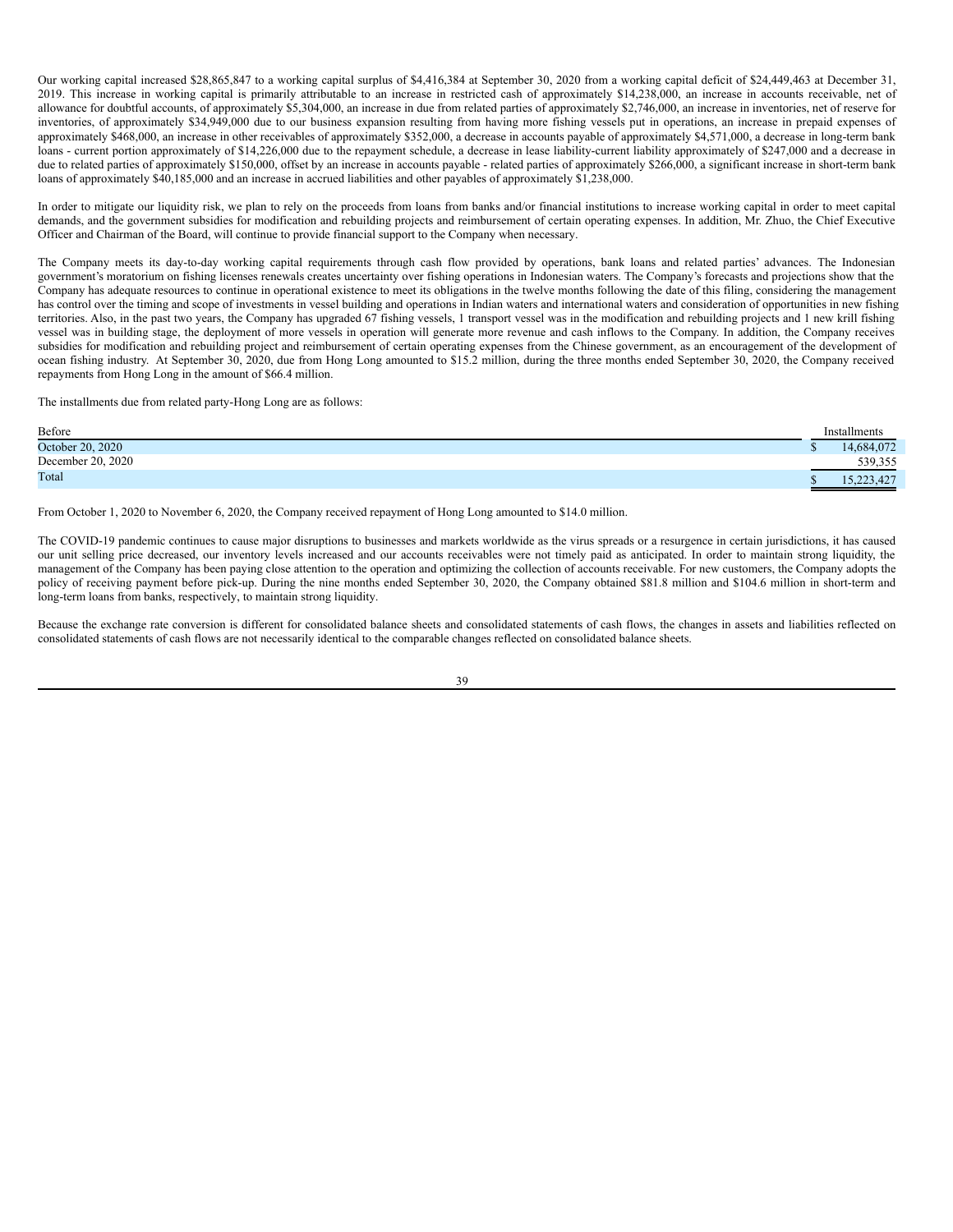Our working capital increased $28,865,847 to a working capital surplus of $4,416,384 at September 30, 2020 from a working capital deficit of $24,449,463 at December 31, 2019. This increase in working capital is primarily attributable to an increase in restricted cash of approximately $14,238,000, an increase in accounts receivable, net of allowance for doubtful accounts, of approximately $5,304,000, an increase in due from related parties of approximately $2,746,000, an increase in inventories, net of reserve for inventories, of approximately $34,949,000 due to our business expansion resulting from having more fishing vessels put in operations, an increase in prepaid expenses of approximately $468,000, an increase in other receivables of approximately $352,000, a decrease in accounts payable of approximately $4,571,000, a decrease in long-term bank loans - current portion approximately of $14,226,000 due to the repayment schedule, a decrease in lease liability-current liability approximately of $247,000 and a decrease in due to related parties of approximately $150,000, offset by an increase in accounts payable - related parties of approximately $266,000, a significant increase in short-term bank loans of approximately $40,185,000 and an increase in accrued liabilities and other payables of approximately $1,238,000.

In order to mitigate our liquidity risk, we plan to rely on the proceeds from loans from banks and/or financial institutions to increase working capital in order to meet capital demands, and the government subsidies for modification and rebuilding projects and reimbursement of certain operating expenses. In addition, Mr. Zhuo, the Chief Executive Officer and Chairman of the Board, will continue to provide financial support to the Company when necessary.

The Company meets its day-to-day working capital requirements through cash flow provided by operations, bank loans and related parties' advances. The Indonesian government's moratorium on fishing licenses renewals creates uncertainty over fishing operations in Indonesian waters. The Company's forecasts and projections show that the Company has adequate resources to continue in operational existence to meet its obligations in the twelve months following the date of this filing, considering the management has control over the timing and scope of investments in vessel building and operations in Indian waters and international waters and consideration of opportunities in new fishing territories. Also, in the past two years, the Company has upgraded 67 fishing vessels, 1 transport vessel was in the modification and rebuilding projects and 1 new krill fishing vessel was in building stage, the deployment of more vessels in operation will generate more revenue and cash inflows to the Company. In addition, the Company receives subsidies for modification and rebuilding project and reimbursement of certain operating expenses from the Chinese government, as an encouragement of the development of ocean fishing industry. At September 30, 2020, due from Hong Long amounted to $15.2 million, during the three months ended September 30, 2020, the Company received repayments from Hong Long in the amount of $66.4 million.

The installments due from related party-Hong Long are as follows:

| Before | Installments |
|---|---|
| October 20, 2020 | $ 14,684,072 |
| December 20, 2020 | 539,355 |
| Total | $ 15,223,427 |

From October 1, 2020 to November 6, 2020, the Company received repayment of Hong Long amounted to $14.0 million.

The COVID-19 pandemic continues to cause major disruptions to businesses and markets worldwide as the virus spreads or a resurgence in certain jurisdictions, it has caused our unit selling price decreased, our inventory levels increased and our accounts receivables were not timely paid as anticipated. In order to maintain strong liquidity, the management of the Company has been paying close attention to the operation and optimizing the collection of accounts receivable. For new customers, the Company adopts the policy of receiving payment before pick-up. During the nine months ended September 30, 2020, the Company obtained $81.8 million and $104.6 million in short-term and long-term loans from banks, respectively, to maintain strong liquidity.

Because the exchange rate conversion is different for consolidated balance sheets and consolidated statements of cash flows, the changes in assets and liabilities reflected on consolidated statements of cash flows are not necessarily identical to the comparable changes reflected on consolidated balance sheets.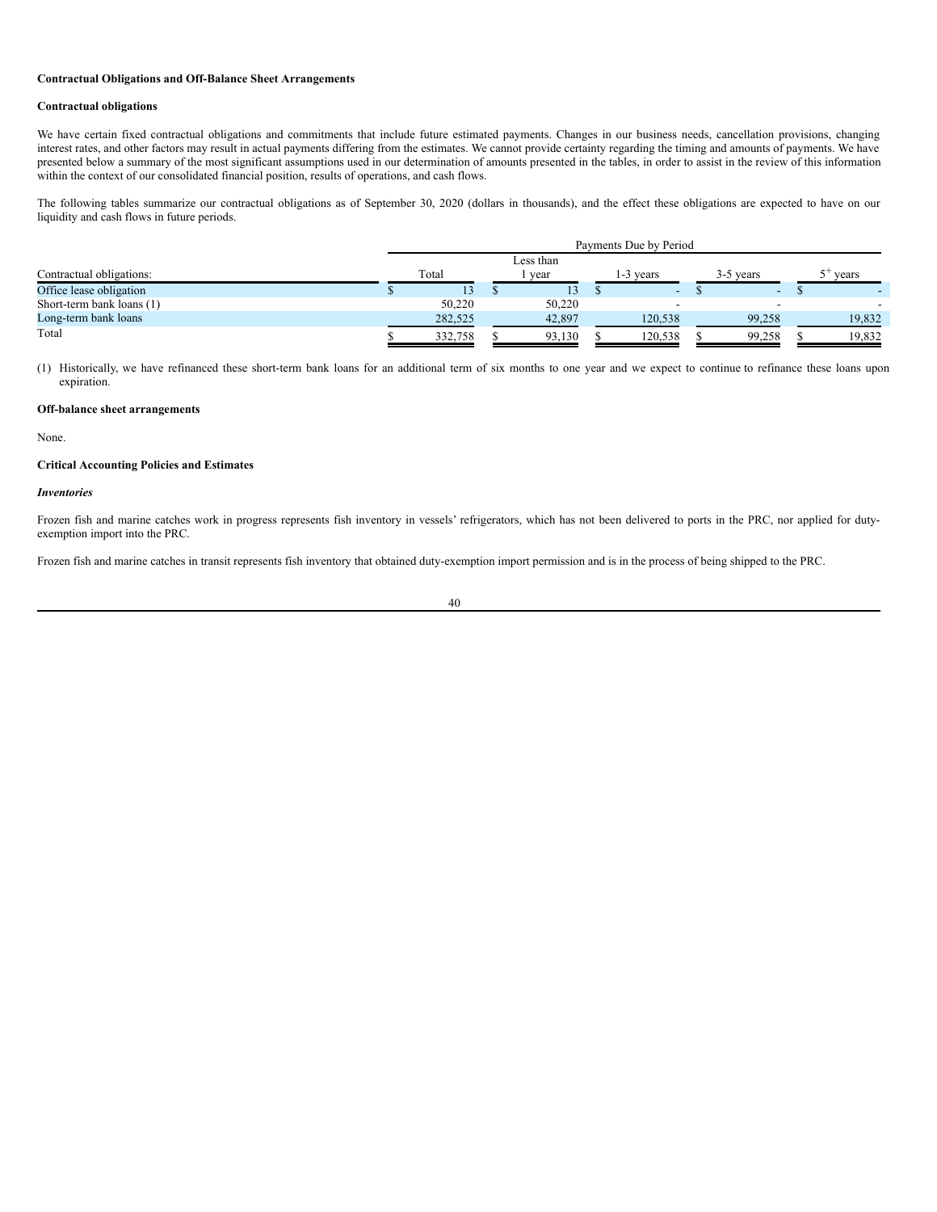**Contractual Obligations and Off-Balance Sheet Arrangements**

**Contractual obligations**

We have certain fixed contractual obligations and commitments that include future estimated payments. Changes in our business needs, cancellation provisions, changing interest rates, and other factors may result in actual payments differing from the estimates. We cannot provide certainty regarding the timing and amounts of payments. We have presented below a summary of the most significant assumptions used in our determination of amounts presented in the tables, in order to assist in the review of this information within the context of our consolidated financial position, results of operations, and cash flows.

The following tables summarize our contractual obligations as of September 30, 2020 (dollars in thousands), and the effect these obligations are expected to have on our liquidity and cash flows in future periods.

| | Payments Due by Period | | | | |
|---|---|---|---|---|---|
| Contractual obligations: | Total | Less than 1 year | 1-3 years | 3-5 years | $5^{+}$ years |
| Office lease obligation | $ 13 | $ 13 | $ - | $ - | $ - |
| Short-term bank loans (1) | 50,220 | 50,220 | - | - | - |
| Long-term bank loans | 282,525 | 42,897 | 120,538 | 99,258 | 19,832 |
| Total | $ 332,758 | $ 93,130 | $ 120,538 | $ 99,258 | $ 19,832 |

(1) Historically, we have refinanced these short-term bank loans for an additional term of six months to one year and we expect to continue to refinance these loans upon expiration.

**Off-balance sheet arrangements**

None.

**Critical Accounting Policies and Estimates**

***Inventories***

Frozen fish and marine catches work in progress represents fish inventory in vessels' refrigerators, which has not been delivered to ports in the PRC, nor applied for duty-exemption import into the PRC.

Frozen fish and marine catches in transit represents fish inventory that obtained duty-exemption import permission and is in the process of being shipped to the PRC.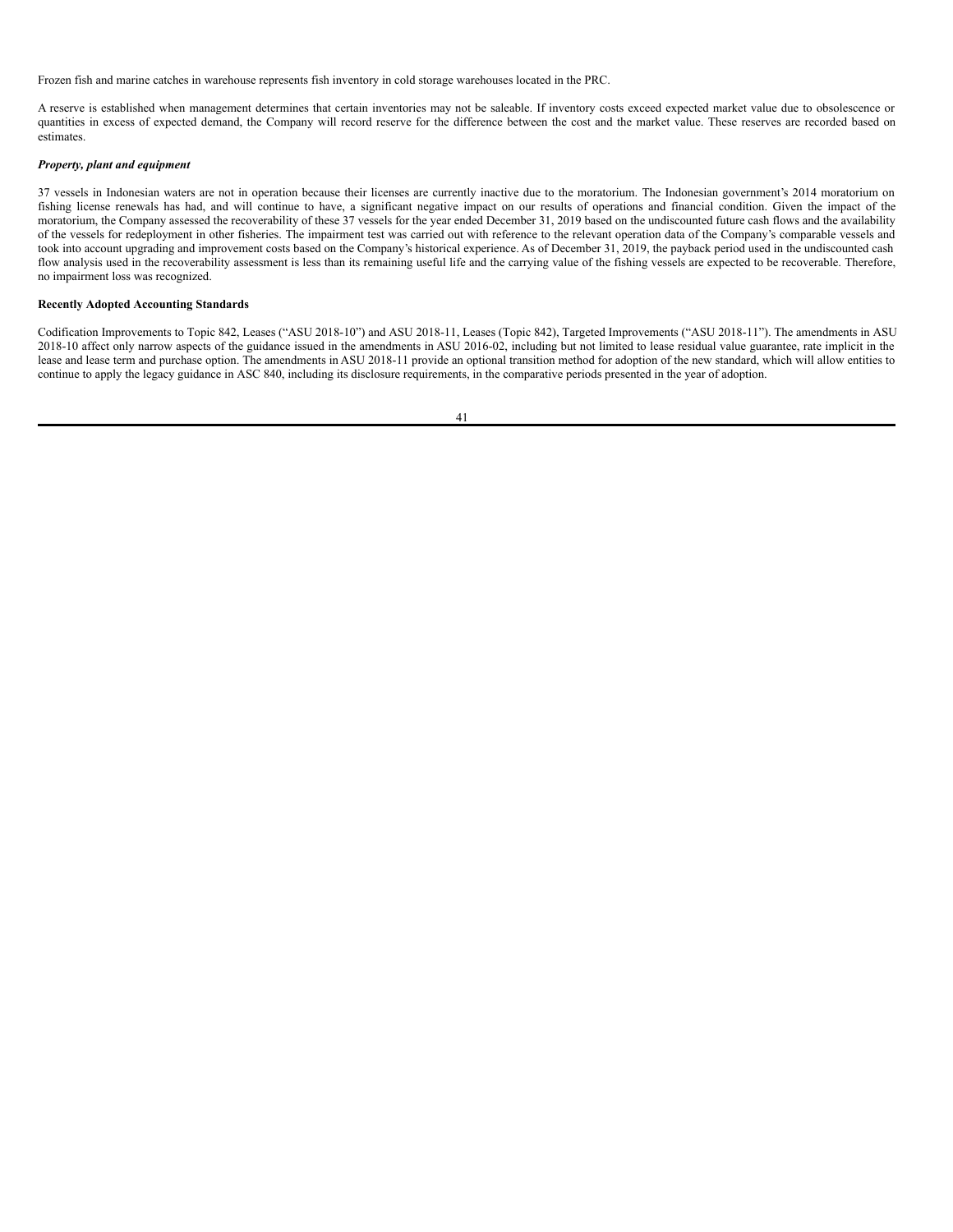Frozen fish and marine catches in warehouse represents fish inventory in cold storage warehouses located in the PRC.

A reserve is established when management determines that certain inventories may not be saleable. If inventory costs exceed expected market value due to obsolescence or quantities in excess of expected demand, the Company will record reserve for the difference between the cost and the market value. These reserves are recorded based on estimates.

***Property, plant and equipment***

37 vessels in Indonesian waters are not in operation because their licenses are currently inactive due to the moratorium. The Indonesian government's 2014 moratorium on fishing license renewals has had, and will continue to have, a significant negative impact on our results of operations and financial condition. Given the impact of the moratorium, the Company assessed the recoverability of these 37 vessels for the year ended December 31, 2019 based on the undiscounted future cash flows and the availability of the vessels for redeployment in other fisheries. The impairment test was carried out with reference to the relevant operation data of the Company's comparable vessels and took into account upgrading and improvement costs based on the Company's historical experience. As of December 31, 2019, the payback period used in the undiscounted cash flow analysis used in the recoverability assessment is less than its remaining useful life and the carrying value of the fishing vessels are expected to be recoverable. Therefore, no impairment loss was recognized.

**Recently Adopted Accounting Standards**

Codification Improvements to Topic 842, Leases ("ASU 2018-10") and ASU 2018-11, Leases (Topic 842), Targeted Improvements ("ASU 2018-11"). The amendments in ASU 2018-10 affect only narrow aspects of the guidance issued in the amendments in ASU 2016-02, including but not limited to lease residual value guarantee, rate implicit in the lease and lease term and purchase option. The amendments in ASU 2018-11 provide an optional transition method for adoption of the new standard, which will allow entities to continue to apply the legacy guidance in ASC 840, including its disclosure requirements, in the comparative periods presented in the year of adoption.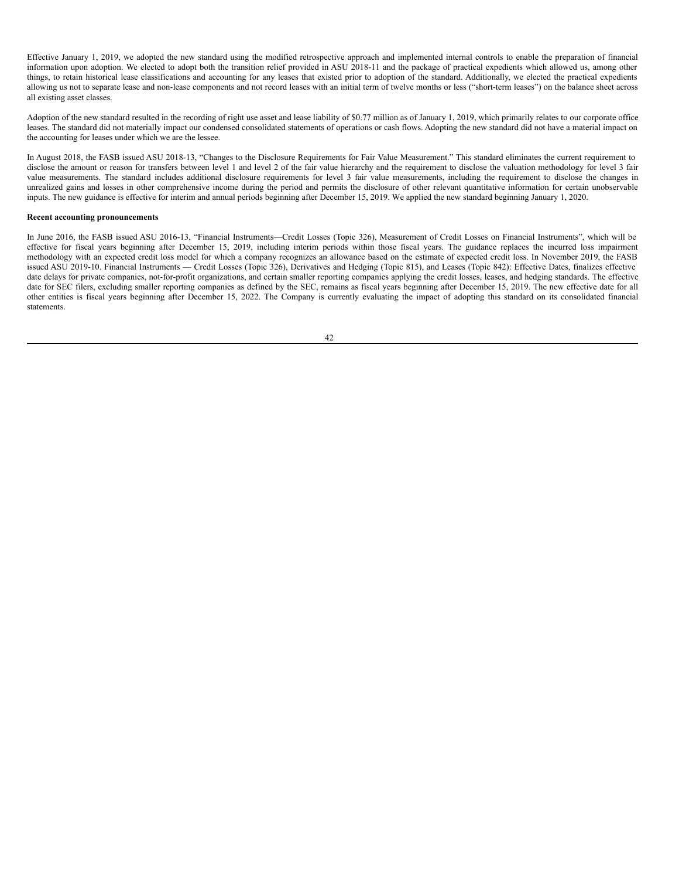Effective January 1, 2019, we adopted the new standard using the modified retrospective approach and implemented internal controls to enable the preparation of financial information upon adoption. We elected to adopt both the transition relief provided in ASU 2018-11 and the package of practical expedients which allowed us, among other things, to retain historical lease classifications and accounting for any leases that existed prior to adoption of the standard. Additionally, we elected the practical expedients allowing us not to separate lease and non-lease components and not record leases with an initial term of twelve months or less ("short-term leases") on the balance sheet across all existing asset classes.

Adoption of the new standard resulted in the recording of right use asset and lease liability of $0.77 million as of January 1, 2019, which primarily relates to our corporate office leases. The standard did not materially impact our condensed consolidated statements of operations or cash flows. Adopting the new standard did not have a material impact on the accounting for leases under which we are the lessee.

In August 2018, the FASB issued ASU 2018-13, "Changes to the Disclosure Requirements for Fair Value Measurement." This standard eliminates the current requirement to disclose the amount or reason for transfers between level 1 and level 2 of the fair value hierarchy and the requirement to disclose the valuation methodology for level 3 fair value measurements. The standard includes additional disclosure requirements for level 3 fair value measurements, including the requirement to disclose the changes in unrealized gains and losses in other comprehensive income during the period and permits the disclosure of other relevant quantitative information for certain unobservable inputs. The new guidance is effective for interim and annual periods beginning after December 15, 2019. We applied the new standard beginning January 1, 2020.

**Recent accounting pronouncements**

In June 2016, the FASB issued ASU 2016-13, "Financial Instruments—Credit Losses (Topic 326), Measurement of Credit Losses on Financial Instruments", which will be effective for fiscal years beginning after December 15, 2019, including interim periods within those fiscal years. The guidance replaces the incurred loss impairment methodology with an expected credit loss model for which a company recognizes an allowance based on the estimate of expected credit loss. In November 2019, the FASB issued ASU 2019-10. Financial Instruments — Credit Losses (Topic 326), Derivatives and Hedging (Topic 815), and Leases (Topic 842): Effective Dates, finalizes effective date delays for private companies, not-for-profit organizations, and certain smaller reporting companies applying the credit losses, leases, and hedging standards. The effective date for SEC filers, excluding smaller reporting companies as defined by the SEC, remains as fiscal years beginning after December 15, 2019. The new effective date for all other entities is fiscal years beginning after December 15, 2022. The Company is currently evaluating the impact of adopting this standard on its consolidated financial statements.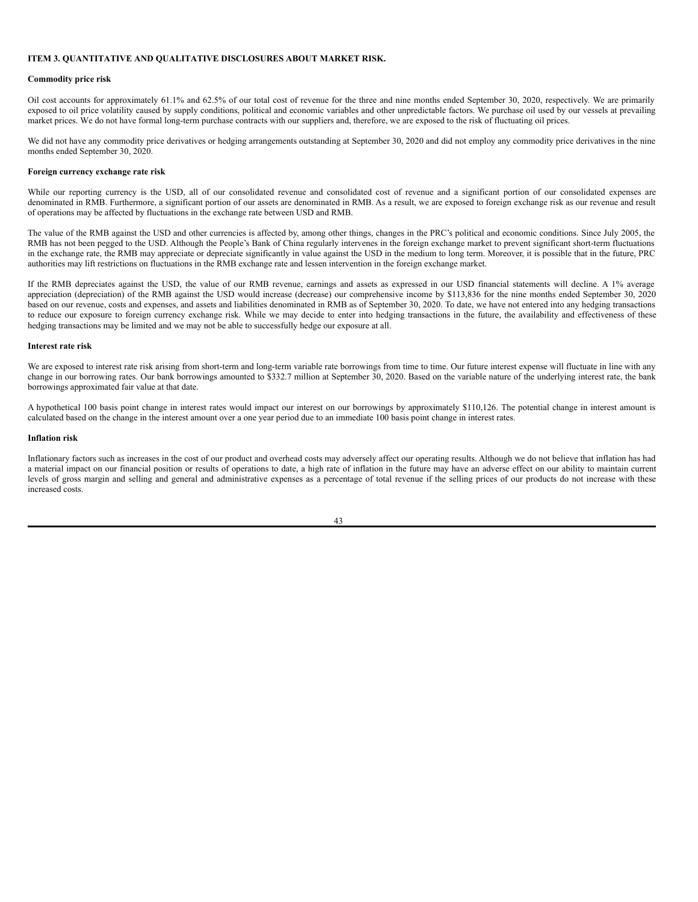## ITEM 3. QUANTITATIVE AND QUALITATIVE DISCLOSURES ABOUT MARKET RISK.

**Commodity price risk**

Oil cost accounts for approximately 61.1% and 62.5% of our total cost of revenue for the three and nine months ended September 30, 2020, respectively. We are primarily exposed to oil price volatility caused by supply conditions, political and economic variables and other unpredictable factors. We purchase oil used by our vessels at prevailing market prices. We do not have formal long-term purchase contracts with our suppliers and, therefore, we are exposed to the risk of fluctuating oil prices.

We did not have any commodity price derivatives or hedging arrangements outstanding at September 30, 2020 and did not employ any commodity price derivatives in the nine months ended September 30, 2020.

**Foreign currency exchange rate risk**

While our reporting currency is the USD, all of our consolidated revenue and consolidated cost of revenue and a significant portion of our consolidated expenses are denominated in RMB. Furthermore, a significant portion of our assets are denominated in RMB. As a result, we are exposed to foreign exchange risk as our revenue and result of operations may be affected by fluctuations in the exchange rate between USD and RMB.

The value of the RMB against the USD and other currencies is affected by, among other things, changes in the PRC's political and economic conditions. Since July 2005, the RMB has not been pegged to the USD. Although the People's Bank of China regularly intervenes in the foreign exchange market to prevent significant short-term fluctuations in the exchange rate, the RMB may appreciate or depreciate significantly in value against the USD in the medium to long term. Moreover, it is possible that in the future, PRC authorities may lift restrictions on fluctuations in the RMB exchange rate and lessen intervention in the foreign exchange market.

If the RMB depreciates against the USD, the value of our RMB revenue, earnings and assets as expressed in our USD financial statements will decline. A 1% average appreciation (depreciation) of the RMB against the USD would increase (decrease) our comprehensive income by $113,836 for the nine months ended September 30, 2020 based on our revenue, costs and expenses, and assets and liabilities denominated in RMB as of September 30, 2020. To date, we have not entered into any hedging transactions to reduce our exposure to foreign currency exchange risk. While we may decide to enter into hedging transactions in the future, the availability and effectiveness of these hedging transactions may be limited and we may not be able to successfully hedge our exposure at all.

**Interest rate risk**

We are exposed to interest rate risk arising from short-term and long-term variable rate borrowings from time to time. Our future interest expense will fluctuate in line with any change in our borrowing rates. Our bank borrowings amounted to $332.7 million at September 30, 2020. Based on the variable nature of the underlying interest rate, the bank borrowings approximated fair value at that date.

A hypothetical 100 basis point change in interest rates would impact our interest on our borrowings by approximately $110,126. The potential change in interest amount is calculated based on the change in the interest amount over a one year period due to an immediate 100 basis point change in interest rates.

**Inflation risk**

Inflationary factors such as increases in the cost of our product and overhead costs may adversely affect our operating results. Although we do not believe that inflation has had a material impact on our financial position or results of operations to date, a high rate of inflation in the future may have an adverse effect on our ability to maintain current levels of gross margin and selling and general and administrative expenses as a percentage of total revenue if the selling prices of our products do not increase with these increased costs.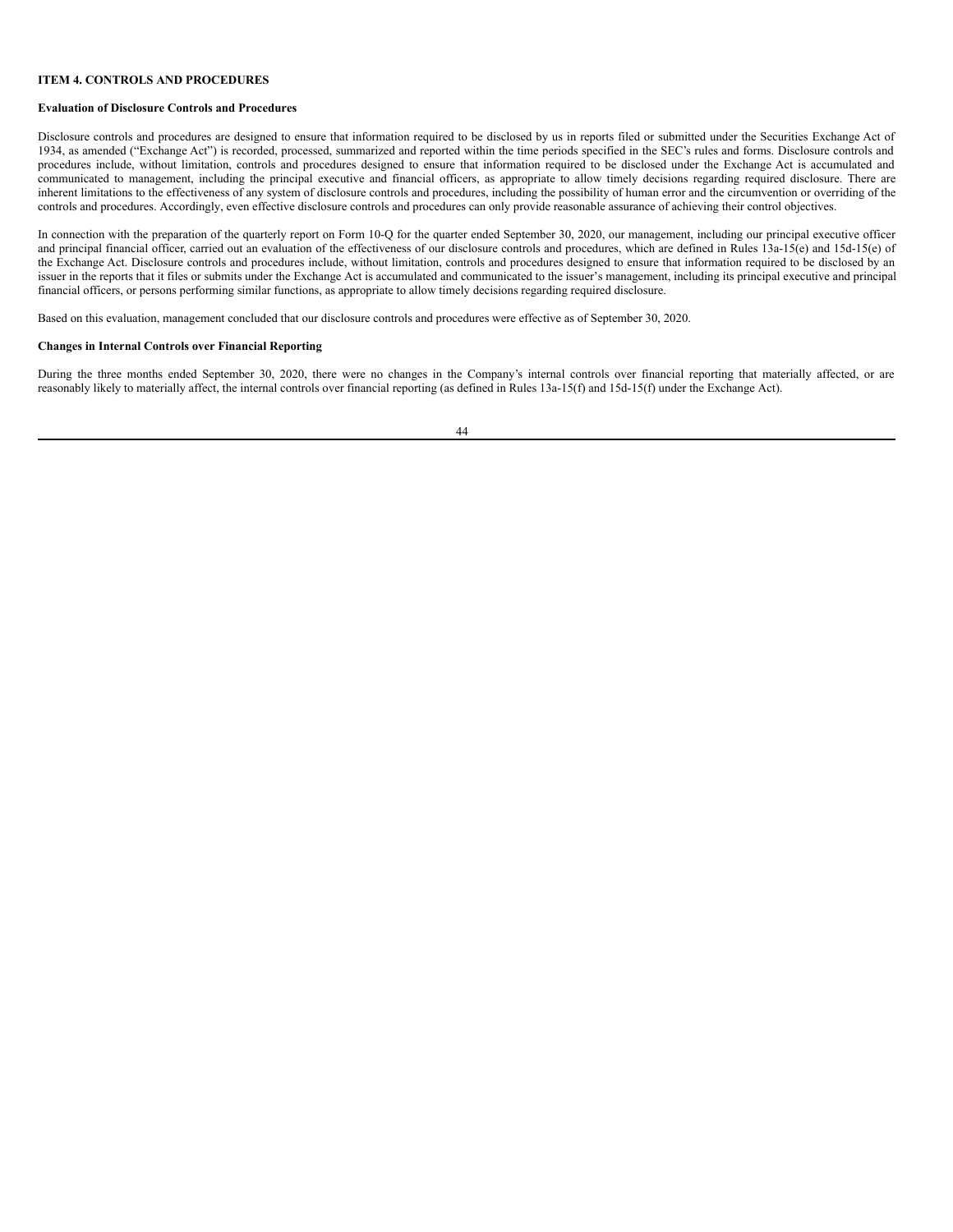### ITEM 4. CONTROLS AND PROCEDURES

**Evaluation of Disclosure Controls and Procedures**

Disclosure controls and procedures are designed to ensure that information required to be disclosed by us in reports filed or submitted under the Securities Exchange Act of 1934, as amended ("Exchange Act") is recorded, processed, summarized and reported within the time periods specified in the SEC's rules and forms. Disclosure controls and procedures include, without limitation, controls and procedures designed to ensure that information required to be disclosed under the Exchange Act is accumulated and communicated to management, including the principal executive and financial officers, as appropriate to allow timely decisions regarding required disclosure. There are inherent limitations to the effectiveness of any system of disclosure controls and procedures, including the possibility of human error and the circumvention or overriding of the controls and procedures. Accordingly, even effective disclosure controls and procedures can only provide reasonable assurance of achieving their control objectives.

In connection with the preparation of the quarterly report on Form 10-Q for the quarter ended September 30, 2020, our management, including our principal executive officer and principal financial officer, carried out an evaluation of the effectiveness of our disclosure controls and procedures, which are defined in Rules 13a-15(e) and 15d-15(e) of the Exchange Act. Disclosure controls and procedures include, without limitation, controls and procedures designed to ensure that information required to be disclosed by an issuer in the reports that it files or submits under the Exchange Act is accumulated and communicated to the issuer's management, including its principal executive and principal financial officers, or persons performing similar functions, as appropriate to allow timely decisions regarding required disclosure.

Based on this evaluation, management concluded that our disclosure controls and procedures were effective as of September 30, 2020.

**Changes in Internal Controls over Financial Reporting**

During the three months ended September 30, 2020, there were no changes in the Company's internal controls over financial reporting that materially affected, or are reasonably likely to materially affect, the internal controls over financial reporting (as defined in Rules 13a-15(f) and 15d-15(f) under the Exchange Act).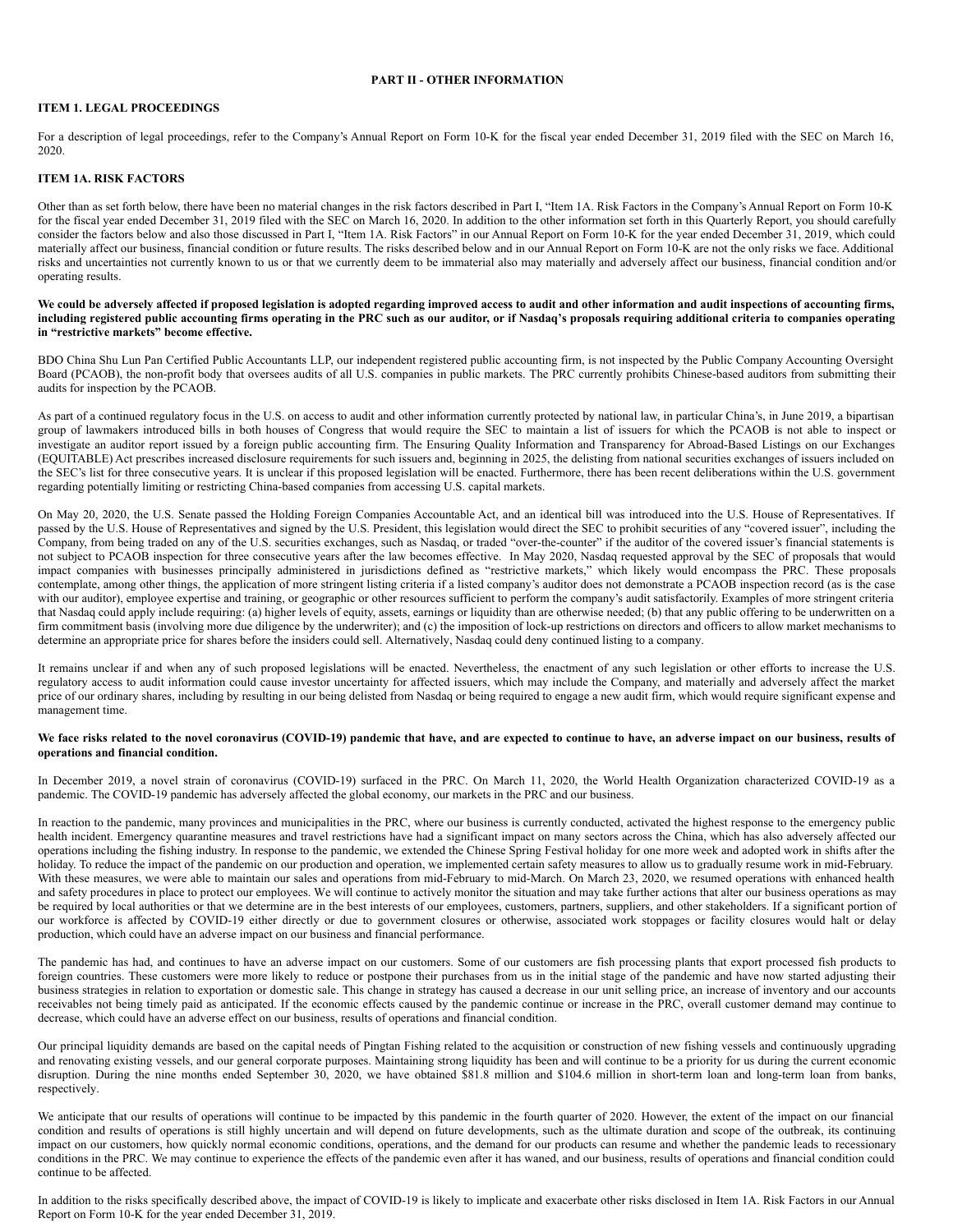## PART II - OTHER INFORMATION

### ITEM 1. LEGAL PROCEEDINGS

For a description of legal proceedings, refer to the Company's Annual Report on Form 10-K for the fiscal year ended December 31, 2019 filed with the SEC on March 16, 2020.

### ITEM 1A. RISK FACTORS

Other than as set forth below, there have been no material changes in the risk factors described in Part I, "Item 1A. Risk Factors in the Company's Annual Report on Form 10-K for the fiscal year ended December 31, 2019 filed with the SEC on March 16, 2020. In addition to the other information set forth in this Quarterly Report, you should carefully consider the factors below and also those discussed in Part I, "Item 1A. Risk Factors" in our Annual Report on Form 10-K for the year ended December 31, 2019, which could materially affect our business, financial condition or future results. The risks described below and in our Annual Report on Form 10-K are not the only risks we face. Additional risks and uncertainties not currently known to us or that we currently deem to be immaterial also may materially and adversely affect our business, financial condition and/or operating results.

**We could be adversely affected if proposed legislation is adopted regarding improved access to audit and other information and audit inspections of accounting firms, including registered public accounting firms operating in the PRC such as our auditor, or if Nasdaq's proposals requiring additional criteria to companies operating in "restrictive markets" become effective.**

BDO China Shu Lun Pan Certified Public Accountants LLP, our independent registered public accounting firm, is not inspected by the Public Company Accounting Oversight Board (PCAOB), the non-profit body that oversees audits of all U.S. companies in public markets. The PRC currently prohibits Chinese-based auditors from submitting their audits for inspection by the PCAOB.

As part of a continued regulatory focus in the U.S. on access to audit and other information currently protected by national law, in particular China's, in June 2019, a bipartisan group of lawmakers introduced bills in both houses of Congress that would require the SEC to maintain a list of issuers for which the PCAOB is not able to inspect or investigate an auditor report issued by a foreign public accounting firm. The Ensuring Quality Information and Transparency for Abroad-Based Listings on our Exchanges (EQUITABLE) Act prescribes increased disclosure requirements for such issuers and, beginning in 2025, the delisting from national securities exchanges of issuers included on the SEC's list for three consecutive years. It is unclear if this proposed legislation will be enacted. Furthermore, there has been recent deliberations within the U.S. government regarding potentially limiting or restricting China-based companies from accessing U.S. capital markets.

On May 20, 2020, the U.S. Senate passed the Holding Foreign Companies Accountable Act, and an identical bill was introduced into the U.S. House of Representatives. If passed by the U.S. House of Representatives and signed by the U.S. President, this legislation would direct the SEC to prohibit securities of any "covered issuer", including the Company, from being traded on any of the U.S. securities exchanges, such as Nasdaq, or traded "over-the-counter" if the auditor of the covered issuer's financial statements is not subject to PCAOB inspection for three consecutive years after the law becomes effective. In May 2020, Nasdaq requested approval by the SEC of proposals that would impact companies with businesses principally administered in jurisdictions defined as "restrictive markets," which likely would encompass the PRC. These proposals contemplate, among other things, the application of more stringent listing criteria if a listed company's auditor does not demonstrate a PCAOB inspection record (as is the case with our auditor), employee expertise and training, or geographic or other resources sufficient to perform the company's audit satisfactorily. Examples of more stringent criteria that Nasdaq could apply include requiring: (a) higher levels of equity, assets, earnings or liquidity than are otherwise needed; (b) that any public offering to be underwritten on a firm commitment basis (involving more due diligence by the underwriter); and (c) the imposition of lock-up restrictions on directors and officers to allow market mechanisms to determine an appropriate price for shares before the insiders could sell. Alternatively, Nasdaq could deny continued listing to a company.

It remains unclear if and when any of such proposed legislations will be enacted. Nevertheless, the enactment of any such legislation or other efforts to increase the U.S. regulatory access to audit information could cause investor uncertainty for affected issuers, which may include the Company, and materially and adversely affect the market price of our ordinary shares, including by resulting in our being delisted from Nasdaq or being required to engage a new audit firm, which would require significant expense and management time.

**We face risks related to the novel coronavirus (COVID-19) pandemic that have, and are expected to continue to have, an adverse impact on our business, results of operations and financial condition.**

In December 2019, a novel strain of coronavirus (COVID-19) surfaced in the PRC. On March 11, 2020, the World Health Organization characterized COVID-19 as a pandemic. The COVID-19 pandemic has adversely affected the global economy, our markets in the PRC and our business.

In reaction to the pandemic, many provinces and municipalities in the PRC, where our business is currently conducted, activated the highest response to the emergency public health incident. Emergency quarantine measures and travel restrictions have had a significant impact on many sectors across the China, which has also adversely affected our operations including the fishing industry. In response to the pandemic, we extended the Chinese Spring Festival holiday for one more week and adopted work in shifts after the holiday. To reduce the impact of the pandemic on our production and operation, we implemented certain safety measures to allow us to gradually resume work in mid-February. With these measures, we were able to maintain our sales and operations from mid-February to mid-March. On March 23, 2020, we resumed operations with enhanced health and safety procedures in place to protect our employees. We will continue to actively monitor the situation and may take further actions that alter our business operations as may be required by local authorities or that we determine are in the best interests of our employees, customers, partners, suppliers, and other stakeholders. If a significant portion of our workforce is affected by COVID-19 either directly or due to government closures or otherwise, associated work stoppages or facility closures would halt or delay production, which could have an adverse impact on our business and financial performance.

The pandemic has had, and continues to have an adverse impact on our customers. Some of our customers are fish processing plants that export processed fish products to foreign countries. These customers were more likely to reduce or postpone their purchases from us in the initial stage of the pandemic and have now started adjusting their business strategies in relation to exportation or domestic sale. This change in strategy has caused a decrease in our unit selling price, an increase of inventory and our accounts receivables not being timely paid as anticipated. If the economic effects caused by the pandemic continue or increase in the PRC, overall customer demand may continue to decrease, which could have an adverse effect on our business, results of operations and financial condition.

Our principal liquidity demands are based on the capital needs of Pingtan Fishing related to the acquisition or construction of new fishing vessels and continuously upgrading and renovating existing vessels, and our general corporate purposes. Maintaining strong liquidity has been and will continue to be a priority for us during the current economic disruption. During the nine months ended September 30, 2020, we have obtained $81.8 million and $104.6 million in short-term loan and long-term loan from banks, respectively.

We anticipate that our results of operations will continue to be impacted by this pandemic in the fourth quarter of 2020. However, the extent of the impact on our financial condition and results of operations is still highly uncertain and will depend on future developments, such as the ultimate duration and scope of the outbreak, its continuing impact on our customers, how quickly normal economic conditions, operations, and the demand for our products can resume and whether the pandemic leads to recessionary conditions in the PRC. We may continue to experience the effects of the pandemic even after it has waned, and our business, results of operations and financial condition could continue to be affected.

In addition to the risks specifically described above, the impact of COVID-19 is likely to implicate and exacerbate other risks disclosed in Item 1A. Risk Factors in our Annual Report on Form 10-K for the year ended December 31, 2019.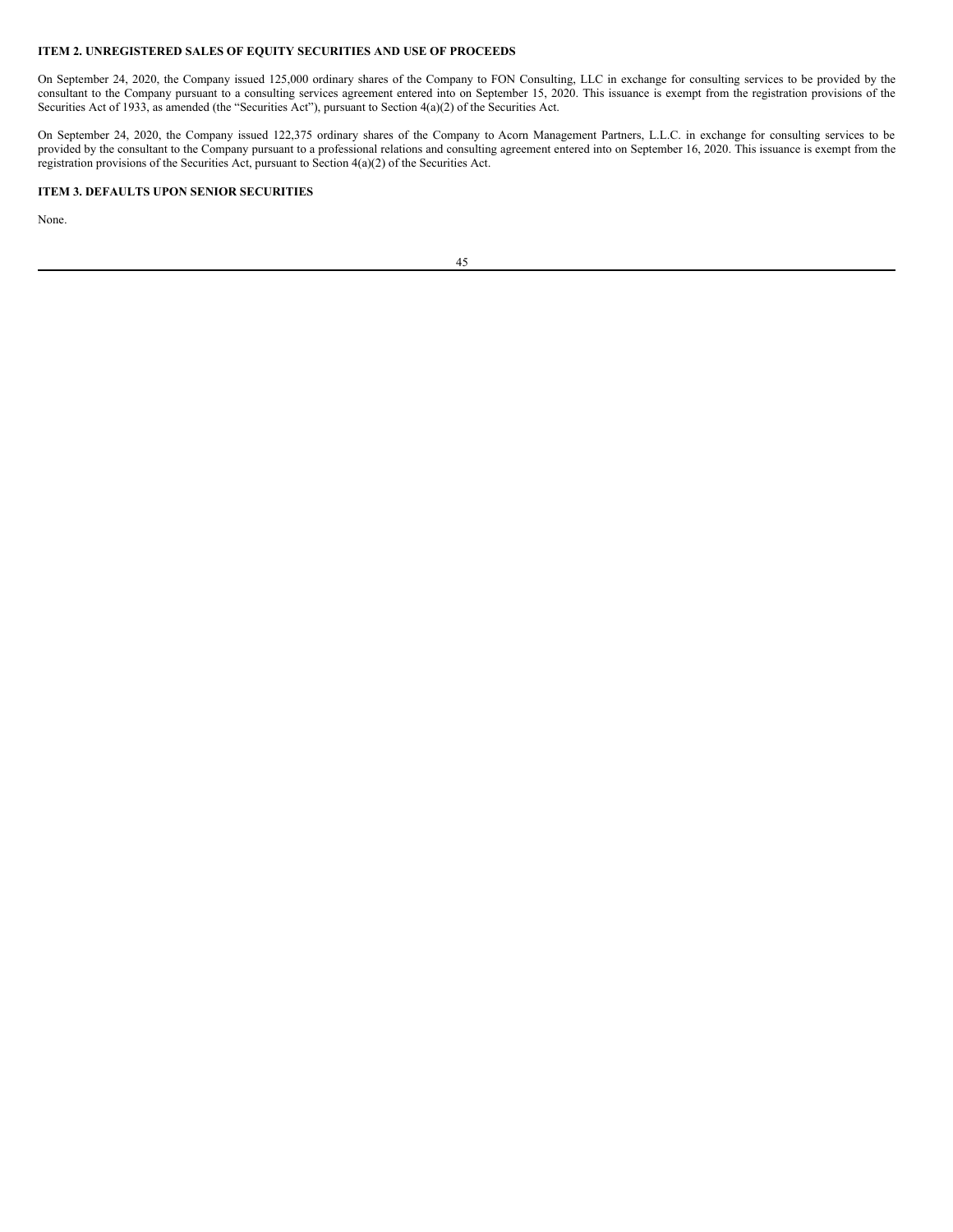## ITEM 2. UNREGISTERED SALES OF EQUITY SECURITIES AND USE OF PROCEEDS

On September 24, 2020, the Company issued 125,000 ordinary shares of the Company to FON Consulting, LLC in exchange for consulting services to be provided by the consultant to the Company pursuant to a consulting services agreement entered into on September 15, 2020. This issuance is exempt from the registration provisions of the Securities Act of 1933, as amended (the "Securities Act"), pursuant to Section 4(a)(2) of the Securities Act.

On September 24, 2020, the Company issued 122,375 ordinary shares of the Company to Acorn Management Partners, L.L.C. in exchange for consulting services to be provided by the consultant to the Company pursuant to a professional relations and consulting agreement entered into on September 16, 2020. This issuance is exempt from the registration provisions of the Securities Act, pursuant to Section 4(a)(2) of the Securities Act.

## ITEM 3. DEFAULTS UPON SENIOR SECURITIES

None.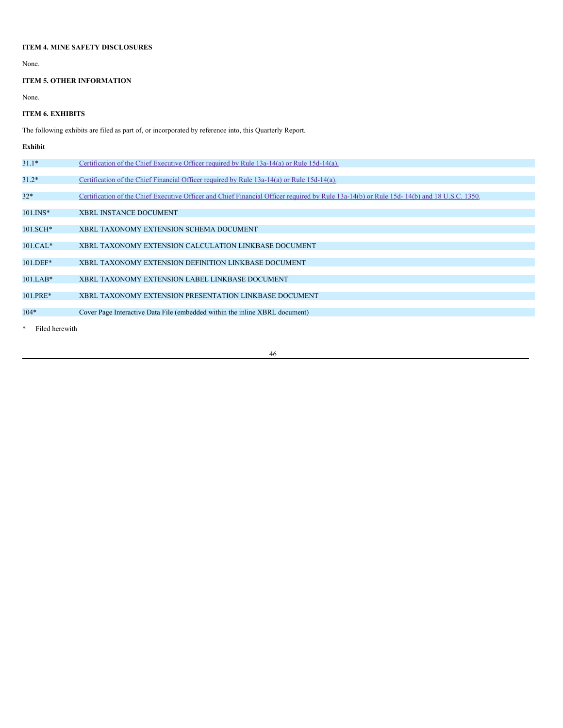### ITEM 4. MINE SAFETY DISCLOSURES

None.

### ITEM 5. OTHER INFORMATION

None.

### ITEM 6. EXHIBITS

The following exhibits are filed as part of, or incorporated by reference into, this Quarterly Report.

| Exhibit | |
|---|---|
| 31.1* | Certification of the Chief Executive Officer required by Rule 13a-14(a) or Rule 15d-14(a). |
| 31.2* | Certification of the Chief Financial Officer required by Rule 13a-14(a) or Rule 15d-14(a). |
| 32* | Certification of the Chief Executive Officer and Chief Financial Officer required by Rule 13a-14(b) or Rule 15d- 14(b) and 18 U.S.C. 1350. |
| 101.INS* | XBRL INSTANCE DOCUMENT |
| 101.SCH* | XBRL TAXONOMY EXTENSION SCHEMA DOCUMENT |
| 101.CAL* | XBRL TAXONOMY EXTENSION CALCULATION LINKBASE DOCUMENT |
| 101.DEF* | XBRL TAXONOMY EXTENSION DEFINITION LINKBASE DOCUMENT |
| 101.LAB* | XBRL TAXONOMY EXTENSION LABEL LINKBASE DOCUMENT |
| 101.PRE* | XBRL TAXONOMY EXTENSION PRESENTATION LINKBASE DOCUMENT |
| 104* | Cover Page Interactive Data File (embedded within the inline XBRL document) |

\* Filed herewith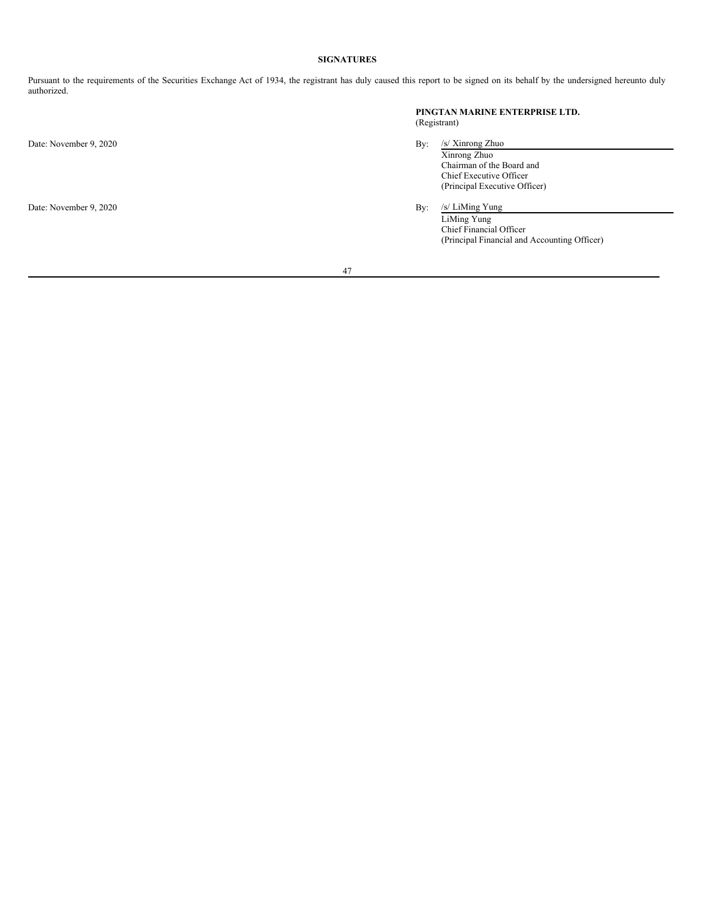## SIGNATURES

Pursuant to the requirements of the Securities Exchange Act of 1934, the registrant has duly caused this report to be signed on its behalf by the undersigned hereunto duly authorized.

**PINGTAN MARINE ENTERPRISE LTD.**
(Registrant)

Date: November 9, 2020

By: /s/ Xinrong Zhuo
Xinrong Zhuo
Chairman of the Board and
Chief Executive Officer
(Principal Executive Officer)

Date: November 9, 2020

By: /s/ LiMing Yung
LiMing Yung
Chief Financial Officer
(Principal Financial and Accounting Officer)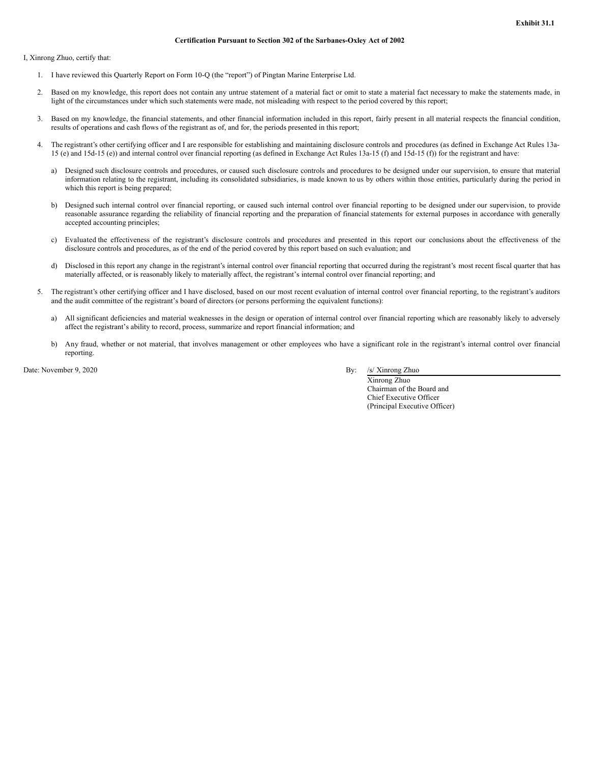**Exhibit 31.1**

**Certification Pursuant to Section 302 of the Sarbanes-Oxley Act of 2002**

I, Xinrong Zhuo, certify that:

1. I have reviewed this Quarterly Report on Form 10-Q (the "report") of Pingtan Marine Enterprise Ltd.

2. Based on my knowledge, this report does not contain any untrue statement of a material fact or omit to state a material fact necessary to make the statements made, in light of the circumstances under which such statements were made, not misleading with respect to the period covered by this report;

3. Based on my knowledge, the financial statements, and other financial information included in this report, fairly present in all material respects the financial condition, results of operations and cash flows of the registrant as of, and for, the periods presented in this report;

4. The registrant's other certifying officer and I are responsible for establishing and maintaining disclosure controls and procedures (as defined in Exchange Act Rules 13a-15 (e) and 15d-15 (e)) and internal control over financial reporting (as defined in Exchange Act Rules 13a-15 (f) and 15d-15 (f)) for the registrant and have:

   a) Designed such disclosure controls and procedures, or caused such disclosure controls and procedures to be designed under our supervision, to ensure that material information relating to the registrant, including its consolidated subsidiaries, is made known to us by others within those entities, particularly during the period in which this report is being prepared;

   b) Designed such internal control over financial reporting, or caused such internal control over financial reporting to be designed under our supervision, to provide reasonable assurance regarding the reliability of financial reporting and the preparation of financial statements for external purposes in accordance with generally accepted accounting principles;

   c) Evaluated the effectiveness of the registrant's disclosure controls and procedures and presented in this report our conclusions about the effectiveness of the disclosure controls and procedures, as of the end of the period covered by this report based on such evaluation; and

   d) Disclosed in this report any change in the registrant's internal control over financial reporting that occurred during the registrant's most recent fiscal quarter that has materially affected, or is reasonably likely to materially affect, the registrant's internal control over financial reporting; and

5. The registrant's other certifying officer and I have disclosed, based on our most recent evaluation of internal control over financial reporting, to the registrant's auditors and the audit committee of the registrant's board of directors (or persons performing the equivalent functions):

   a) All significant deficiencies and material weaknesses in the design or operation of internal control over financial reporting which are reasonably likely to adversely affect the registrant's ability to record, process, summarize and report financial information; and

   b) Any fraud, whether or not material, that involves management or other employees who have a significant role in the registrant's internal control over financial reporting.

Date: November 9, 2020

By: /s/ Xinrong Zhuo
Xinrong Zhuo
Chairman of the Board and
Chief Executive Officer
(Principal Executive Officer)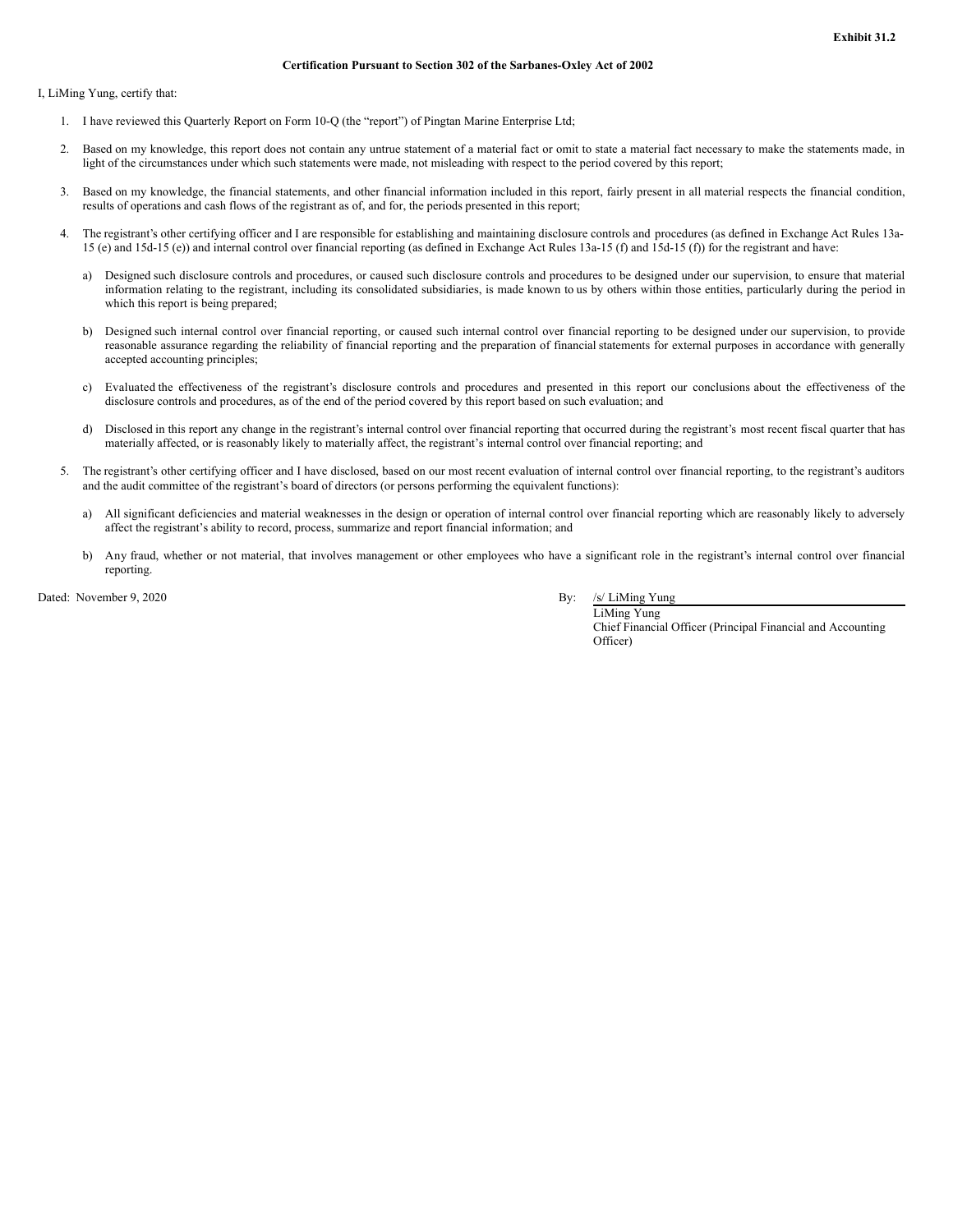**Exhibit 31.2**

**Certification Pursuant to Section 302 of the Sarbanes-Oxley Act of 2002**

I, LiMing Yung, certify that:

1. I have reviewed this Quarterly Report on Form 10-Q (the "report") of Pingtan Marine Enterprise Ltd;

2. Based on my knowledge, this report does not contain any untrue statement of a material fact or omit to state a material fact necessary to make the statements made, in light of the circumstances under which such statements were made, not misleading with respect to the period covered by this report;

3. Based on my knowledge, the financial statements, and other financial information included in this report, fairly present in all material respects the financial condition, results of operations and cash flows of the registrant as of, and for, the periods presented in this report;

4. The registrant's other certifying officer and I are responsible for establishing and maintaining disclosure controls and procedures (as defined in Exchange Act Rules 13a-15 (e) and 15d-15 (e)) and internal control over financial reporting (as defined in Exchange Act Rules 13a-15 (f) and 15d-15 (f)) for the registrant and have:

   a) Designed such disclosure controls and procedures, or caused such disclosure controls and procedures to be designed under our supervision, to ensure that material information relating to the registrant, including its consolidated subsidiaries, is made known to us by others within those entities, particularly during the period in which this report is being prepared;

   b) Designed such internal control over financial reporting, or caused such internal control over financial reporting to be designed under our supervision, to provide reasonable assurance regarding the reliability of financial reporting and the preparation of financial statements for external purposes in accordance with generally accepted accounting principles;

   c) Evaluated the effectiveness of the registrant's disclosure controls and procedures and presented in this report our conclusions about the effectiveness of the disclosure controls and procedures, as of the end of the period covered by this report based on such evaluation; and

   d) Disclosed in this report any change in the registrant's internal control over financial reporting that occurred during the registrant's most recent fiscal quarter that has materially affected, or is reasonably likely to materially affect, the registrant's internal control over financial reporting; and

5. The registrant's other certifying officer and I have disclosed, based on our most recent evaluation of internal control over financial reporting, to the registrant's auditors and the audit committee of the registrant's board of directors (or persons performing the equivalent functions):

   a) All significant deficiencies and material weaknesses in the design or operation of internal control over financial reporting which are reasonably likely to adversely affect the registrant's ability to record, process, summarize and report financial information; and

   b) Any fraud, whether or not material, that involves management or other employees who have a significant role in the registrant's internal control over financial reporting.

Dated: November 9, 2020

By: /s/ LiMing Yung
LiMing Yung
Chief Financial Officer (Principal Financial and Accounting Officer)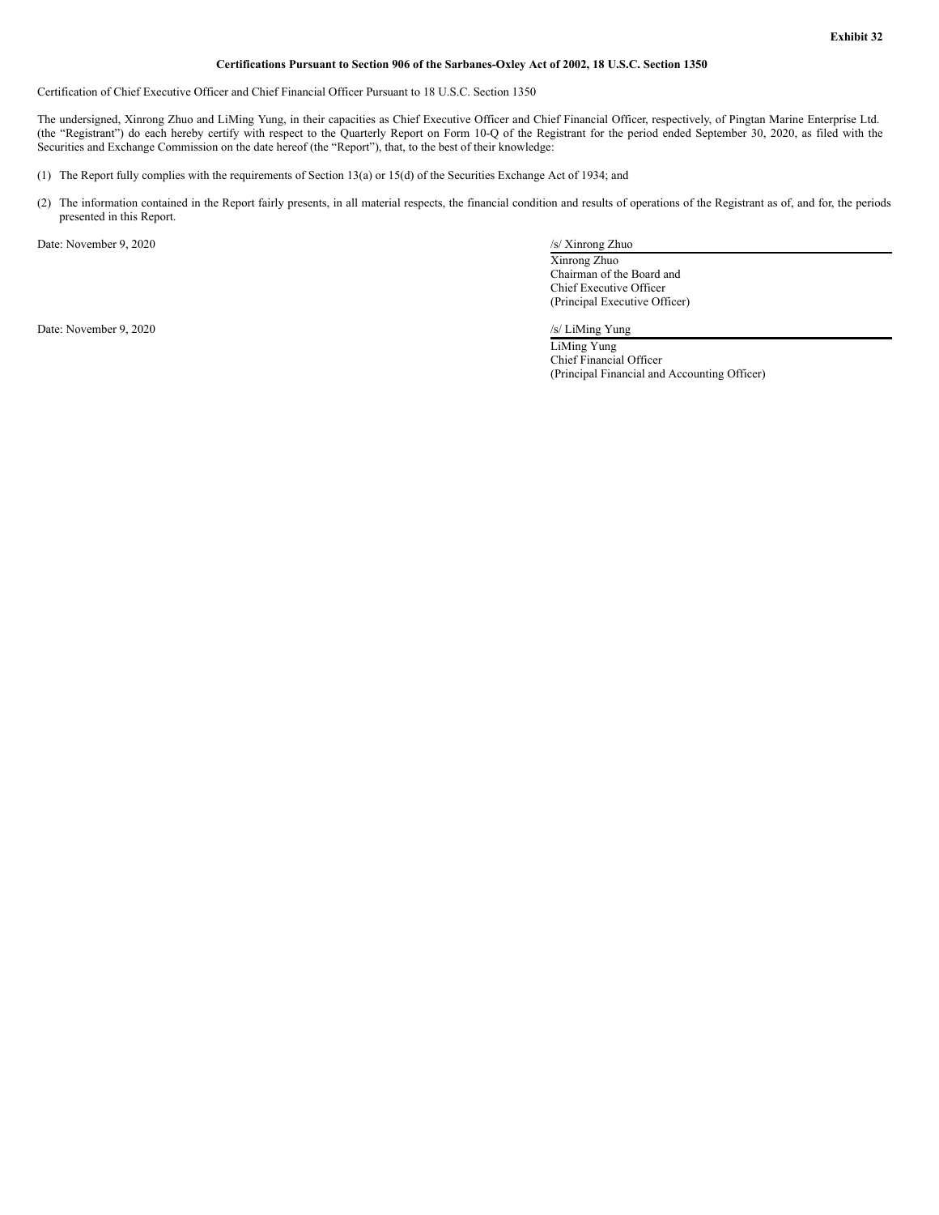**Exhibit 32**

**Certifications Pursuant to Section 906 of the Sarbanes-Oxley Act of 2002, 18 U.S.C. Section 1350**

Certification of Chief Executive Officer and Chief Financial Officer Pursuant to 18 U.S.C. Section 1350

The undersigned, Xinrong Zhuo and LiMing Yung, in their capacities as Chief Executive Officer and Chief Financial Officer, respectively, of Pingtan Marine Enterprise Ltd. (the "Registrant") do each hereby certify with respect to the Quarterly Report on Form 10-Q of the Registrant for the period ended September 30, 2020, as filed with the Securities and Exchange Commission on the date hereof (the "Report"), that, to the best of their knowledge:

(1) The Report fully complies with the requirements of Section 13(a) or 15(d) of the Securities Exchange Act of 1934; and

(2) The information contained in the Report fairly presents, in all material respects, the financial condition and results of operations of the Registrant as of, and for, the periods presented in this Report.

Date: November 9, 2020

/s/ Xinrong Zhuo
Xinrong Zhuo
Chairman of the Board and
Chief Executive Officer
(Principal Executive Officer)

Date: November 9, 2020

/s/ LiMing Yung
LiMing Yung
Chief Financial Officer
(Principal Financial and Accounting Officer)